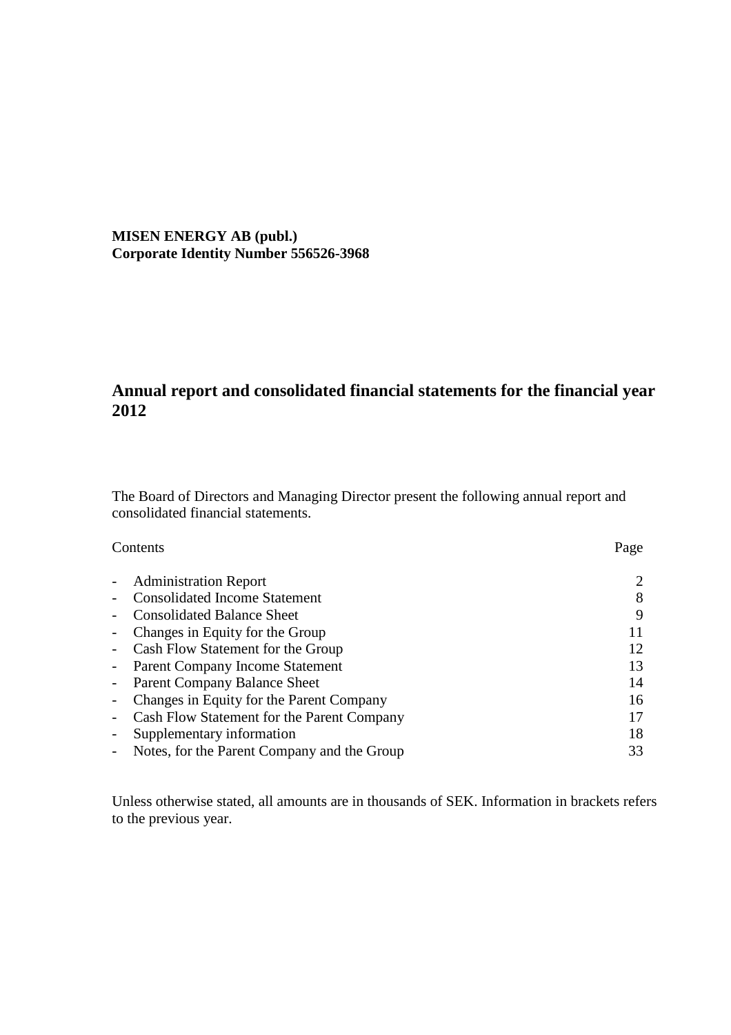**MISEN ENERGY AB (publ.)**
**Corporate Identity Number 556526-3968**

# Annual report and consolidated financial statements for the financial year 2012

The Board of Directors and Managing Director present the following annual report and consolidated financial statements.

| Contents | Page |
|---|---|
| - Administration Report | 2 |
| - Consolidated Income Statement | 8 |
| - Consolidated Balance Sheet | 9 |
| - Changes in Equity for the Group | 11 |
| - Cash Flow Statement for the Group | 12 |
| - Parent Company Income Statement | 13 |
| - Parent Company Balance Sheet | 14 |
| - Changes in Equity for the Parent Company | 16 |
| - Cash Flow Statement for the Parent Company | 17 |
| - Supplementary information | 18 |
| - Notes, for the Parent Company and the Group | 33 |

Unless otherwise stated, all amounts are in thousands of SEK. Information in brackets refers to the previous year.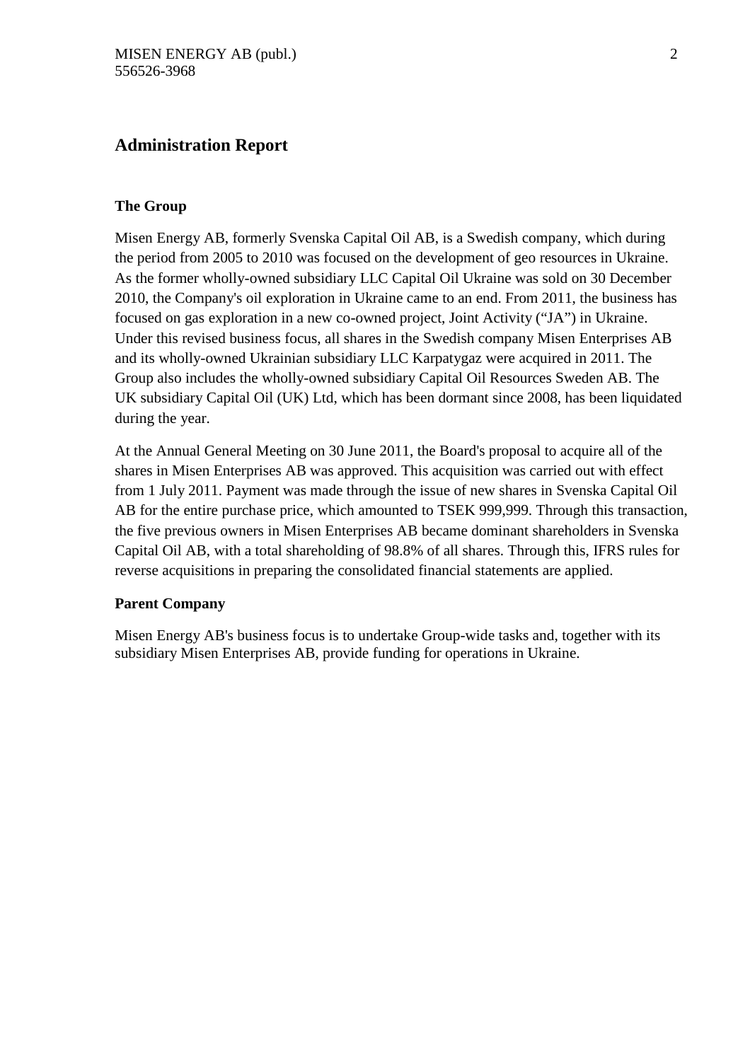# Administration Report

### The Group

Misen Energy AB, formerly Svenska Capital Oil AB, is a Swedish company, which during the period from 2005 to 2010 was focused on the development of geo resources in Ukraine. As the former wholly-owned subsidiary LLC Capital Oil Ukraine was sold on 30 December 2010, the Company's oil exploration in Ukraine came to an end. From 2011, the business has focused on gas exploration in a new co-owned project, Joint Activity ("JA") in Ukraine. Under this revised business focus, all shares in the Swedish company Misen Enterprises AB and its wholly-owned Ukrainian subsidiary LLC Karpatygaz were acquired in 2011. The Group also includes the wholly-owned subsidiary Capital Oil Resources Sweden AB. The UK subsidiary Capital Oil (UK) Ltd, which has been dormant since 2008, has been liquidated during the year.

At the Annual General Meeting on 30 June 2011, the Board's proposal to acquire all of the shares in Misen Enterprises AB was approved. This acquisition was carried out with effect from 1 July 2011. Payment was made through the issue of new shares in Svenska Capital Oil AB for the entire purchase price, which amounted to TSEK 999,999. Through this transaction, the five previous owners in Misen Enterprises AB became dominant shareholders in Svenska Capital Oil AB, with a total shareholding of 98.8% of all shares. Through this, IFRS rules for reverse acquisitions in preparing the consolidated financial statements are applied.

### Parent Company

Misen Energy AB's business focus is to undertake Group-wide tasks and, together with its subsidiary Misen Enterprises AB, provide funding for operations in Ukraine.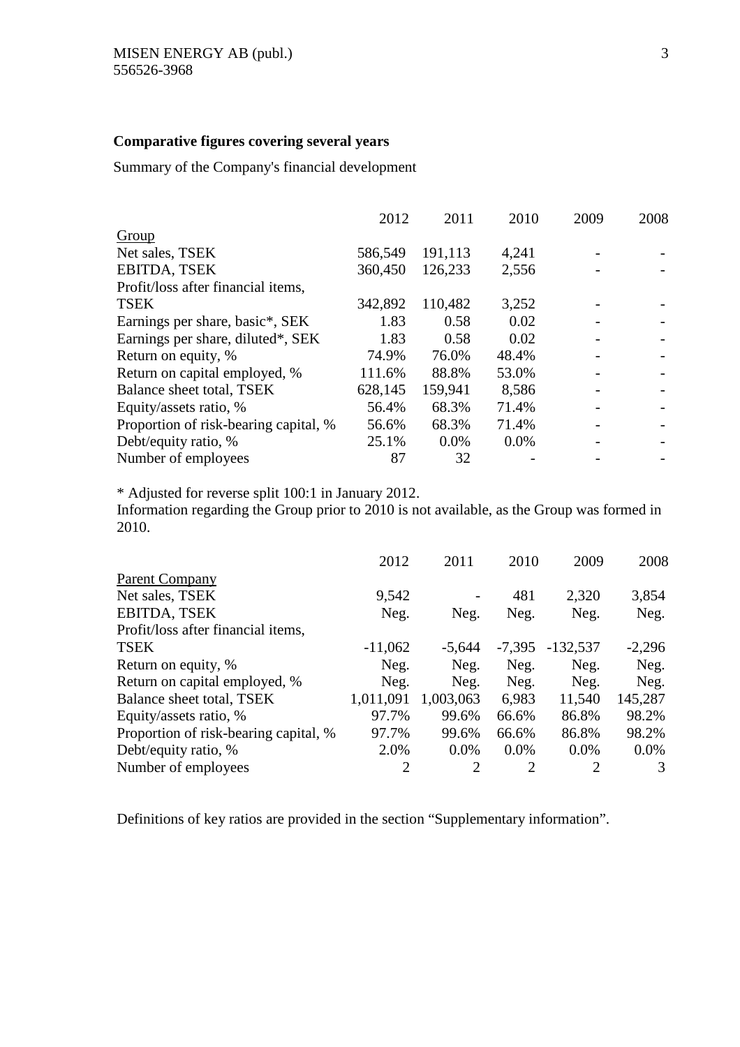**Comparative figures covering several years**

Summary of the Company's financial development

| | 2012 | 2011 | 2010 | 2009 | 2008 |
|---|---|---|---|---|---|
| Group | | | | | |
| Net sales, TSEK | 586,549 | 191,113 | 4,241 | - | - |
| EBITDA, TSEK | 360,450 | 126,233 | 2,556 | - | - |
| Profit/loss after financial items, TSEK | 342,892 | 110,482 | 3,252 | - | - |
| Earnings per share, basic*, SEK | 1.83 | 0.58 | 0.02 | - | - |
| Earnings per share, diluted*, SEK | 1.83 | 0.58 | 0.02 | - | - |
| Return on equity, % | 74.9% | 76.0% | 48.4% | - | - |
| Return on capital employed, % | 111.6% | 88.8% | 53.0% | - | - |
| Balance sheet total, TSEK | 628,145 | 159,941 | 8,586 | - | - |
| Equity/assets ratio, % | 56.4% | 68.3% | 71.4% | - | - |
| Proportion of risk-bearing capital, % | 56.6% | 68.3% | 71.4% | - | - |
| Debt/equity ratio, % | 25.1% | 0.0% | 0.0% | - | - |
| Number of employees | 87 | 32 | - | - | - |

* Adjusted for reverse split 100:1 in January 2012.
Information regarding the Group prior to 2010 is not available, as the Group was formed in 2010.

| | 2012 | 2011 | 2010 | 2009 | 2008 |
|---|---|---|---|---|---|
| Parent Company | | | | | |
| Net sales, TSEK | 9,542 | - | 481 | 2,320 | 3,854 |
| EBITDA, TSEK | Neg. | Neg. | Neg. | Neg. | Neg. |
| Profit/loss after financial items, TSEK | -11,062 | -5,644 | -7,395 | -132,537 | -2,296 |
| Return on equity, % | Neg. | Neg. | Neg. | Neg. | Neg. |
| Return on capital employed, % | Neg. | Neg. | Neg. | Neg. | Neg. |
| Balance sheet total, TSEK | 1,011,091 | 1,003,063 | 6,983 | 11,540 | 145,287 |
| Equity/assets ratio, % | 97.7% | 99.6% | 66.6% | 86.8% | 98.2% |
| Proportion of risk-bearing capital, % | 97.7% | 99.6% | 66.6% | 86.8% | 98.2% |
| Debt/equity ratio, % | 2.0% | 0.0% | 0.0% | 0.0% | 0.0% |
| Number of employees | 2 | 2 | 2 | 2 | 3 |

Definitions of key ratios are provided in the section "Supplementary information".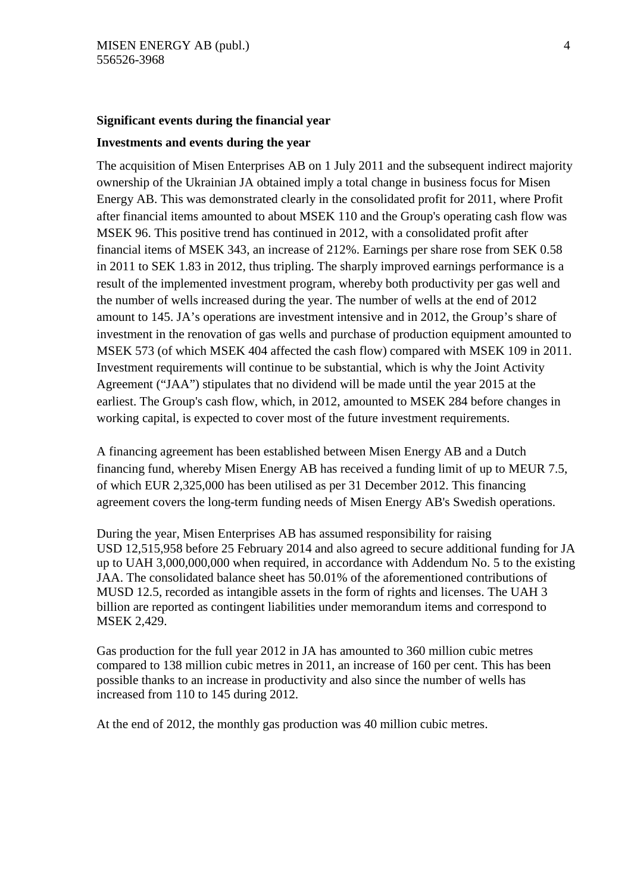**Significant events during the financial year**

**Investments and events during the year**

The acquisition of Misen Enterprises AB on 1 July 2011 and the subsequent indirect majority ownership of the Ukrainian JA obtained imply a total change in business focus for Misen Energy AB. This was demonstrated clearly in the consolidated profit for 2011, where Profit after financial items amounted to about MSEK 110 and the Group's operating cash flow was MSEK 96. This positive trend has continued in 2012, with a consolidated profit after financial items of MSEK 343, an increase of 212%. Earnings per share rose from SEK 0.58 in 2011 to SEK 1.83 in 2012, thus tripling. The sharply improved earnings performance is a result of the implemented investment program, whereby both productivity per gas well and the number of wells increased during the year. The number of wells at the end of 2012 amount to 145. JA's operations are investment intensive and in 2012, the Group's share of investment in the renovation of gas wells and purchase of production equipment amounted to MSEK 573 (of which MSEK 404 affected the cash flow) compared with MSEK 109 in 2011. Investment requirements will continue to be substantial, which is why the Joint Activity Agreement ("JAA") stipulates that no dividend will be made until the year 2015 at the earliest. The Group's cash flow, which, in 2012, amounted to MSEK 284 before changes in working capital, is expected to cover most of the future investment requirements.

A financing agreement has been established between Misen Energy AB and a Dutch financing fund, whereby Misen Energy AB has received a funding limit of up to MEUR 7.5, of which EUR 2,325,000 has been utilised as per 31 December 2012. This financing agreement covers the long-term funding needs of Misen Energy AB's Swedish operations.

During the year, Misen Enterprises AB has assumed responsibility for raising USD 12,515,958 before 25 February 2014 and also agreed to secure additional funding for JA up to UAH 3,000,000,000 when required, in accordance with Addendum No. 5 to the existing JAA. The consolidated balance sheet has 50.01% of the aforementioned contributions of MUSD 12.5, recorded as intangible assets in the form of rights and licenses. The UAH 3 billion are reported as contingent liabilities under memorandum items and correspond to MSEK 2,429.

Gas production for the full year 2012 in JA has amounted to 360 million cubic metres compared to 138 million cubic metres in 2011, an increase of 160 per cent. This has been possible thanks to an increase in productivity and also since the number of wells has increased from 110 to 145 during 2012.

At the end of 2012, the monthly gas production was 40 million cubic metres.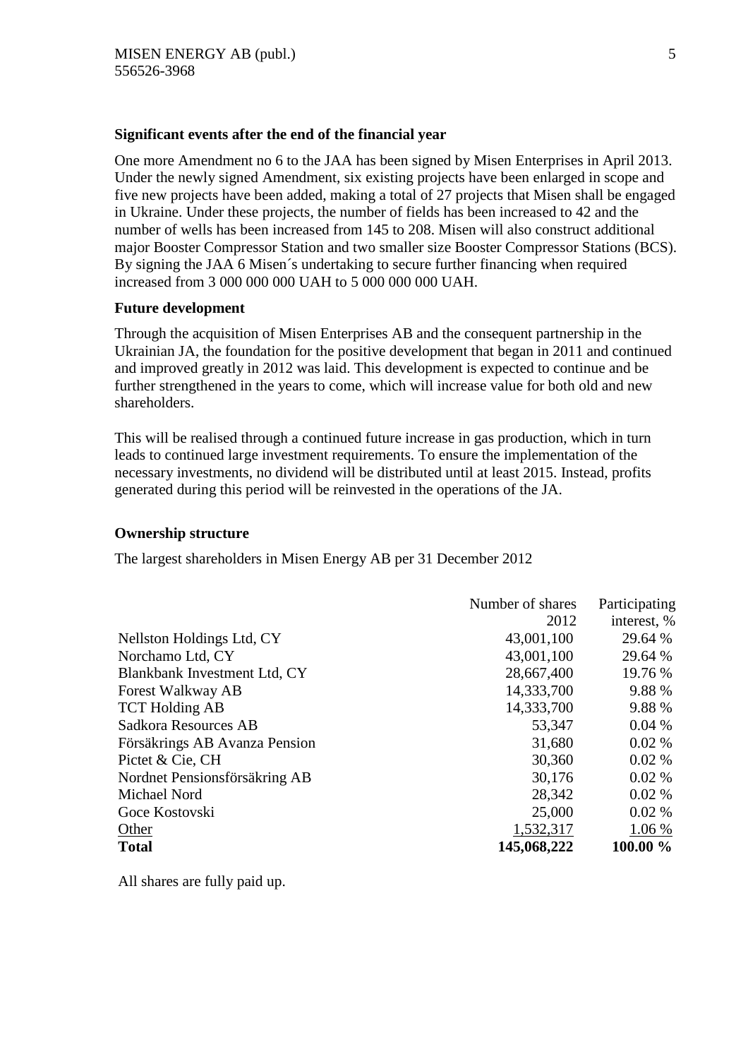### Significant events after the end of the financial year

One more Amendment no 6 to the JAA has been signed by Misen Enterprises in April 2013. Under the newly signed Amendment, six existing projects have been enlarged in scope and five new projects have been added, making a total of 27 projects that Misen shall be engaged in Ukraine. Under these projects, the number of fields has been increased to 42 and the number of wells has been increased from 145 to 208. Misen will also construct additional major Booster Compressor Station and two smaller size Booster Compressor Stations (BCS). By signing the JAA 6 Misen´s undertaking to secure further financing when required increased from 3 000 000 000 UAH to 5 000 000 000 UAH.

### Future development

Through the acquisition of Misen Enterprises AB and the consequent partnership in the Ukrainian JA, the foundation for the positive development that began in 2011 and continued and improved greatly in 2012 was laid. This development is expected to continue and be further strengthened in the years to come, which will increase value for both old and new shareholders.

This will be realised through a continued future increase in gas production, which in turn leads to continued large investment requirements. To ensure the implementation of the necessary investments, no dividend will be distributed until at least 2015. Instead, profits generated during this period will be reinvested in the operations of the JA.

### Ownership structure

The largest shareholders in Misen Energy AB per 31 December 2012

| | Number of shares 2012 | Participating interest, % |
|---|---:|---:|
| Nellston Holdings Ltd, CY | 43,001,100 | 29.64 % |
| Norchamo Ltd, CY | 43,001,100 | 29.64 % |
| Blankbank Investment Ltd, CY | 28,667,400 | 19.76 % |
| Forest Walkway AB | 14,333,700 | 9.88 % |
| TCT Holding AB | 14,333,700 | 9.88 % |
| Sadkora Resources AB | 53,347 | 0.04 % |
| Försäkrings AB Avanza Pension | 31,680 | 0.02 % |
| Pictet & Cie, CH | 30,360 | 0.02 % |
| Nordnet Pensionsförsäkring AB | 30,176 | 0.02 % |
| Michael Nord | 28,342 | 0.02 % |
| Goce Kostovski | 25,000 | 0.02 % |
| Other | 1,532,317 | 1.06 % |
| **Total** | **145,068,222** | **100.00 %** |

All shares are fully paid up.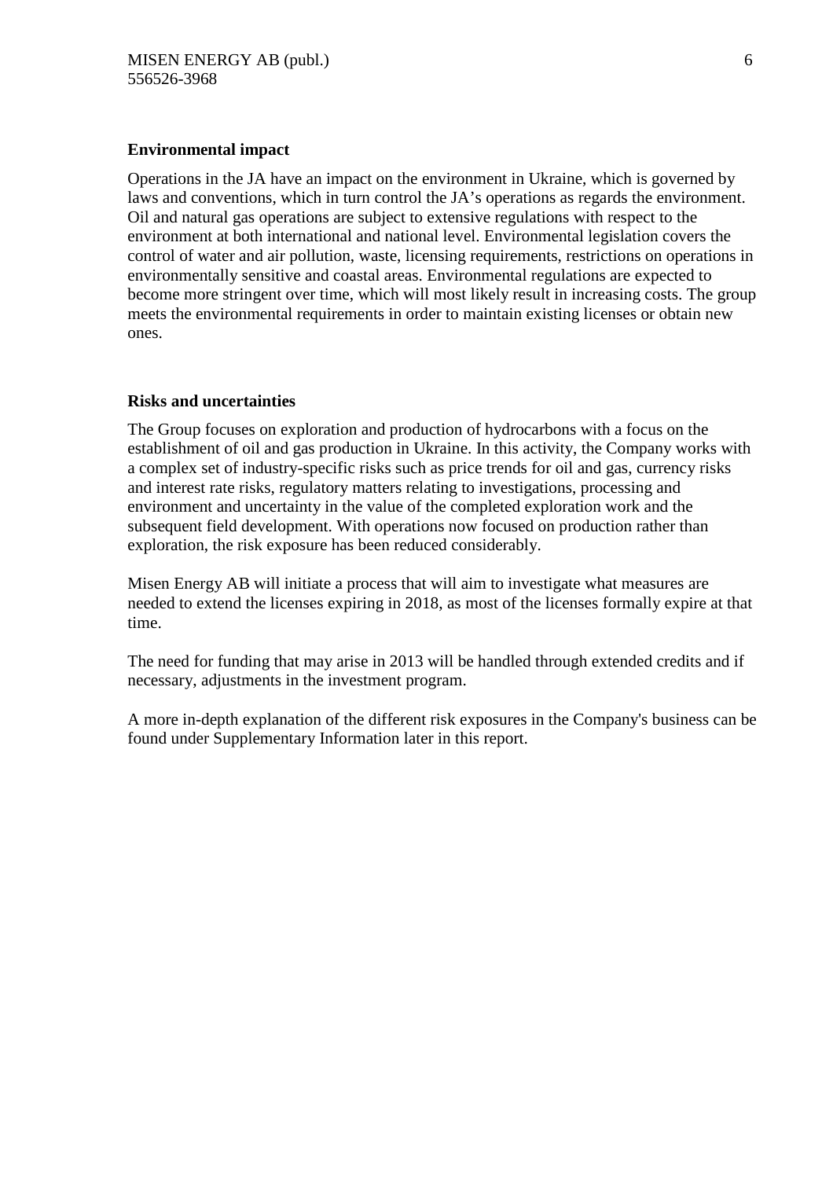**Environmental impact**

Operations in the JA have an impact on the environment in Ukraine, which is governed by laws and conventions, which in turn control the JA's operations as regards the environment. Oil and natural gas operations are subject to extensive regulations with respect to the environment at both international and national level. Environmental legislation covers the control of water and air pollution, waste, licensing requirements, restrictions on operations in environmentally sensitive and coastal areas. Environmental regulations are expected to become more stringent over time, which will most likely result in increasing costs. The group meets the environmental requirements in order to maintain existing licenses or obtain new ones.

**Risks and uncertainties**

The Group focuses on exploration and production of hydrocarbons with a focus on the establishment of oil and gas production in Ukraine. In this activity, the Company works with a complex set of industry-specific risks such as price trends for oil and gas, currency risks and interest rate risks, regulatory matters relating to investigations, processing and environment and uncertainty in the value of the completed exploration work and the subsequent field development. With operations now focused on production rather than exploration, the risk exposure has been reduced considerably.

Misen Energy AB will initiate a process that will aim to investigate what measures are needed to extend the licenses expiring in 2018, as most of the licenses formally expire at that time.

The need for funding that may arise in 2013 will be handled through extended credits and if necessary, adjustments in the investment program.

A more in-depth explanation of the different risk exposures in the Company's business can be found under Supplementary Information later in this report.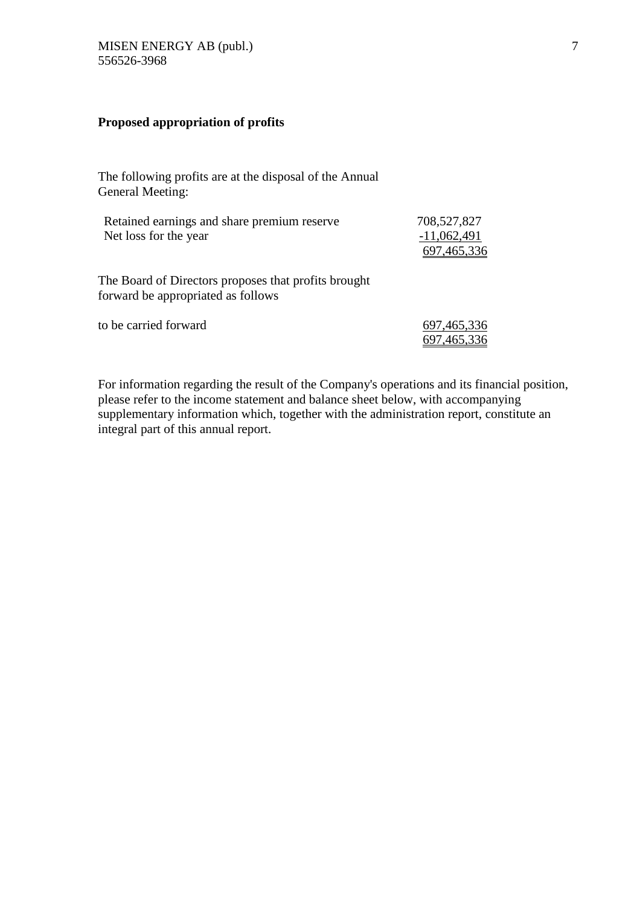## Proposed appropriation of profits

The following profits are at the disposal of the Annual General Meeting:

| | |
|---|---|
| Retained earnings and share premium reserve | 708,527,827 |
| Net loss for the year | -11,062,491 |
| | 697,465,336 |

The Board of Directors proposes that profits brought forward be appropriated as follows

| | |
|---|---|
| to be carried forward | 697,465,336 |
| | 697,465,336 |

For information regarding the result of the Company's operations and its financial position, please refer to the income statement and balance sheet below, with accompanying supplementary information which, together with the administration report, constitute an integral part of this annual report.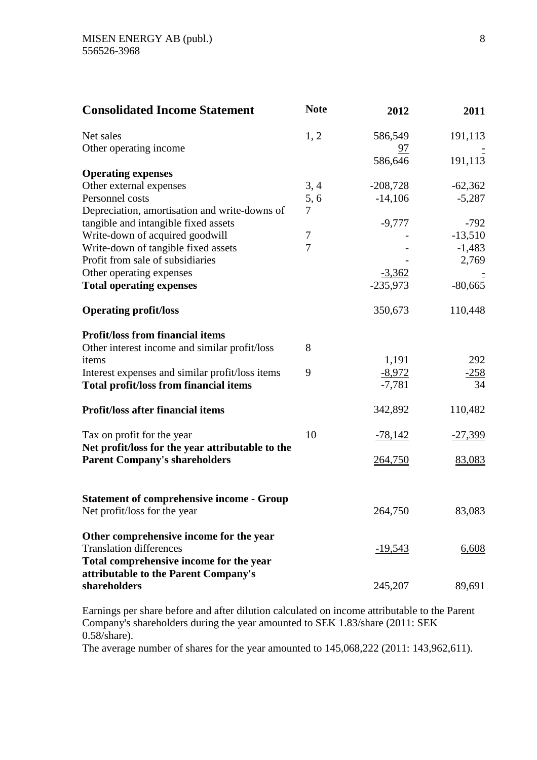MISEN ENERGY AB (publ.)
556526-3968

| **Consolidated Income Statement** | **Note** | **2012** | **2011** |
|---|---|---|---|
| Net sales | 1, 2 | 586,549 | 191,113 |
| Other operating income | | 97 | - |
| | | 586,646 | 191,113 |
| **Operating expenses** | | | |
| Other external expenses | 3, 4 | -208,728 | -62,362 |
| Personnel costs | 5, 6 | -14,106 | -5,287 |
| Depreciation, amortisation and write-downs of tangible and intangible fixed assets | 7 | -9,777 | -792 |
| Write-down of acquired goodwill | 7 | - | -13,510 |
| Write-down of tangible fixed assets | 7 | - | -1,483 |
| Profit from sale of subsidiaries | | - | 2,769 |
| Other operating expenses | | -3,362 | - |
| **Total operating expenses** | | -235,973 | -80,665 |
| **Operating profit/loss** | | 350,673 | 110,448 |
| **Profit/loss from financial items** | | | |
| Other interest income and similar profit/loss items | 8 | 1,191 | 292 |
| Interest expenses and similar profit/loss items | 9 | -8,972 | -258 |
| **Total profit/loss from financial items** | | -7,781 | 34 |
| **Profit/loss after financial items** | | 342,892 | 110,482 |
| Tax on profit for the year | 10 | -78,142 | -27,399 |
| **Net profit/loss for the year attributable to the Parent Company's shareholders** | | 264,750 | 83,083 |

| **Statement of comprehensive income - Group** | | | |
|---|---|---|---|
| Net profit/loss for the year | | 264,750 | 83,083 |
| **Other comprehensive income for the year** | | | |
| Translation differences | | -19,543 | 6,608 |
| **Total comprehensive income for the year attributable to the Parent Company's shareholders** | | 245,207 | 89,691 |

Earnings per share before and after dilution calculated on income attributable to the Parent Company's shareholders during the year amounted to SEK 1.83/share (2011: SEK 0.58/share).
The average number of shares for the year amounted to 145,068,222 (2011: 143,962,611).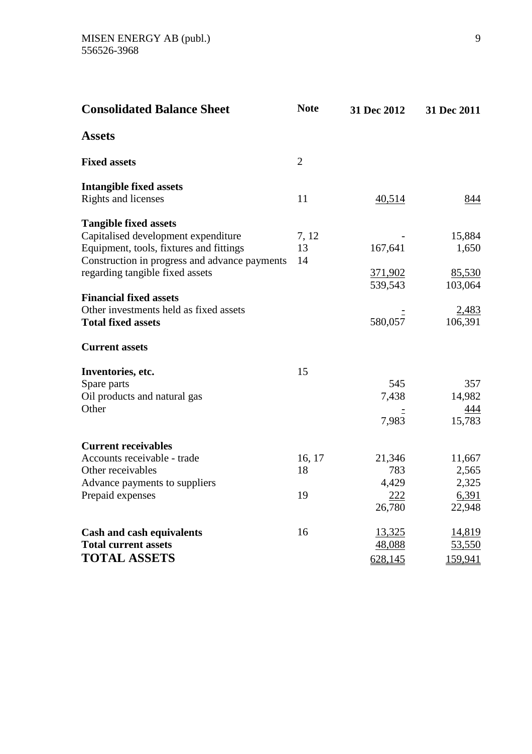MISEN ENERGY AB (publ.)
556526-3968

| **Consolidated Balance Sheet** | **Note** | **31 Dec 2012** | **31 Dec 2011** |
|---|---|---|---|
| **Assets** | | | |
| **Fixed assets** | 2 | | |
| **Intangible fixed assets** | | | |
| Rights and licenses | 11 | 40,514 | 844 |
| **Tangible fixed assets** | | | |
| Capitalised development expenditure | 7, 12 | - | 15,884 |
| Equipment, tools, fixtures and fittings | 13 | 167,641 | 1,650 |
| Construction in progress and advance payments regarding tangible fixed assets | 14 | 371,902 | 85,530 |
| | | 539,543 | 103,064 |
| **Financial fixed assets** | | | |
| Other investments held as fixed assets | | - | 2,483 |
| **Total fixed assets** | | 580,057 | 106,391 |
| **Current assets** | | | |
| **Inventories, etc.** | 15 | | |
| Spare parts | | 545 | 357 |
| Oil products and natural gas | | 7,438 | 14,982 |
| Other | | - | 444 |
| | | 7,983 | 15,783 |
| **Current receivables** | | | |
| Accounts receivable - trade | 16, 17 | 21,346 | 11,667 |
| Other receivables | 18 | 783 | 2,565 |
| Advance payments to suppliers | | 4,429 | 2,325 |
| Prepaid expenses | 19 | 222 | 6,391 |
| | | 26,780 | 22,948 |
| **Cash and cash equivalents** | 16 | 13,325 | 14,819 |
| **Total current assets** | | 48,088 | 53,550 |
| **TOTAL ASSETS** | | 628,145 | 159,941 |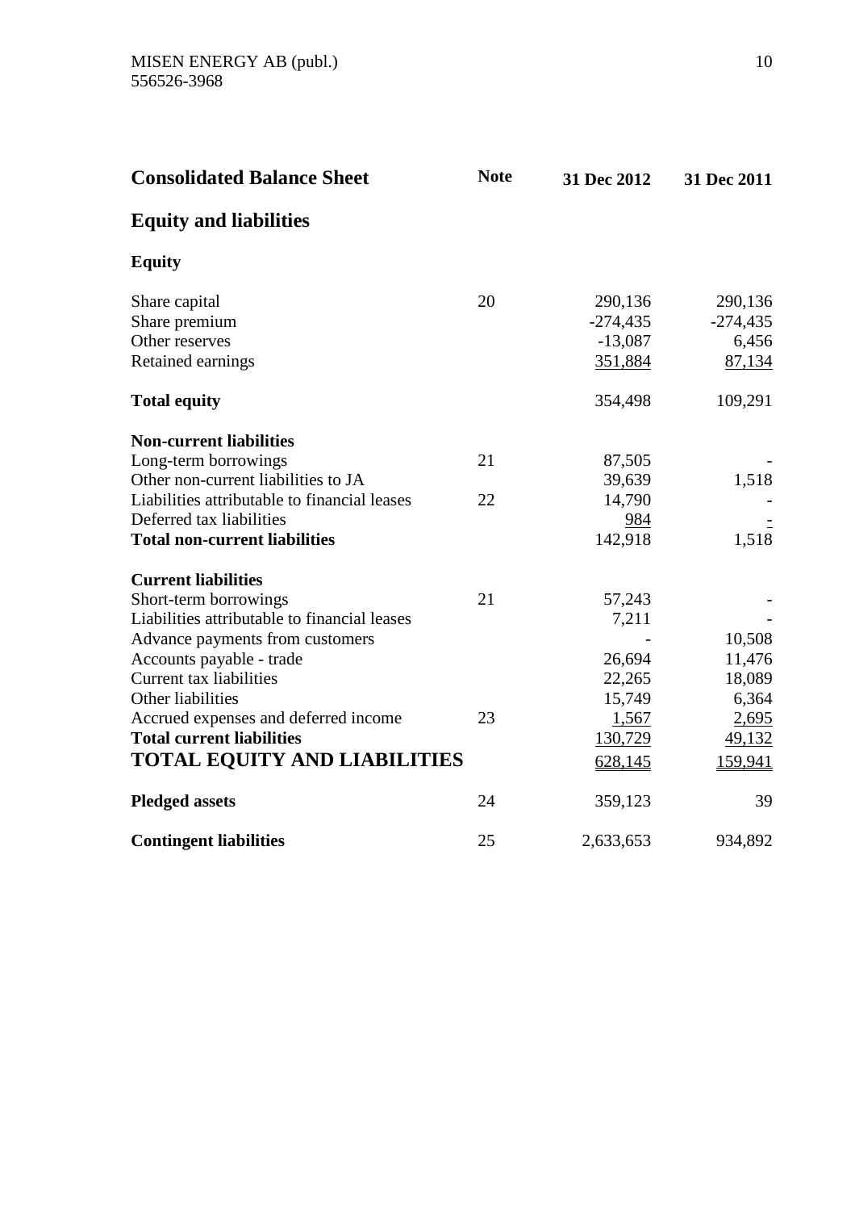MISEN ENERGY AB (publ.)
556526-3968

## Consolidated Balance Sheet

| | Note | 31 Dec 2012 | 31 Dec 2011 |
|---|---|---|---|
| **Equity and liabilities** | | | |
| **Equity** | | | |
| Share capital | 20 | 290,136 | 290,136 |
| Share premium | | -274,435 | -274,435 |
| Other reserves | | -13,087 | 6,456 |
| Retained earnings | | 351,884 | 87,134 |
| **Total equity** | | 354,498 | 109,291 |
| **Non-current liabilities** | | | |
| Long-term borrowings | 21 | 87,505 | - |
| Other non-current liabilities to JA | | 39,639 | 1,518 |
| Liabilities attributable to financial leases | 22 | 14,790 | - |
| Deferred tax liabilities | | 984 | - |
| **Total non-current liabilities** | | 142,918 | 1,518 |
| **Current liabilities** | | | |
| Short-term borrowings | 21 | 57,243 | - |
| Liabilities attributable to financial leases | | 7,211 | - |
| Advance payments from customers | | - | 10,508 |
| Accounts payable - trade | | 26,694 | 11,476 |
| Current tax liabilities | | 22,265 | 18,089 |
| Other liabilities | | 15,749 | 6,364 |
| Accrued expenses and deferred income | 23 | 1,567 | 2,695 |
| **Total current liabilities** | | 130,729 | 49,132 |
| **TOTAL EQUITY AND LIABILITIES** | | 628,145 | 159,941 |
| **Pledged assets** | 24 | 359,123 | 39 |
| **Contingent liabilities** | 25 | 2,633,653 | 934,892 |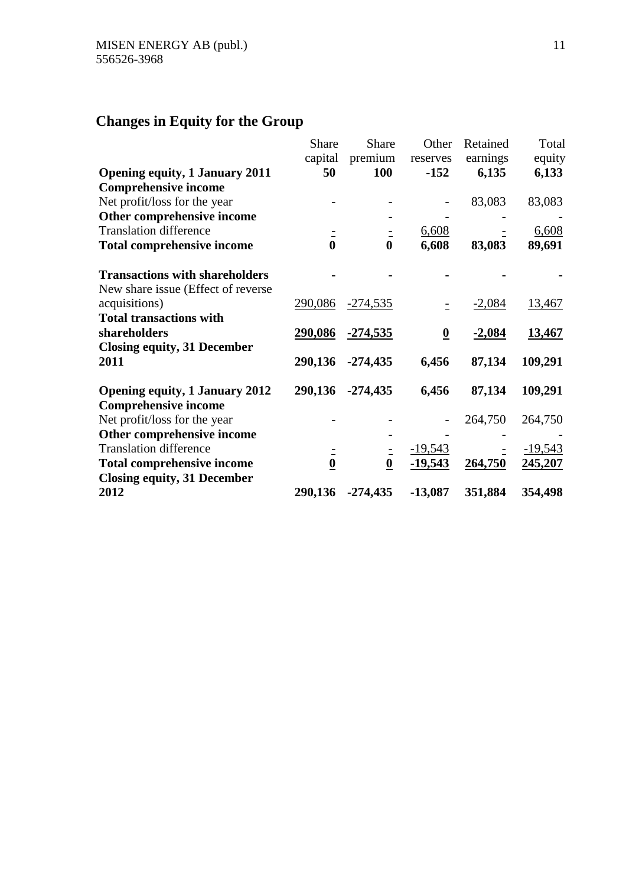## Changes in Equity for the Group

| | Share capital | Share premium | Other reserves | Retained earnings | Total equity |
|---|---|---|---|---|---|
| **Opening equity, 1 January 2011** | **50** | **100** | **-152** | **6,135** | **6,133** |
| **Comprehensive income** | | | | | |
| Net profit/loss for the year | - | - | - | 83,083 | 83,083 |
| **Other comprehensive income** | | - | - | - | - |
| Translation difference | - | - | 6,608 | - | 6,608 |
| **Total comprehensive income** | **0** | **0** | **6,608** | **83,083** | **89,691** |
| | | | | | |
| **Transactions with shareholders** | - | - | - | - | - |
| New share issue (Effect of reverse acquisitions) | 290,086 | -274,535 | - | -2,084 | 13,467 |
| **Total transactions with shareholders** | **290,086** | **-274,535** | **0** | **-2,084** | **13,467** |
| **Closing equity, 31 December 2011** | **290,136** | **-274,435** | **6,456** | **87,134** | **109,291** |
| | | | | | |
| **Opening equity, 1 January 2012** | **290,136** | **-274,435** | **6,456** | **87,134** | **109,291** |
| **Comprehensive income** | | | | | |
| Net profit/loss for the year | - | - | - | 264,750 | 264,750 |
| **Other comprehensive income** | | - | - | - | - |
| Translation difference | - | - | -19,543 | - | -19,543 |
| **Total comprehensive income** | **0** | **0** | **-19,543** | **264,750** | **245,207** |
| **Closing equity, 31 December 2012** | **290,136** | **-274,435** | **-13,087** | **351,884** | **354,498** |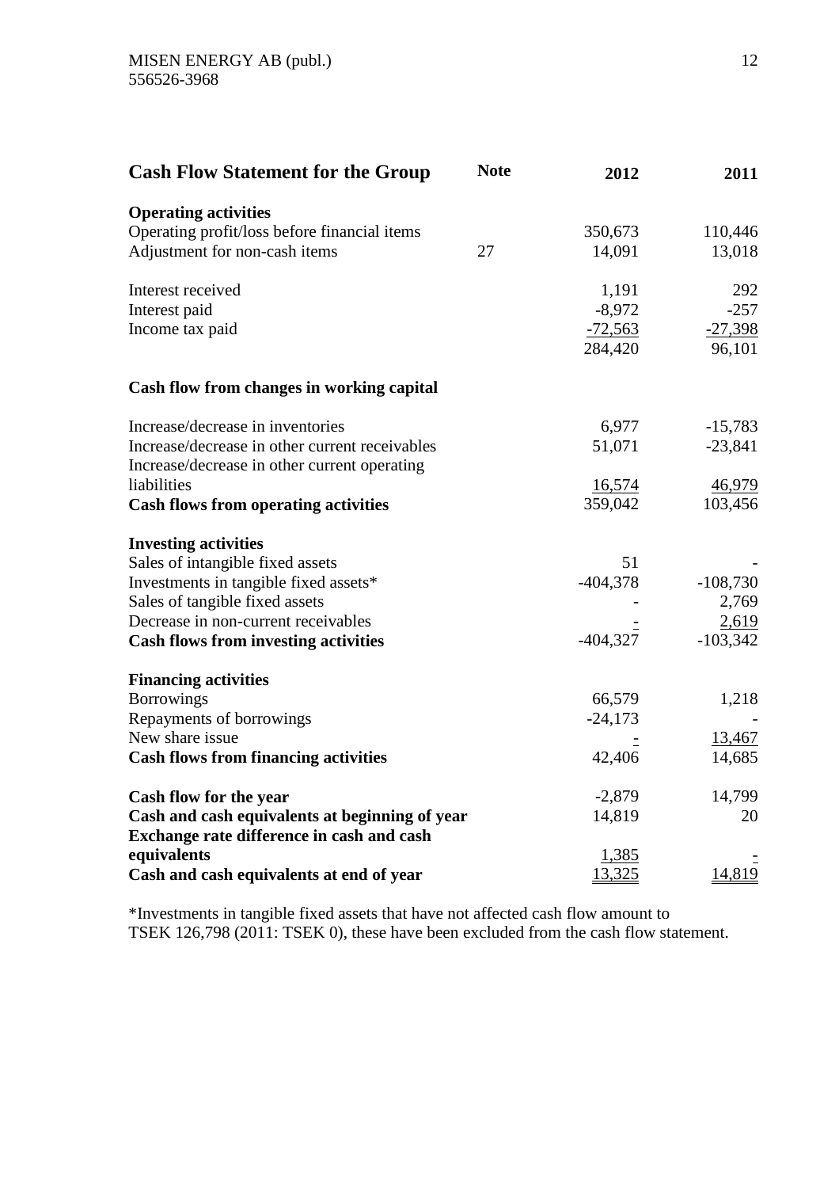MISEN ENERGY AB (publ.)
556526-3968

## Cash Flow Statement for the Group

| | Note | 2012 | 2011 |
|---|---|---|---|
| **Operating activities** | | | |
| Operating profit/loss before financial items | | 350,673 | 110,446 |
| Adjustment for non-cash items | 27 | 14,091 | 13,018 |
| | | | |
| Interest received | | 1,191 | 292 |
| Interest paid | | -8,972 | -257 |
| Income tax paid | | -72,563 | -27,398 |
| | | 284,420 | 96,101 |
| | | | |
| **Cash flow from changes in working capital** | | | |
| | | | |
| Increase/decrease in inventories | | 6,977 | -15,783 |
| Increase/decrease in other current receivables | | 51,071 | -23,841 |
| Increase/decrease in other current operating liabilities | | 16,574 | 46,979 |
| **Cash flows from operating activities** | | 359,042 | 103,456 |
| | | | |
| **Investing activities** | | | |
| Sales of intangible fixed assets | | 51 | - |
| Investments in tangible fixed assets* | | -404,378 | -108,730 |
| Sales of tangible fixed assets | | - | 2,769 |
| Decrease in non-current receivables | | - | 2,619 |
| **Cash flows from investing activities** | | -404,327 | -103,342 |
| | | | |
| **Financing activities** | | | |
| Borrowings | | 66,579 | 1,218 |
| Repayments of borrowings | | -24,173 | - |
| New share issue | | - | 13,467 |
| **Cash flows from financing activities** | | 42,406 | 14,685 |
| | | | |
| **Cash flow for the year** | | -2,879 | 14,799 |
| **Cash and cash equivalents at beginning of year** | | 14,819 | 20 |
| **Exchange rate difference in cash and cash equivalents** | | 1,385 | - |
| **Cash and cash equivalents at end of year** | | 13,325 | 14,819 |

*Investments in tangible fixed assets that have not affected cash flow amount to TSEK 126,798 (2011: TSEK 0), these have been excluded from the cash flow statement.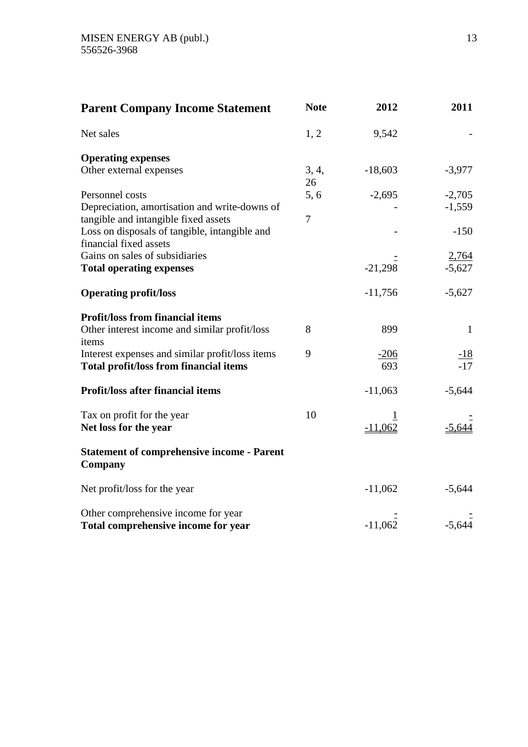| Parent Company Income Statement | Note | 2012 | 2011 |
|---|---|---|---|
| Net sales | 1, 2 | 9,542 | - |
| **Operating expenses** | | | |
| Other external expenses | 3, 4, 26 | -18,603 | -3,977 |
| Personnel costs | 5, 6 | -2,695 | -2,705 |
| Depreciation, amortisation and write-downs of tangible and intangible fixed assets | 7 | - | -1,559 |
| Loss on disposals of tangible, intangible and financial fixed assets | | - | -150 |
| Gains on sales of subsidiaries | | - | 2,764 |
| **Total operating expenses** | | -21,298 | -5,627 |
| **Operating profit/loss** | | -11,756 | -5,627 |
| **Profit/loss from financial items** | | | |
| Other interest income and similar profit/loss items | 8 | 899 | 1 |
| Interest expenses and similar profit/loss items | 9 | -206 | -18 |
| **Total profit/loss from financial items** | | 693 | -17 |
| **Profit/loss after financial items** | | -11,063 | -5,644 |
| Tax on profit for the year | 10 | 1 | - |
| **Net loss for the year** | | -11,062 | -5,644 |

**Statement of comprehensive income - Parent Company**

| | | 2012 | 2011 |
|---|---|---|---|
| Net profit/loss for the year | | -11,062 | -5,644 |
| Other comprehensive income for year | | - | - |
| **Total comprehensive income for year** | | -11,062 | -5,644 |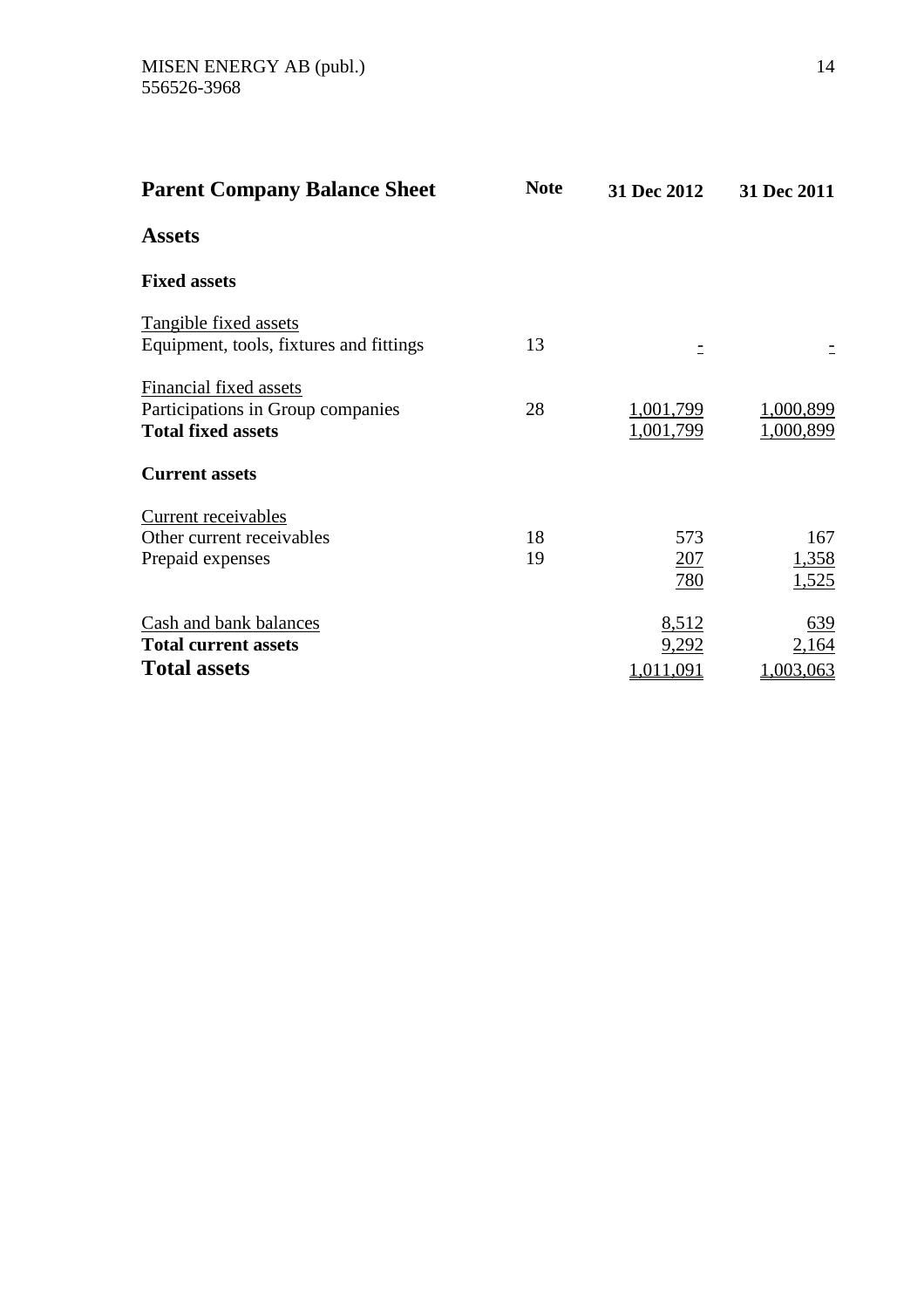MISEN ENERGY AB (publ.)
556526-3968

| **Parent Company Balance Sheet** | **Note** | **31 Dec 2012** | **31 Dec 2011** |
|---|---|---|---|
| **Assets** | | | |
| **Fixed assets** | | | |
| Tangible fixed assets | | | |
| Equipment, tools, fixtures and fittings | 13 | - | - |
| Financial fixed assets | | | |
| Participations in Group companies | 28 | 1,001,799 | 1,000,899 |
| **Total fixed assets** | | 1,001,799 | 1,000,899 |
| **Current assets** | | | |
| Current receivables | | | |
| Other current receivables | 18 | 573 | 167 |
| Prepaid expenses | 19 | 207 | 1,358 |
| | | 780 | 1,525 |
| Cash and bank balances | | 8,512 | 639 |
| **Total current assets** | | 9,292 | 2,164 |
| **Total assets** | | 1,011,091 | 1,003,063 |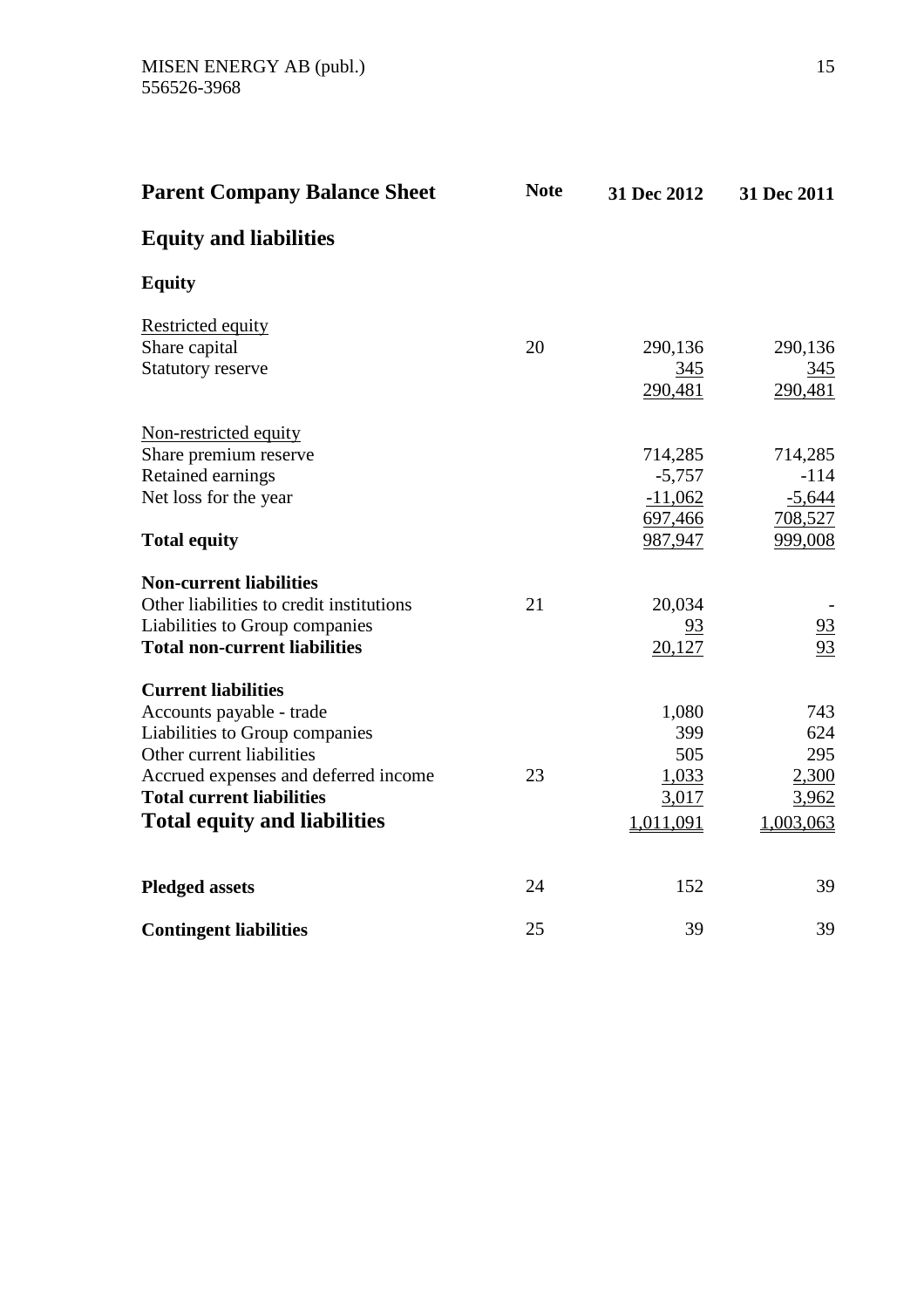## Parent Company Balance Sheet

| | Note | 31 Dec 2012 | 31 Dec 2011 |
|---|---|---|---|
| **Equity and liabilities** | | | |
| **Equity** | | | |
| Restricted equity | | | |
| Share capital | 20 | 290,136 | 290,136 |
| Statutory reserve | | 345 | 345 |
| | | 290,481 | 290,481 |
| Non-restricted equity | | | |
| Share premium reserve | | 714,285 | 714,285 |
| Retained earnings | | -5,757 | -114 |
| Net loss for the year | | -11,062 | -5,644 |
| | | 697,466 | 708,527 |
| **Total equity** | | 987,947 | 999,008 |
| **Non-current liabilities** | | | |
| Other liabilities to credit institutions | 21 | 20,034 | - |
| Liabilities to Group companies | | 93 | 93 |
| **Total non-current liabilities** | | 20,127 | 93 |
| **Current liabilities** | | | |
| Accounts payable - trade | | 1,080 | 743 |
| Liabilities to Group companies | | 399 | 624 |
| Other current liabilities | | 505 | 295 |
| Accrued expenses and deferred income | 23 | 1,033 | 2,300 |
| **Total current liabilities** | | 3,017 | 3,962 |
| **Total equity and liabilities** | | 1,011,091 | 1,003,063 |
| **Pledged assets** | 24 | 152 | 39 |
| **Contingent liabilities** | 25 | 39 | 39 |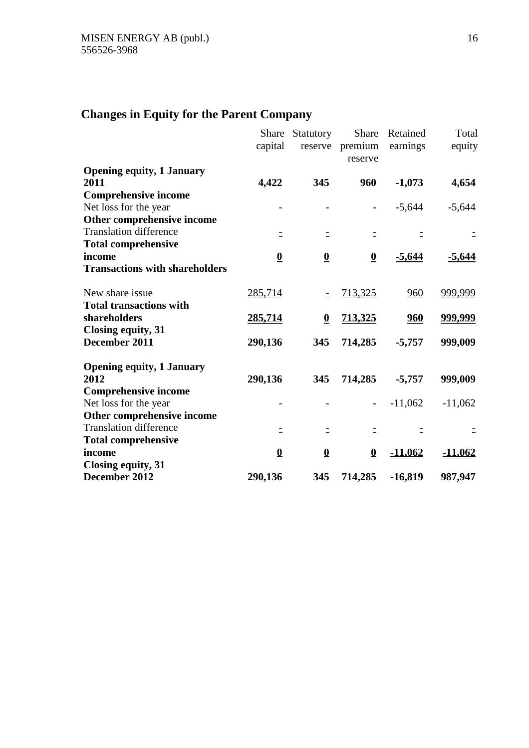## Changes in Equity for the Parent Company

| | Share capital | Statutory reserve | Share premium reserve | Retained earnings | Total equity |
|---|---|---|---|---|---|
| **Opening equity, 1 January 2011** | **4,422** | **345** | **960** | **-1,073** | **4,654** |
| **Comprehensive income** | | | | | |
| Net loss for the year | - | - | - | -5,644 | -5,644 |
| **Other comprehensive income** | | | | | |
| Translation difference | - | - | - | - | - |
| **Total comprehensive income** | **0** | **0** | **0** | **-5,644** | **-5,644** |
| **Transactions with shareholders** | | | | | |
| New share issue | 285,714 | - | 713,325 | 960 | 999,999 |
| **Total transactions with shareholders** | **285,714** | **0** | **713,325** | **960** | **999,999** |
| **Closing equity, 31 December 2011** | **290,136** | **345** | **714,285** | **-5,757** | **999,009** |
| | | | | | |
| **Opening equity, 1 January 2012** | **290,136** | **345** | **714,285** | **-5,757** | **999,009** |
| **Comprehensive income** | | | | | |
| Net loss for the year | - | - | - | -11,062 | -11,062 |
| **Other comprehensive income** | | | | | |
| Translation difference | - | - | - | - | - |
| **Total comprehensive income** | **0** | **0** | **0** | **-11,062** | **-11,062** |
| **Closing equity, 31 December 2012** | **290,136** | **345** | **714,285** | **-16,819** | **987,947** |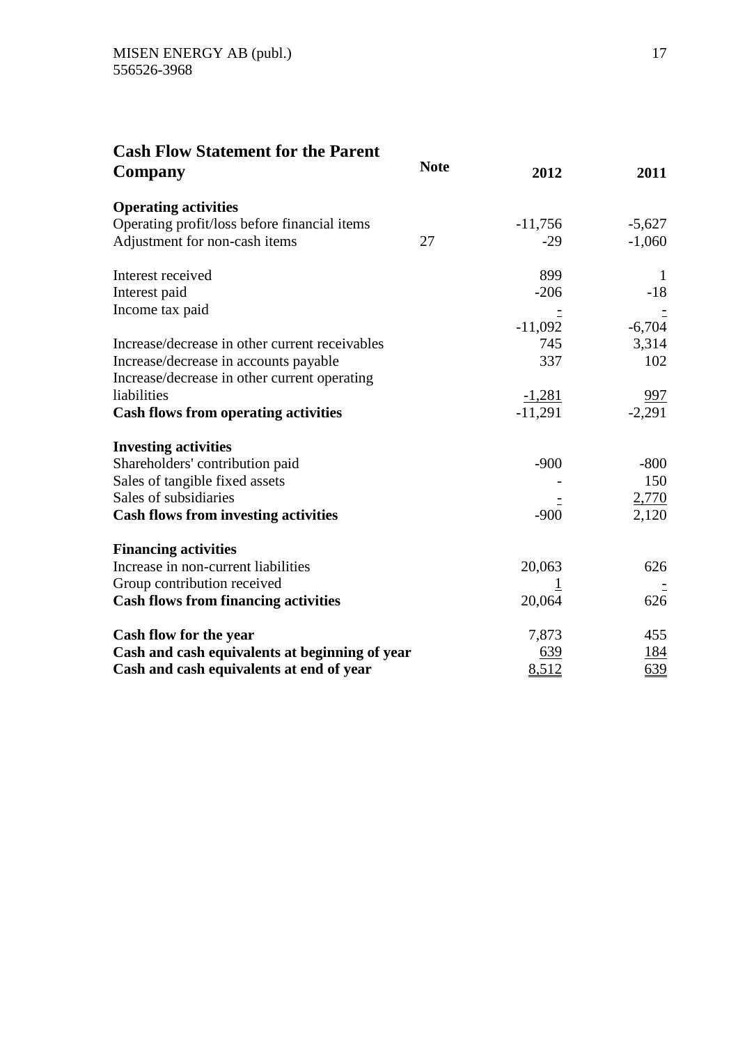## Cash Flow Statement for the Parent Company

| | Note | 2012 | 2011 |
|---|---|---|---|
| **Operating activities** | | | |
| Operating profit/loss before financial items | | -11,756 | -5,627 |
| Adjustment for non-cash items | 27 | -29 | -1,060 |
| | | | |
| Interest received | | 899 | 1 |
| Interest paid | | -206 | -18 |
| Income tax paid | | - | - |
| | | -11,092 | -6,704 |
| Increase/decrease in other current receivables | | 745 | 3,314 |
| Increase/decrease in accounts payable | | 337 | 102 |
| Increase/decrease in other current operating liabilities | | -1,281 | 997 |
| **Cash flows from operating activities** | | -11,291 | -2,291 |
| | | | |
| **Investing activities** | | | |
| Shareholders' contribution paid | | -900 | -800 |
| Sales of tangible fixed assets | | - | 150 |
| Sales of subsidiaries | | - | 2,770 |
| **Cash flows from investing activities** | | -900 | 2,120 |
| | | | |
| **Financing activities** | | | |
| Increase in non-current liabilities | | 20,063 | 626 |
| Group contribution received | | 1 | - |
| **Cash flows from financing activities** | | 20,064 | 626 |
| | | | |
| **Cash flow for the year** | | 7,873 | 455 |
| **Cash and cash equivalents at beginning of year** | | 639 | 184 |
| **Cash and cash equivalents at end of year** | | 8,512 | 639 |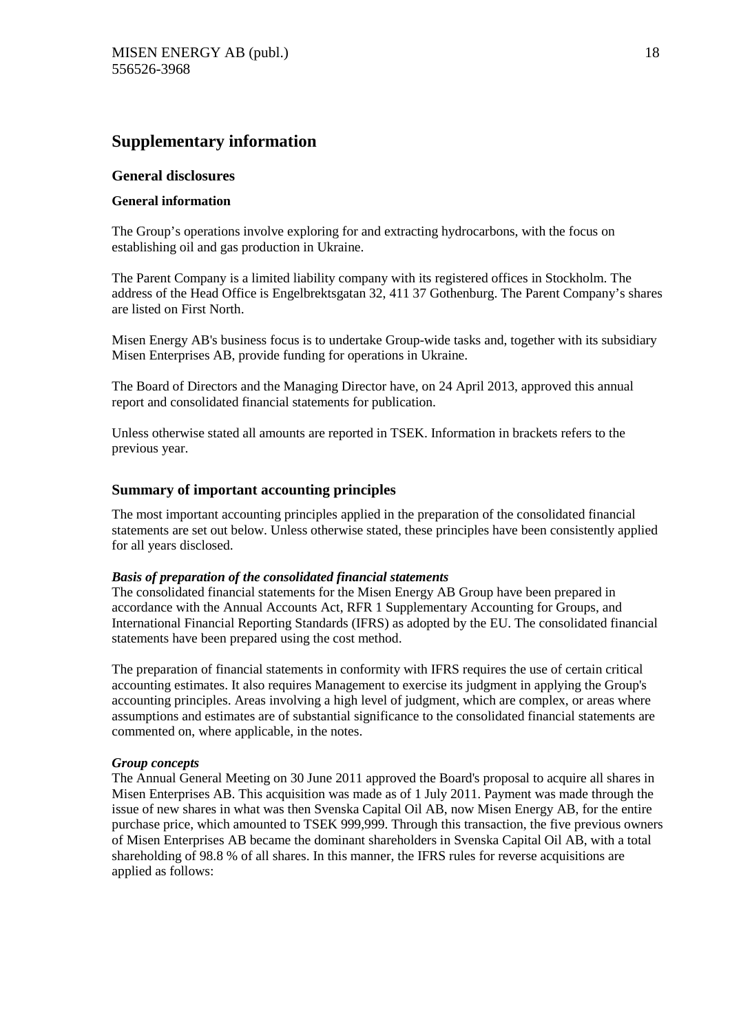# Supplementary information

## General disclosures

### General information

The Group's operations involve exploring for and extracting hydrocarbons, with the focus on establishing oil and gas production in Ukraine.

The Parent Company is a limited liability company with its registered offices in Stockholm. The address of the Head Office is Engelbrektsgatan 32, 411 37 Gothenburg. The Parent Company's shares are listed on First North.

Misen Energy AB's business focus is to undertake Group-wide tasks and, together with its subsidiary Misen Enterprises AB, provide funding for operations in Ukraine.

The Board of Directors and the Managing Director have, on 24 April 2013, approved this annual report and consolidated financial statements for publication.

Unless otherwise stated all amounts are reported in TSEK. Information in brackets refers to the previous year.

## Summary of important accounting principles

The most important accounting principles applied in the preparation of the consolidated financial statements are set out below. Unless otherwise stated, these principles have been consistently applied for all years disclosed.

***Basis of preparation of the consolidated financial statements***
The consolidated financial statements for the Misen Energy AB Group have been prepared in accordance with the Annual Accounts Act, RFR 1 Supplementary Accounting for Groups, and International Financial Reporting Standards (IFRS) as adopted by the EU. The consolidated financial statements have been prepared using the cost method.

The preparation of financial statements in conformity with IFRS requires the use of certain critical accounting estimates. It also requires Management to exercise its judgment in applying the Group's accounting principles. Areas involving a high level of judgment, which are complex, or areas where assumptions and estimates are of substantial significance to the consolidated financial statements are commented on, where applicable, in the notes.

***Group concepts***
The Annual General Meeting on 30 June 2011 approved the Board's proposal to acquire all shares in Misen Enterprises AB. This acquisition was made as of 1 July 2011. Payment was made through the issue of new shares in what was then Svenska Capital Oil AB, now Misen Energy AB, for the entire purchase price, which amounted to TSEK 999,999. Through this transaction, the five previous owners of Misen Enterprises AB became the dominant shareholders in Svenska Capital Oil AB, with a total shareholding of 98.8 % of all shares. In this manner, the IFRS rules for reverse acquisitions are applied as follows: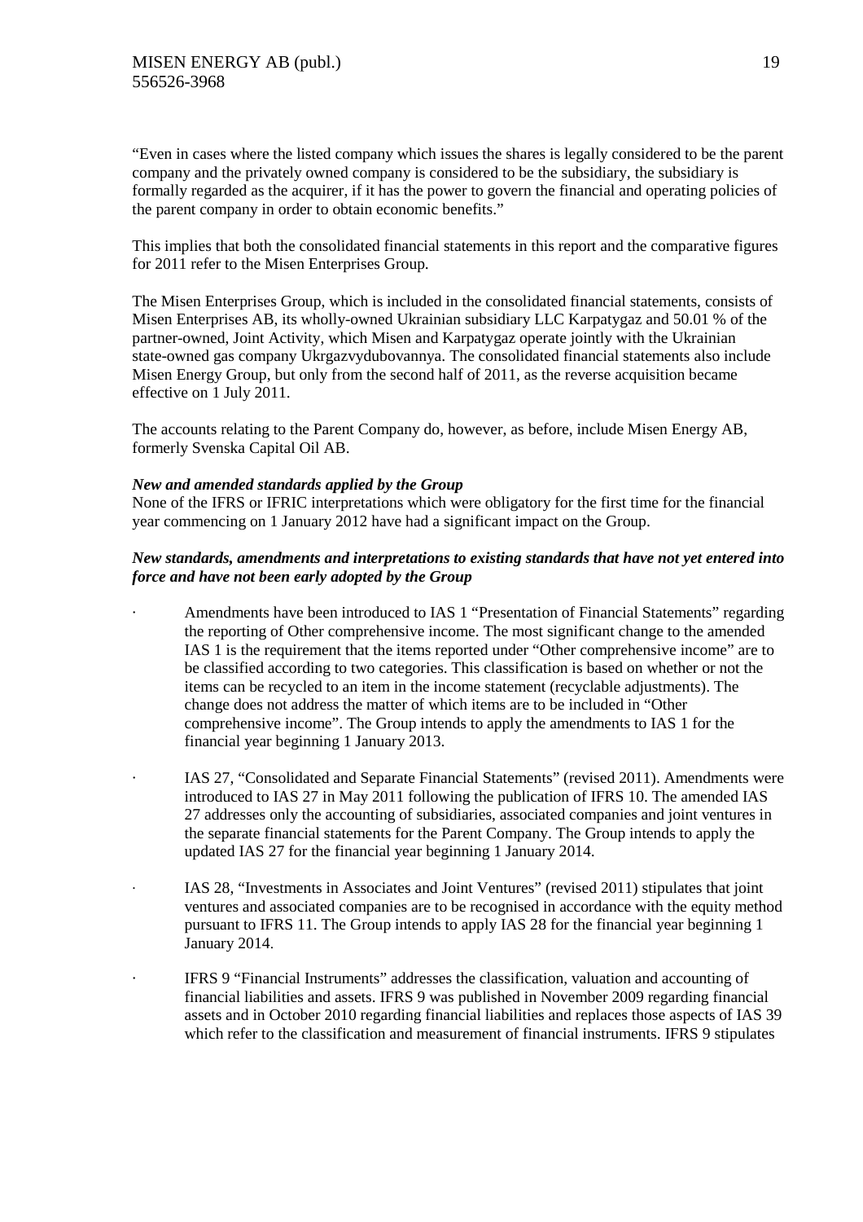"Even in cases where the listed company which issues the shares is legally considered to be the parent company and the privately owned company is considered to be the subsidiary, the subsidiary is formally regarded as the acquirer, if it has the power to govern the financial and operating policies of the parent company in order to obtain economic benefits."

This implies that both the consolidated financial statements in this report and the comparative figures for 2011 refer to the Misen Enterprises Group.

The Misen Enterprises Group, which is included in the consolidated financial statements, consists of Misen Enterprises AB, its wholly-owned Ukrainian subsidiary LLC Karpatygaz and 50.01 % of the partner-owned, Joint Activity, which Misen and Karpatygaz operate jointly with the Ukrainian state-owned gas company Ukrgazvydubovannya. The consolidated financial statements also include Misen Energy Group, but only from the second half of 2011, as the reverse acquisition became effective on 1 July 2011.

The accounts relating to the Parent Company do, however, as before, include Misen Energy AB, formerly Svenska Capital Oil AB.

***New and amended standards applied by the Group***

None of the IFRS or IFRIC interpretations which were obligatory for the first time for the financial year commencing on 1 January 2012 have had a significant impact on the Group.

***New standards, amendments and interpretations to existing standards that have not yet entered into force and have not been early adopted by the Group***

- Amendments have been introduced to IAS 1 "Presentation of Financial Statements" regarding the reporting of Other comprehensive income. The most significant change to the amended IAS 1 is the requirement that the items reported under "Other comprehensive income" are to be classified according to two categories. This classification is based on whether or not the items can be recycled to an item in the income statement (recyclable adjustments). The change does not address the matter of which items are to be included in "Other comprehensive income". The Group intends to apply the amendments to IAS 1 for the financial year beginning 1 January 2013.

- IAS 27, "Consolidated and Separate Financial Statements" (revised 2011). Amendments were introduced to IAS 27 in May 2011 following the publication of IFRS 10. The amended IAS 27 addresses only the accounting of subsidiaries, associated companies and joint ventures in the separate financial statements for the Parent Company. The Group intends to apply the updated IAS 27 for the financial year beginning 1 January 2014.

- IAS 28, "Investments in Associates and Joint Ventures" (revised 2011) stipulates that joint ventures and associated companies are to be recognised in accordance with the equity method pursuant to IFRS 11. The Group intends to apply IAS 28 for the financial year beginning 1 January 2014.

- IFRS 9 "Financial Instruments" addresses the classification, valuation and accounting of financial liabilities and assets. IFRS 9 was published in November 2009 regarding financial assets and in October 2010 regarding financial liabilities and replaces those aspects of IAS 39 which refer to the classification and measurement of financial instruments. IFRS 9 stipulates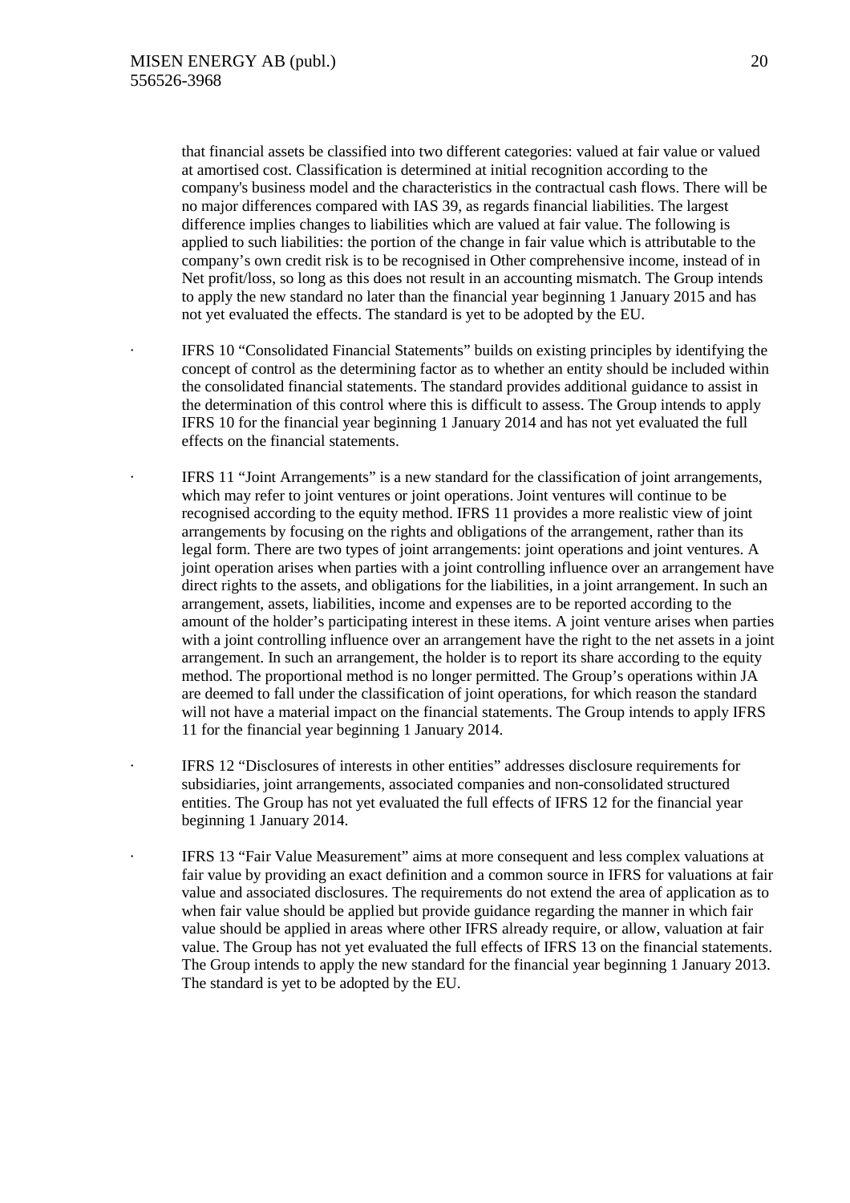that financial assets be classified into two different categories: valued at fair value or valued at amortised cost. Classification is determined at initial recognition according to the company's business model and the characteristics in the contractual cash flows. There will be no major differences compared with IAS 39, as regards financial liabilities. The largest difference implies changes to liabilities which are valued at fair value. The following is applied to such liabilities: the portion of the change in fair value which is attributable to the company's own credit risk is to be recognised in Other comprehensive income, instead of in Net profit/loss, so long as this does not result in an accounting mismatch. The Group intends to apply the new standard no later than the financial year beginning 1 January 2015 and has not yet evaluated the effects. The standard is yet to be adopted by the EU.

- IFRS 10 "Consolidated Financial Statements" builds on existing principles by identifying the concept of control as the determining factor as to whether an entity should be included within the consolidated financial statements. The standard provides additional guidance to assist in the determination of this control where this is difficult to assess. The Group intends to apply IFRS 10 for the financial year beginning 1 January 2014 and has not yet evaluated the full effects on the financial statements.

- IFRS 11 "Joint Arrangements" is a new standard for the classification of joint arrangements, which may refer to joint ventures or joint operations. Joint ventures will continue to be recognised according to the equity method. IFRS 11 provides a more realistic view of joint arrangements by focusing on the rights and obligations of the arrangement, rather than its legal form. There are two types of joint arrangements: joint operations and joint ventures. A joint operation arises when parties with a joint controlling influence over an arrangement have direct rights to the assets, and obligations for the liabilities, in a joint arrangement. In such an arrangement, assets, liabilities, income and expenses are to be reported according to the amount of the holder's participating interest in these items. A joint venture arises when parties with a joint controlling influence over an arrangement have the right to the net assets in a joint arrangement. In such an arrangement, the holder is to report its share according to the equity method. The proportional method is no longer permitted. The Group's operations within JA are deemed to fall under the classification of joint operations, for which reason the standard will not have a material impact on the financial statements. The Group intends to apply IFRS 11 for the financial year beginning 1 January 2014.

- IFRS 12 "Disclosures of interests in other entities" addresses disclosure requirements for subsidiaries, joint arrangements, associated companies and non-consolidated structured entities. The Group has not yet evaluated the full effects of IFRS 12 for the financial year beginning 1 January 2014.

- IFRS 13 "Fair Value Measurement" aims at more consequent and less complex valuations at fair value by providing an exact definition and a common source in IFRS for valuations at fair value and associated disclosures. The requirements do not extend the area of application as to when fair value should be applied but provide guidance regarding the manner in which fair value should be applied in areas where other IFRS already require, or allow, valuation at fair value. The Group has not yet evaluated the full effects of IFRS 13 on the financial statements. The Group intends to apply the new standard for the financial year beginning 1 January 2013. The standard is yet to be adopted by the EU.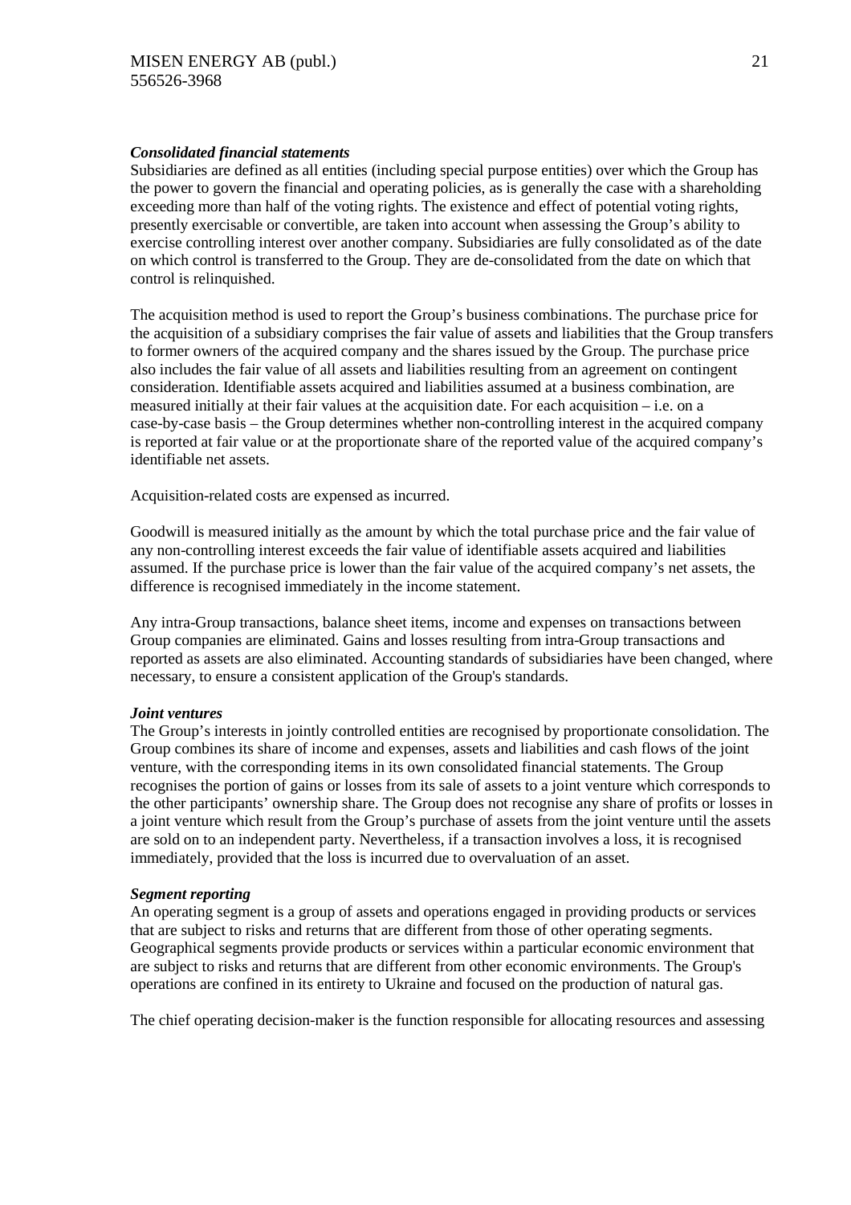***Consolidated financial statements***

Subsidiaries are defined as all entities (including special purpose entities) over which the Group has the power to govern the financial and operating policies, as is generally the case with a shareholding exceeding more than half of the voting rights. The existence and effect of potential voting rights, presently exercisable or convertible, are taken into account when assessing the Group's ability to exercise controlling interest over another company. Subsidiaries are fully consolidated as of the date on which control is transferred to the Group. They are de-consolidated from the date on which that control is relinquished.

The acquisition method is used to report the Group's business combinations. The purchase price for the acquisition of a subsidiary comprises the fair value of assets and liabilities that the Group transfers to former owners of the acquired company and the shares issued by the Group. The purchase price also includes the fair value of all assets and liabilities resulting from an agreement on contingent consideration. Identifiable assets acquired and liabilities assumed at a business combination, are measured initially at their fair values at the acquisition date. For each acquisition – i.e. on a case-by-case basis – the Group determines whether non-controlling interest in the acquired company is reported at fair value or at the proportionate share of the reported value of the acquired company's identifiable net assets.

Acquisition-related costs are expensed as incurred.

Goodwill is measured initially as the amount by which the total purchase price and the fair value of any non-controlling interest exceeds the fair value of identifiable assets acquired and liabilities assumed. If the purchase price is lower than the fair value of the acquired company's net assets, the difference is recognised immediately in the income statement.

Any intra-Group transactions, balance sheet items, income and expenses on transactions between Group companies are eliminated. Gains and losses resulting from intra-Group transactions and reported as assets are also eliminated. Accounting standards of subsidiaries have been changed, where necessary, to ensure a consistent application of the Group's standards.

***Joint ventures***

The Group's interests in jointly controlled entities are recognised by proportionate consolidation. The Group combines its share of income and expenses, assets and liabilities and cash flows of the joint venture, with the corresponding items in its own consolidated financial statements. The Group recognises the portion of gains or losses from its sale of assets to a joint venture which corresponds to the other participants' ownership share. The Group does not recognise any share of profits or losses in a joint venture which result from the Group's purchase of assets from the joint venture until the assets are sold on to an independent party. Nevertheless, if a transaction involves a loss, it is recognised immediately, provided that the loss is incurred due to overvaluation of an asset.

***Segment reporting***

An operating segment is a group of assets and operations engaged in providing products or services that are subject to risks and returns that are different from those of other operating segments. Geographical segments provide products or services within a particular economic environment that are subject to risks and returns that are different from other economic environments. The Group's operations are confined in its entirety to Ukraine and focused on the production of natural gas.

The chief operating decision-maker is the function responsible for allocating resources and assessing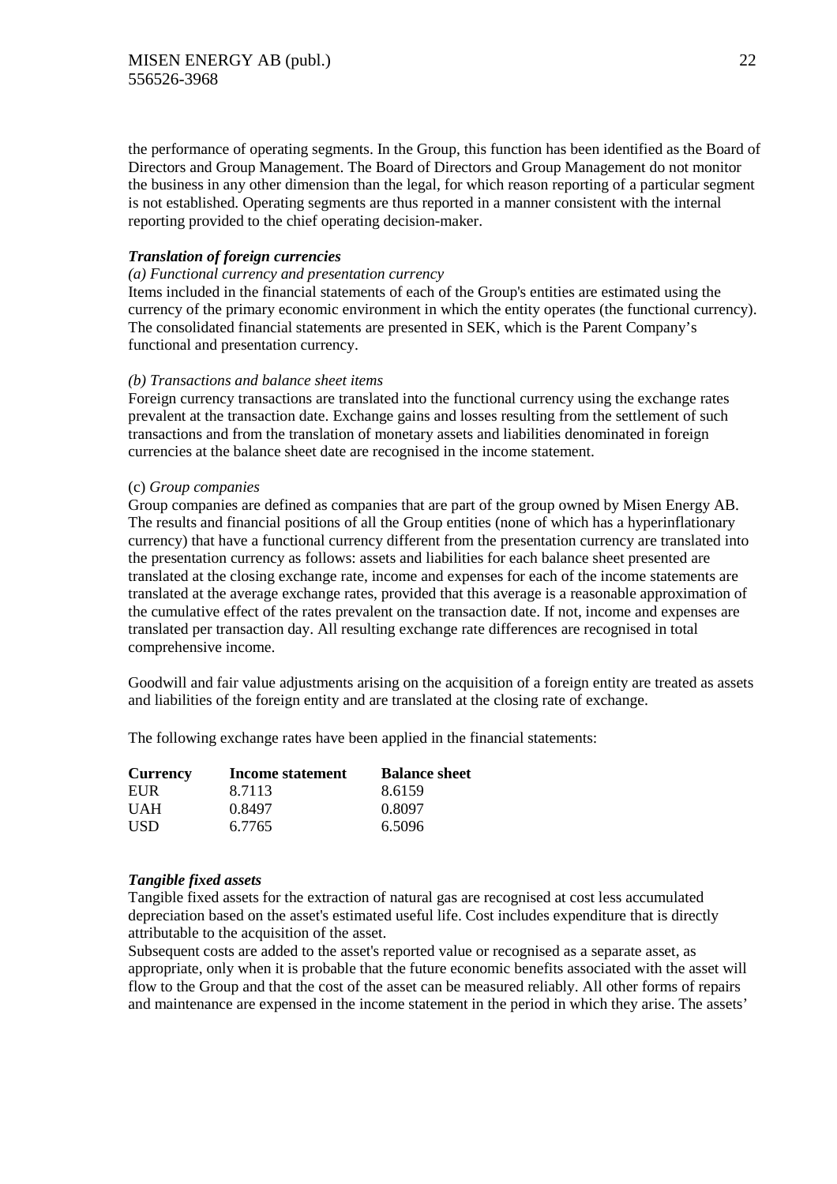the performance of operating segments. In the Group, this function has been identified as the Board of Directors and Group Management. The Board of Directors and Group Management do not monitor the business in any other dimension than the legal, for which reason reporting of a particular segment is not established. Operating segments are thus reported in a manner consistent with the internal reporting provided to the chief operating decision-maker.

***Translation of foreign currencies***

*(a) Functional currency and presentation currency*

Items included in the financial statements of each of the Group's entities are estimated using the currency of the primary economic environment in which the entity operates (the functional currency). The consolidated financial statements are presented in SEK, which is the Parent Company's functional and presentation currency.

*(b) Transactions and balance sheet items*

Foreign currency transactions are translated into the functional currency using the exchange rates prevalent at the transaction date. Exchange gains and losses resulting from the settlement of such transactions and from the translation of monetary assets and liabilities denominated in foreign currencies at the balance sheet date are recognised in the income statement.

(c) *Group companies*

Group companies are defined as companies that are part of the group owned by Misen Energy AB. The results and financial positions of all the Group entities (none of which has a hyperinflationary currency) that have a functional currency different from the presentation currency are translated into the presentation currency as follows: assets and liabilities for each balance sheet presented are translated at the closing exchange rate, income and expenses for each of the income statements are translated at the average exchange rates, provided that this average is a reasonable approximation of the cumulative effect of the rates prevalent on the transaction date. If not, income and expenses are translated per transaction day. All resulting exchange rate differences are recognised in total comprehensive income.

Goodwill and fair value adjustments arising on the acquisition of a foreign entity are treated as assets and liabilities of the foreign entity and are translated at the closing rate of exchange.

The following exchange rates have been applied in the financial statements:

| **Currency** | **Income statement** | **Balance sheet** |
|---|---|---|
| EUR | 8.7113 | 8.6159 |
| UAH | 0.8497 | 0.8097 |
| USD | 6.7765 | 6.5096 |

***Tangible fixed assets***

Tangible fixed assets for the extraction of natural gas are recognised at cost less accumulated depreciation based on the asset's estimated useful life. Cost includes expenditure that is directly attributable to the acquisition of the asset.

Subsequent costs are added to the asset's reported value or recognised as a separate asset, as appropriate, only when it is probable that the future economic benefits associated with the asset will flow to the Group and that the cost of the asset can be measured reliably. All other forms of repairs and maintenance are expensed in the income statement in the period in which they arise. The assets'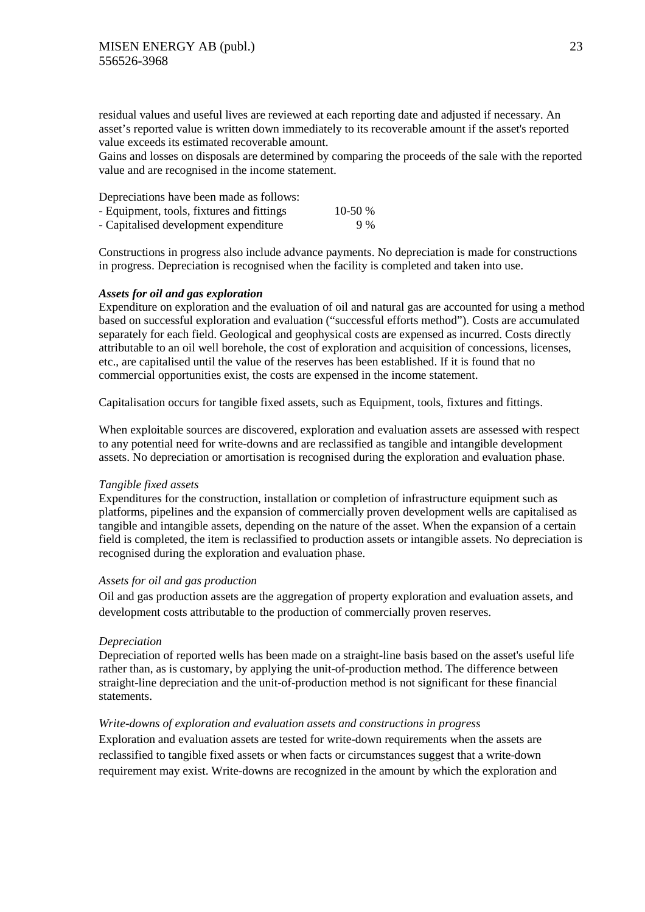residual values and useful lives are reviewed at each reporting date and adjusted if necessary. An asset's reported value is written down immediately to its recoverable amount if the asset's reported value exceeds its estimated recoverable amount.
Gains and losses on disposals are determined by comparing the proceeds of the sale with the reported value and are recognised in the income statement.

Depreciations have been made as follows:

| | |
|---|---|
| - Equipment, tools, fixtures and fittings | 10-50 % |
| - Capitalised development expenditure | 9 % |

Constructions in progress also include advance payments. No depreciation is made for constructions in progress. Depreciation is recognised when the facility is completed and taken into use.

***Assets for oil and gas exploration***

Expenditure on exploration and the evaluation of oil and natural gas are accounted for using a method based on successful exploration and evaluation ("successful efforts method"). Costs are accumulated separately for each field. Geological and geophysical costs are expensed as incurred. Costs directly attributable to an oil well borehole, the cost of exploration and acquisition of concessions, licenses, etc., are capitalised until the value of the reserves has been established. If it is found that no commercial opportunities exist, the costs are expensed in the income statement.

Capitalisation occurs for tangible fixed assets, such as Equipment, tools, fixtures and fittings.

When exploitable sources are discovered, exploration and evaluation assets are assessed with respect to any potential need for write-downs and are reclassified as tangible and intangible development assets. No depreciation or amortisation is recognised during the exploration and evaluation phase.

*Tangible fixed assets*

Expenditures for the construction, installation or completion of infrastructure equipment such as platforms, pipelines and the expansion of commercially proven development wells are capitalised as tangible and intangible assets, depending on the nature of the asset. When the expansion of a certain field is completed, the item is reclassified to production assets or intangible assets. No depreciation is recognised during the exploration and evaluation phase.

*Assets for oil and gas production*

Oil and gas production assets are the aggregation of property exploration and evaluation assets, and development costs attributable to the production of commercially proven reserves.

*Depreciation*

Depreciation of reported wells has been made on a straight-line basis based on the asset's useful life rather than, as is customary, by applying the unit-of-production method. The difference between straight-line depreciation and the unit-of-production method is not significant for these financial statements.

*Write-downs of exploration and evaluation assets and constructions in progress*

Exploration and evaluation assets are tested for write-down requirements when the assets are reclassified to tangible fixed assets or when facts or circumstances suggest that a write-down requirement may exist. Write-downs are recognized in the amount by which the exploration and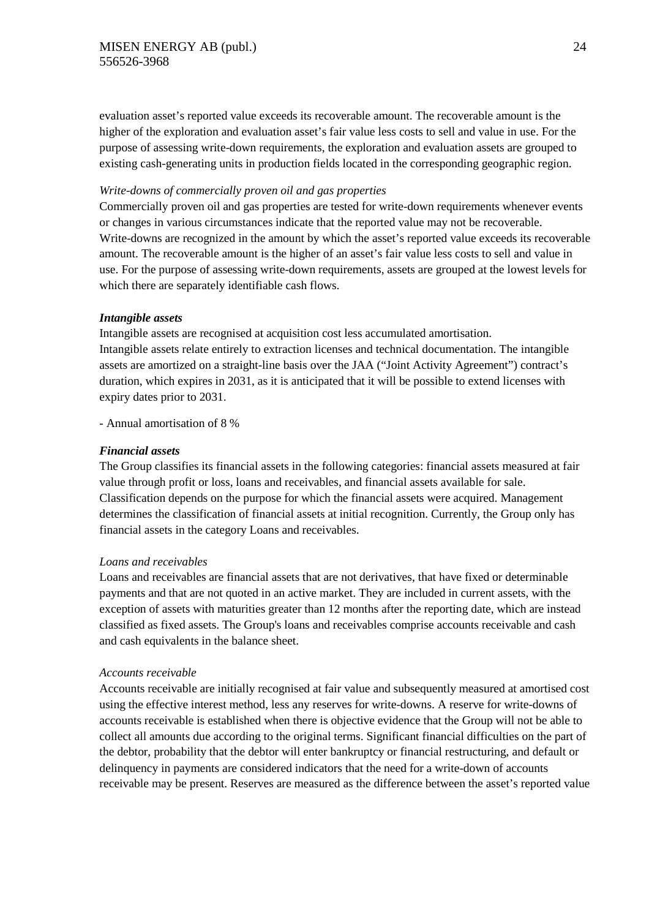evaluation asset's reported value exceeds its recoverable amount. The recoverable amount is the higher of the exploration and evaluation asset's fair value less costs to sell and value in use. For the purpose of assessing write-down requirements, the exploration and evaluation assets are grouped to existing cash-generating units in production fields located in the corresponding geographic region.

*Write-downs of commercially proven oil and gas properties*

Commercially proven oil and gas properties are tested for write-down requirements whenever events or changes in various circumstances indicate that the reported value may not be recoverable. Write-downs are recognized in the amount by which the asset's reported value exceeds its recoverable amount. The recoverable amount is the higher of an asset's fair value less costs to sell and value in use. For the purpose of assessing write-down requirements, assets are grouped at the lowest levels for which there are separately identifiable cash flows.

***Intangible assets***

Intangible assets are recognised at acquisition cost less accumulated amortisation.
Intangible assets relate entirely to extraction licenses and technical documentation. The intangible assets are amortized on a straight-line basis over the JAA ("Joint Activity Agreement") contract's duration, which expires in 2031, as it is anticipated that it will be possible to extend licenses with expiry dates prior to 2031.

- Annual amortisation of 8 %

***Financial assets***

The Group classifies its financial assets in the following categories: financial assets measured at fair value through profit or loss, loans and receivables, and financial assets available for sale. Classification depends on the purpose for which the financial assets were acquired. Management determines the classification of financial assets at initial recognition. Currently, the Group only has financial assets in the category Loans and receivables.

*Loans and receivables*

Loans and receivables are financial assets that are not derivatives, that have fixed or determinable payments and that are not quoted in an active market. They are included in current assets, with the exception of assets with maturities greater than 12 months after the reporting date, which are instead classified as fixed assets. The Group's loans and receivables comprise accounts receivable and cash and cash equivalents in the balance sheet.

*Accounts receivable*

Accounts receivable are initially recognised at fair value and subsequently measured at amortised cost using the effective interest method, less any reserves for write-downs. A reserve for write-downs of accounts receivable is established when there is objective evidence that the Group will not be able to collect all amounts due according to the original terms. Significant financial difficulties on the part of the debtor, probability that the debtor will enter bankruptcy or financial restructuring, and default or delinquency in payments are considered indicators that the need for a write-down of accounts receivable may be present. Reserves are measured as the difference between the asset's reported value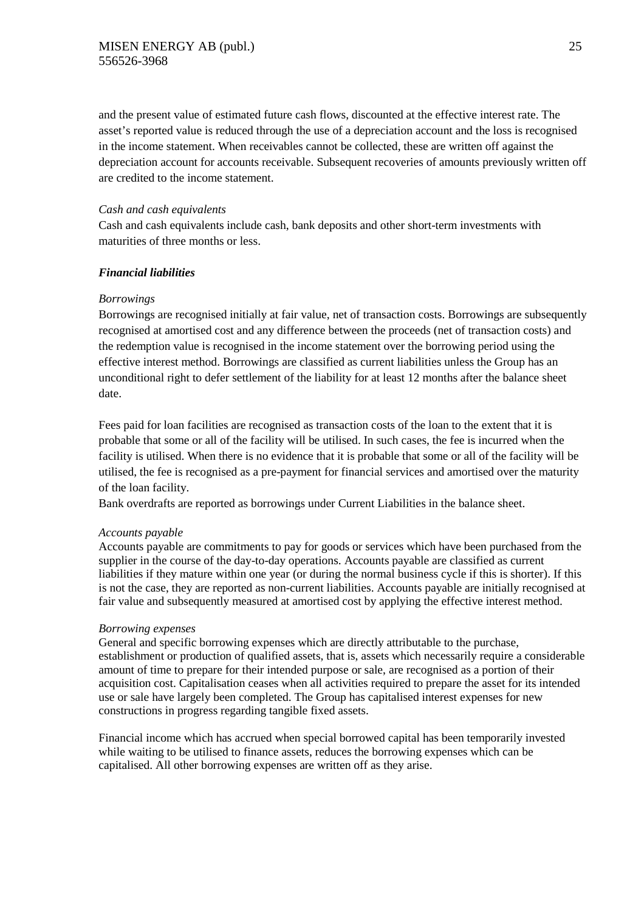and the present value of estimated future cash flows, discounted at the effective interest rate. The asset's reported value is reduced through the use of a depreciation account and the loss is recognised in the income statement. When receivables cannot be collected, these are written off against the depreciation account for accounts receivable. Subsequent recoveries of amounts previously written off are credited to the income statement.

*Cash and cash equivalents*

Cash and cash equivalents include cash, bank deposits and other short-term investments with maturities of three months or less.

***Financial liabilities***

*Borrowings*

Borrowings are recognised initially at fair value, net of transaction costs. Borrowings are subsequently recognised at amortised cost and any difference between the proceeds (net of transaction costs) and the redemption value is recognised in the income statement over the borrowing period using the effective interest method. Borrowings are classified as current liabilities unless the Group has an unconditional right to defer settlement of the liability for at least 12 months after the balance sheet date.

Fees paid for loan facilities are recognised as transaction costs of the loan to the extent that it is probable that some or all of the facility will be utilised. In such cases, the fee is incurred when the facility is utilised. When there is no evidence that it is probable that some or all of the facility will be utilised, the fee is recognised as a pre-payment for financial services and amortised over the maturity of the loan facility.

Bank overdrafts are reported as borrowings under Current Liabilities in the balance sheet.

*Accounts payable*

Accounts payable are commitments to pay for goods or services which have been purchased from the supplier in the course of the day-to-day operations. Accounts payable are classified as current liabilities if they mature within one year (or during the normal business cycle if this is shorter). If this is not the case, they are reported as non-current liabilities. Accounts payable are initially recognised at fair value and subsequently measured at amortised cost by applying the effective interest method.

*Borrowing expenses*

General and specific borrowing expenses which are directly attributable to the purchase, establishment or production of qualified assets, that is, assets which necessarily require a considerable amount of time to prepare for their intended purpose or sale, are recognised as a portion of their acquisition cost. Capitalisation ceases when all activities required to prepare the asset for its intended use or sale have largely been completed. The Group has capitalised interest expenses for new constructions in progress regarding tangible fixed assets.

Financial income which has accrued when special borrowed capital has been temporarily invested while waiting to be utilised to finance assets, reduces the borrowing expenses which can be capitalised. All other borrowing expenses are written off as they arise.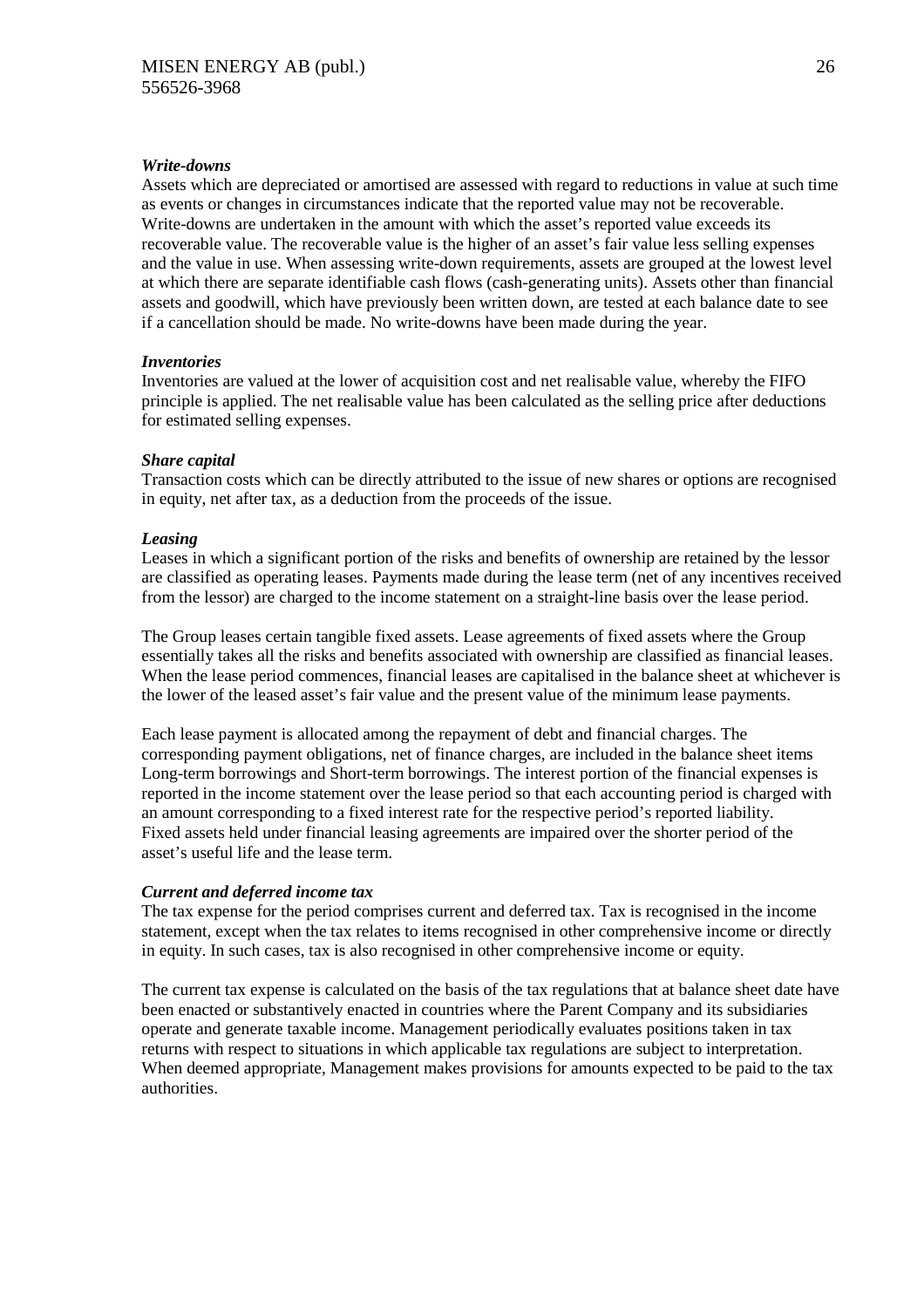### *Write-downs*

Assets which are depreciated or amortised are assessed with regard to reductions in value at such time as events or changes in circumstances indicate that the reported value may not be recoverable. Write-downs are undertaken in the amount with which the asset's reported value exceeds its recoverable value. The recoverable value is the higher of an asset's fair value less selling expenses and the value in use. When assessing write-down requirements, assets are grouped at the lowest level at which there are separate identifiable cash flows (cash-generating units). Assets other than financial assets and goodwill, which have previously been written down, are tested at each balance date to see if a cancellation should be made. No write-downs have been made during the year.

### *Inventories*

Inventories are valued at the lower of acquisition cost and net realisable value, whereby the FIFO principle is applied. The net realisable value has been calculated as the selling price after deductions for estimated selling expenses.

### *Share capital*

Transaction costs which can be directly attributed to the issue of new shares or options are recognised in equity, net after tax, as a deduction from the proceeds of the issue.

### *Leasing*

Leases in which a significant portion of the risks and benefits of ownership are retained by the lessor are classified as operating leases. Payments made during the lease term (net of any incentives received from the lessor) are charged to the income statement on a straight-line basis over the lease period.

The Group leases certain tangible fixed assets. Lease agreements of fixed assets where the Group essentially takes all the risks and benefits associated with ownership are classified as financial leases. When the lease period commences, financial leases are capitalised in the balance sheet at whichever is the lower of the leased asset's fair value and the present value of the minimum lease payments.

Each lease payment is allocated among the repayment of debt and financial charges. The corresponding payment obligations, net of finance charges, are included in the balance sheet items Long-term borrowings and Short-term borrowings. The interest portion of the financial expenses is reported in the income statement over the lease period so that each accounting period is charged with an amount corresponding to a fixed interest rate for the respective period's reported liability. Fixed assets held under financial leasing agreements are impaired over the shorter period of the asset's useful life and the lease term.

### *Current and deferred income tax*

The tax expense for the period comprises current and deferred tax. Tax is recognised in the income statement, except when the tax relates to items recognised in other comprehensive income or directly in equity. In such cases, tax is also recognised in other comprehensive income or equity.

The current tax expense is calculated on the basis of the tax regulations that at balance sheet date have been enacted or substantively enacted in countries where the Parent Company and its subsidiaries operate and generate taxable income. Management periodically evaluates positions taken in tax returns with respect to situations in which applicable tax regulations are subject to interpretation. When deemed appropriate, Management makes provisions for amounts expected to be paid to the tax authorities.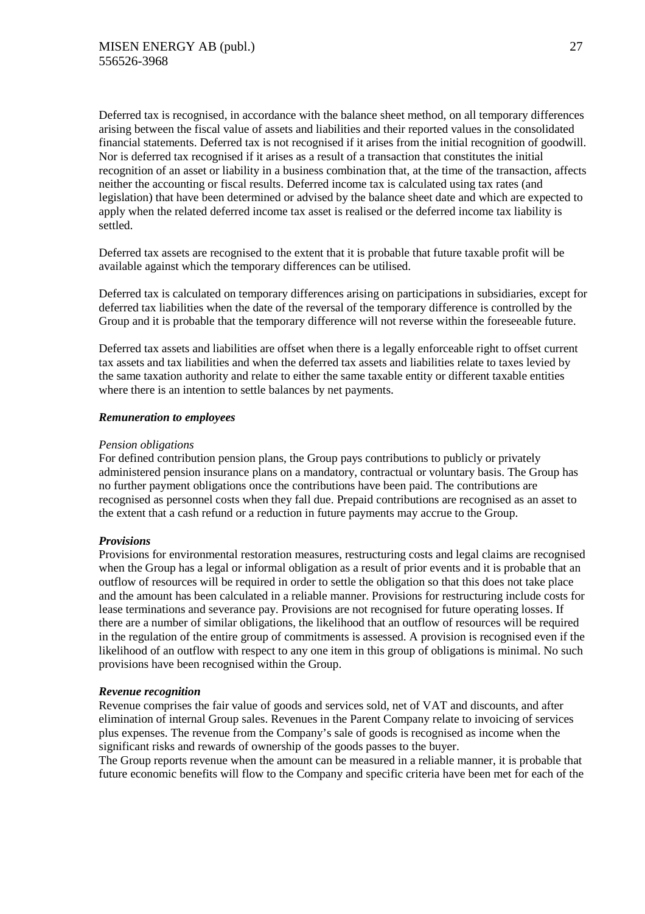Deferred tax is recognised, in accordance with the balance sheet method, on all temporary differences arising between the fiscal value of assets and liabilities and their reported values in the consolidated financial statements. Deferred tax is not recognised if it arises from the initial recognition of goodwill. Nor is deferred tax recognised if it arises as a result of a transaction that constitutes the initial recognition of an asset or liability in a business combination that, at the time of the transaction, affects neither the accounting or fiscal results. Deferred income tax is calculated using tax rates (and legislation) that have been determined or advised by the balance sheet date and which are expected to apply when the related deferred income tax asset is realised or the deferred income tax liability is settled.

Deferred tax assets are recognised to the extent that it is probable that future taxable profit will be available against which the temporary differences can be utilised.

Deferred tax is calculated on temporary differences arising on participations in subsidiaries, except for deferred tax liabilities when the date of the reversal of the temporary difference is controlled by the Group and it is probable that the temporary difference will not reverse within the foreseeable future.

Deferred tax assets and liabilities are offset when there is a legally enforceable right to offset current tax assets and tax liabilities and when the deferred tax assets and liabilities relate to taxes levied by the same taxation authority and relate to either the same taxable entity or different taxable entities where there is an intention to settle balances by net payments.

***Remuneration to employees***

*Pension obligations*

For defined contribution pension plans, the Group pays contributions to publicly or privately administered pension insurance plans on a mandatory, contractual or voluntary basis. The Group has no further payment obligations once the contributions have been paid. The contributions are recognised as personnel costs when they fall due. Prepaid contributions are recognised as an asset to the extent that a cash refund or a reduction in future payments may accrue to the Group.

***Provisions***

Provisions for environmental restoration measures, restructuring costs and legal claims are recognised when the Group has a legal or informal obligation as a result of prior events and it is probable that an outflow of resources will be required in order to settle the obligation so that this does not take place and the amount has been calculated in a reliable manner. Provisions for restructuring include costs for lease terminations and severance pay. Provisions are not recognised for future operating losses. If there are a number of similar obligations, the likelihood that an outflow of resources will be required in the regulation of the entire group of commitments is assessed. A provision is recognised even if the likelihood of an outflow with respect to any one item in this group of obligations is minimal. No such provisions have been recognised within the Group.

***Revenue recognition***

Revenue comprises the fair value of goods and services sold, net of VAT and discounts, and after elimination of internal Group sales. Revenues in the Parent Company relate to invoicing of services plus expenses. The revenue from the Company's sale of goods is recognised as income when the significant risks and rewards of ownership of the goods passes to the buyer.

The Group reports revenue when the amount can be measured in a reliable manner, it is probable that future economic benefits will flow to the Company and specific criteria have been met for each of the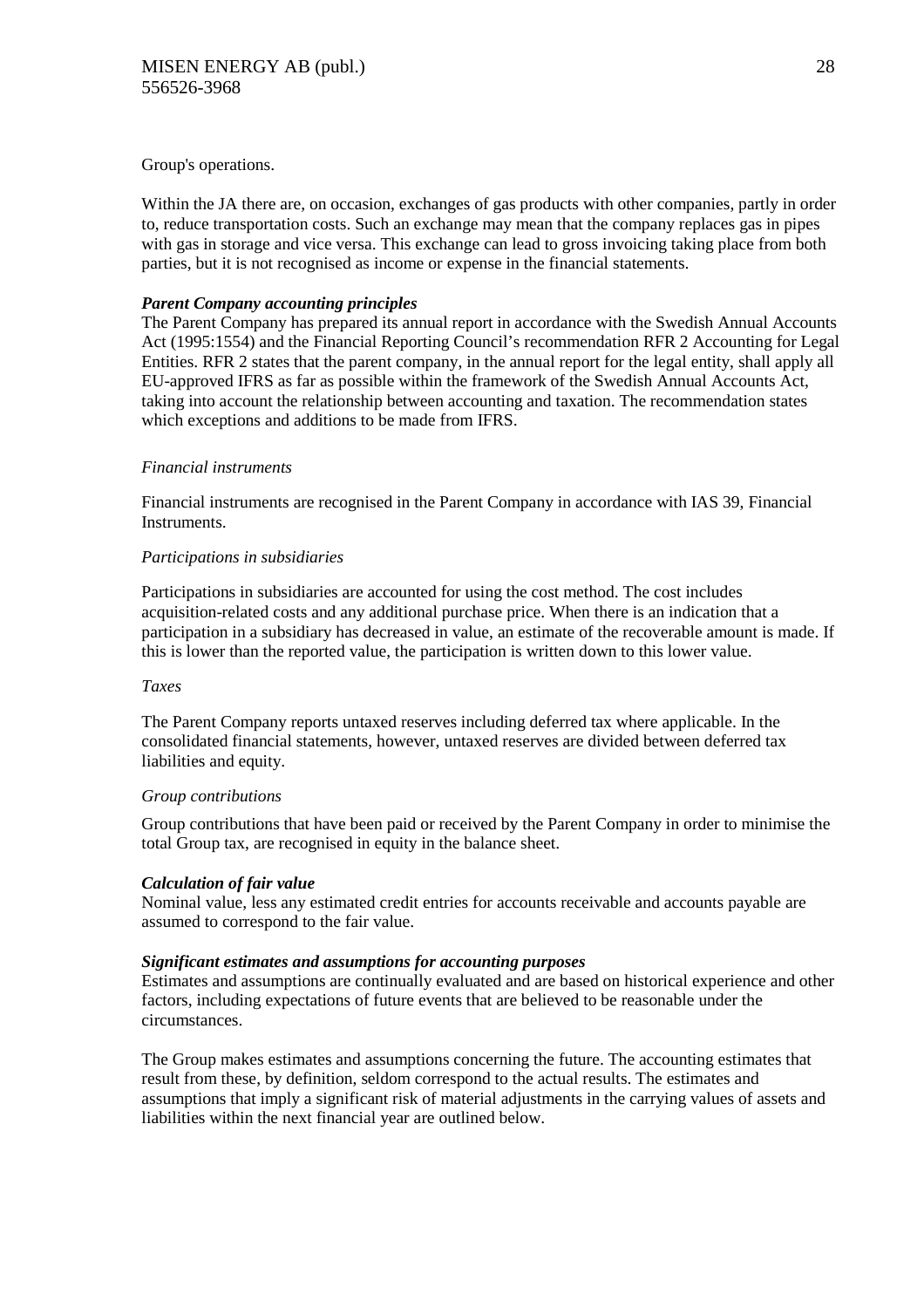Group's operations.

Within the JA there are, on occasion, exchanges of gas products with other companies, partly in order to, reduce transportation costs. Such an exchange may mean that the company replaces gas in pipes with gas in storage and vice versa. This exchange can lead to gross invoicing taking place from both parties, but it is not recognised as income or expense in the financial statements.

***Parent Company accounting principles***

The Parent Company has prepared its annual report in accordance with the Swedish Annual Accounts Act (1995:1554) and the Financial Reporting Council's recommendation RFR 2 Accounting for Legal Entities. RFR 2 states that the parent company, in the annual report for the legal entity, shall apply all EU-approved IFRS as far as possible within the framework of the Swedish Annual Accounts Act, taking into account the relationship between accounting and taxation. The recommendation states which exceptions and additions to be made from IFRS.

*Financial instruments*

Financial instruments are recognised in the Parent Company in accordance with IAS 39, Financial Instruments.

*Participations in subsidiaries*

Participations in subsidiaries are accounted for using the cost method. The cost includes acquisition-related costs and any additional purchase price. When there is an indication that a participation in a subsidiary has decreased in value, an estimate of the recoverable amount is made. If this is lower than the reported value, the participation is written down to this lower value.

*Taxes*

The Parent Company reports untaxed reserves including deferred tax where applicable. In the consolidated financial statements, however, untaxed reserves are divided between deferred tax liabilities and equity.

*Group contributions*

Group contributions that have been paid or received by the Parent Company in order to minimise the total Group tax, are recognised in equity in the balance sheet.

***Calculation of fair value***

Nominal value, less any estimated credit entries for accounts receivable and accounts payable are assumed to correspond to the fair value.

***Significant estimates and assumptions for accounting purposes***

Estimates and assumptions are continually evaluated and are based on historical experience and other factors, including expectations of future events that are believed to be reasonable under the circumstances.

The Group makes estimates and assumptions concerning the future. The accounting estimates that result from these, by definition, seldom correspond to the actual results. The estimates and assumptions that imply a significant risk of material adjustments in the carrying values of assets and liabilities within the next financial year are outlined below.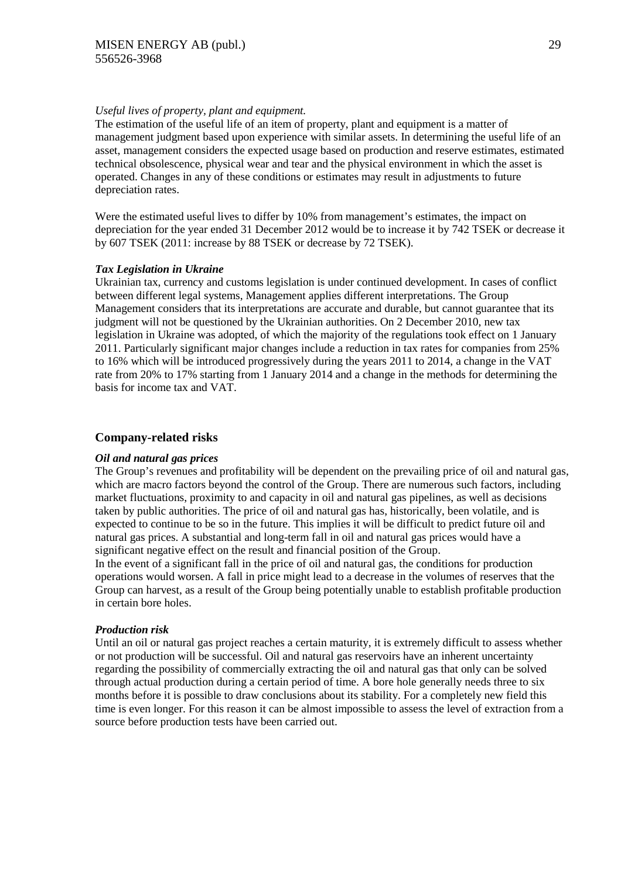*Useful lives of property, plant and equipment.*
The estimation of the useful life of an item of property, plant and equipment is a matter of management judgment based upon experience with similar assets. In determining the useful life of an asset, management considers the expected usage based on production and reserve estimates, estimated technical obsolescence, physical wear and tear and the physical environment in which the asset is operated. Changes in any of these conditions or estimates may result in adjustments to future depreciation rates.

Were the estimated useful lives to differ by 10% from management's estimates, the impact on depreciation for the year ended 31 December 2012 would be to increase it by 742 TSEK or decrease it by 607 TSEK (2011: increase by 88 TSEK or decrease by 72 TSEK).

***Tax Legislation in Ukraine***
Ukrainian tax, currency and customs legislation is under continued development. In cases of conflict between different legal systems, Management applies different interpretations. The Group Management considers that its interpretations are accurate and durable, but cannot guarantee that its judgment will not be questioned by the Ukrainian authorities. On 2 December 2010, new tax legislation in Ukraine was adopted, of which the majority of the regulations took effect on 1 January 2011. Particularly significant major changes include a reduction in tax rates for companies from 25% to 16% which will be introduced progressively during the years 2011 to 2014, a change in the VAT rate from 20% to 17% starting from 1 January 2014 and a change in the methods for determining the basis for income tax and VAT.

## Company-related risks

***Oil and natural gas prices***
The Group's revenues and profitability will be dependent on the prevailing price of oil and natural gas, which are macro factors beyond the control of the Group. There are numerous such factors, including market fluctuations, proximity to and capacity in oil and natural gas pipelines, as well as decisions taken by public authorities. The price of oil and natural gas has, historically, been volatile, and is expected to continue to be so in the future. This implies it will be difficult to predict future oil and natural gas prices. A substantial and long-term fall in oil and natural gas prices would have a significant negative effect on the result and financial position of the Group.
In the event of a significant fall in the price of oil and natural gas, the conditions for production operations would worsen. A fall in price might lead to a decrease in the volumes of reserves that the Group can harvest, as a result of the Group being potentially unable to establish profitable production in certain bore holes.

***Production risk***
Until an oil or natural gas project reaches a certain maturity, it is extremely difficult to assess whether or not production will be successful. Oil and natural gas reservoirs have an inherent uncertainty regarding the possibility of commercially extracting the oil and natural gas that only can be solved through actual production during a certain period of time. A bore hole generally needs three to six months before it is possible to draw conclusions about its stability. For a completely new field this time is even longer. For this reason it can be almost impossible to assess the level of extraction from a source before production tests have been carried out.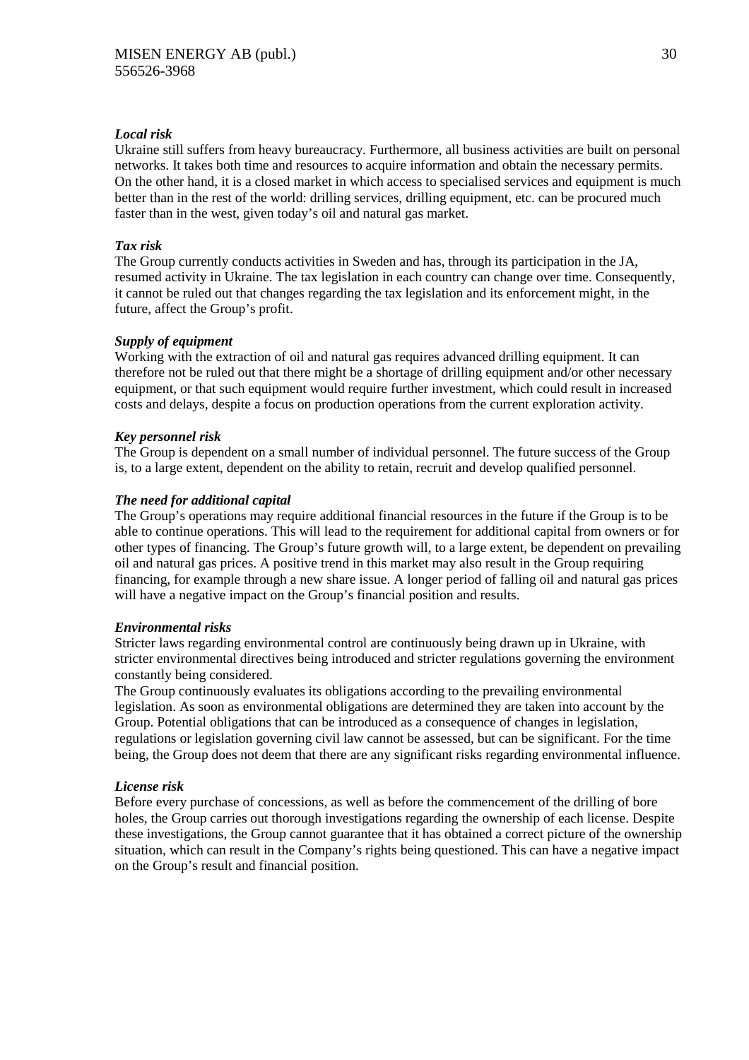*Local risk*

Ukraine still suffers from heavy bureaucracy. Furthermore, all business activities are built on personal networks. It takes both time and resources to acquire information and obtain the necessary permits. On the other hand, it is a closed market in which access to specialised services and equipment is much better than in the rest of the world: drilling services, drilling equipment, etc. can be procured much faster than in the west, given today's oil and natural gas market.

*Tax risk*

The Group currently conducts activities in Sweden and has, through its participation in the JA, resumed activity in Ukraine. The tax legislation in each country can change over time. Consequently, it cannot be ruled out that changes regarding the tax legislation and its enforcement might, in the future, affect the Group's profit.

*Supply of equipment*

Working with the extraction of oil and natural gas requires advanced drilling equipment. It can therefore not be ruled out that there might be a shortage of drilling equipment and/or other necessary equipment, or that such equipment would require further investment, which could result in increased costs and delays, despite a focus on production operations from the current exploration activity.

*Key personnel risk*

The Group is dependent on a small number of individual personnel. The future success of the Group is, to a large extent, dependent on the ability to retain, recruit and develop qualified personnel.

*The need for additional capital*

The Group's operations may require additional financial resources in the future if the Group is to be able to continue operations. This will lead to the requirement for additional capital from owners or for other types of financing. The Group's future growth will, to a large extent, be dependent on prevailing oil and natural gas prices. A positive trend in this market may also result in the Group requiring financing, for example through a new share issue. A longer period of falling oil and natural gas prices will have a negative impact on the Group's financial position and results.

*Environmental risks*

Stricter laws regarding environmental control are continuously being drawn up in Ukraine, with stricter environmental directives being introduced and stricter regulations governing the environment constantly being considered.

The Group continuously evaluates its obligations according to the prevailing environmental legislation. As soon as environmental obligations are determined they are taken into account by the Group. Potential obligations that can be introduced as a consequence of changes in legislation, regulations or legislation governing civil law cannot be assessed, but can be significant. For the time being, the Group does not deem that there are any significant risks regarding environmental influence.

*License risk*

Before every purchase of concessions, as well as before the commencement of the drilling of bore holes, the Group carries out thorough investigations regarding the ownership of each license. Despite these investigations, the Group cannot guarantee that it has obtained a correct picture of the ownership situation, which can result in the Company's rights being questioned. This can have a negative impact on the Group's result and financial position.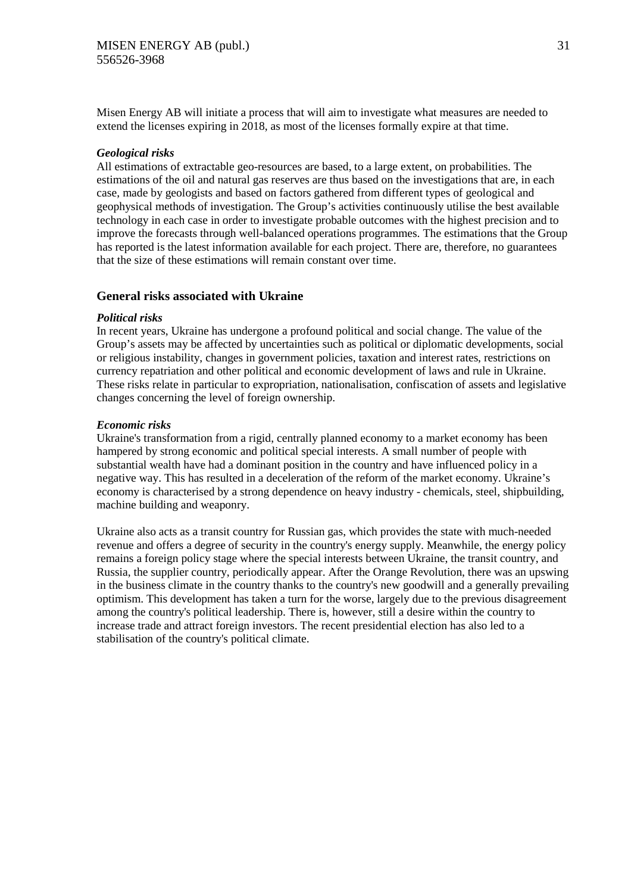Misen Energy AB will initiate a process that will aim to investigate what measures are needed to extend the licenses expiring in 2018, as most of the licenses formally expire at that time.

***Geological risks***

All estimations of extractable geo-resources are based, to a large extent, on probabilities. The estimations of the oil and natural gas reserves are thus based on the investigations that are, in each case, made by geologists and based on factors gathered from different types of geological and geophysical methods of investigation. The Group's activities continuously utilise the best available technology in each case in order to investigate probable outcomes with the highest precision and to improve the forecasts through well-balanced operations programmes. The estimations that the Group has reported is the latest information available for each project. There are, therefore, no guarantees that the size of these estimations will remain constant over time.

## General risks associated with Ukraine

***Political risks***

In recent years, Ukraine has undergone a profound political and social change. The value of the Group's assets may be affected by uncertainties such as political or diplomatic developments, social or religious instability, changes in government policies, taxation and interest rates, restrictions on currency repatriation and other political and economic development of laws and rule in Ukraine. These risks relate in particular to expropriation, nationalisation, confiscation of assets and legislative changes concerning the level of foreign ownership.

***Economic risks***

Ukraine's transformation from a rigid, centrally planned economy to a market economy has been hampered by strong economic and political special interests. A small number of people with substantial wealth have had a dominant position in the country and have influenced policy in a negative way. This has resulted in a deceleration of the reform of the market economy. Ukraine's economy is characterised by a strong dependence on heavy industry - chemicals, steel, shipbuilding, machine building and weaponry.

Ukraine also acts as a transit country for Russian gas, which provides the state with much-needed revenue and offers a degree of security in the country's energy supply. Meanwhile, the energy policy remains a foreign policy stage where the special interests between Ukraine, the transit country, and Russia, the supplier country, periodically appear. After the Orange Revolution, there was an upswing in the business climate in the country thanks to the country's new goodwill and a generally prevailing optimism. This development has taken a turn for the worse, largely due to the previous disagreement among the country's political leadership. There is, however, still a desire within the country to increase trade and attract foreign investors. The recent presidential election has also led to a stabilisation of the country's political climate.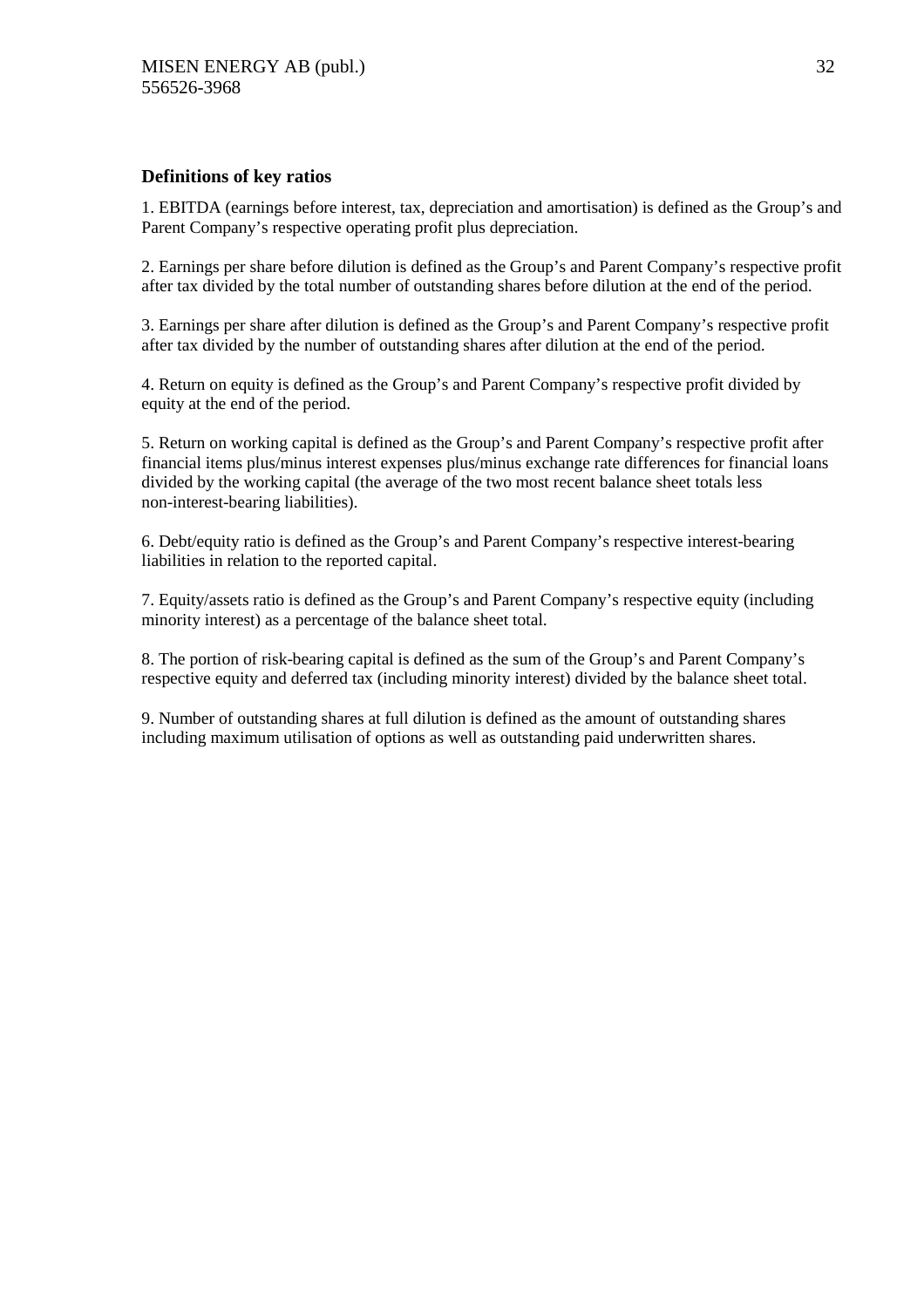### Definitions of key ratios

1. EBITDA (earnings before interest, tax, depreciation and amortisation) is defined as the Group's and Parent Company's respective operating profit plus depreciation.

2. Earnings per share before dilution is defined as the Group's and Parent Company's respective profit after tax divided by the total number of outstanding shares before dilution at the end of the period.

3. Earnings per share after dilution is defined as the Group's and Parent Company's respective profit after tax divided by the number of outstanding shares after dilution at the end of the period.

4. Return on equity is defined as the Group's and Parent Company's respective profit divided by equity at the end of the period.

5. Return on working capital is defined as the Group's and Parent Company's respective profit after financial items plus/minus interest expenses plus/minus exchange rate differences for financial loans divided by the working capital (the average of the two most recent balance sheet totals less non-interest-bearing liabilities).

6. Debt/equity ratio is defined as the Group's and Parent Company's respective interest-bearing liabilities in relation to the reported capital.

7. Equity/assets ratio is defined as the Group's and Parent Company's respective equity (including minority interest) as a percentage of the balance sheet total.

8. The portion of risk-bearing capital is defined as the sum of the Group's and Parent Company's respective equity and deferred tax (including minority interest) divided by the balance sheet total.

9. Number of outstanding shares at full dilution is defined as the amount of outstanding shares including maximum utilisation of options as well as outstanding paid underwritten shares.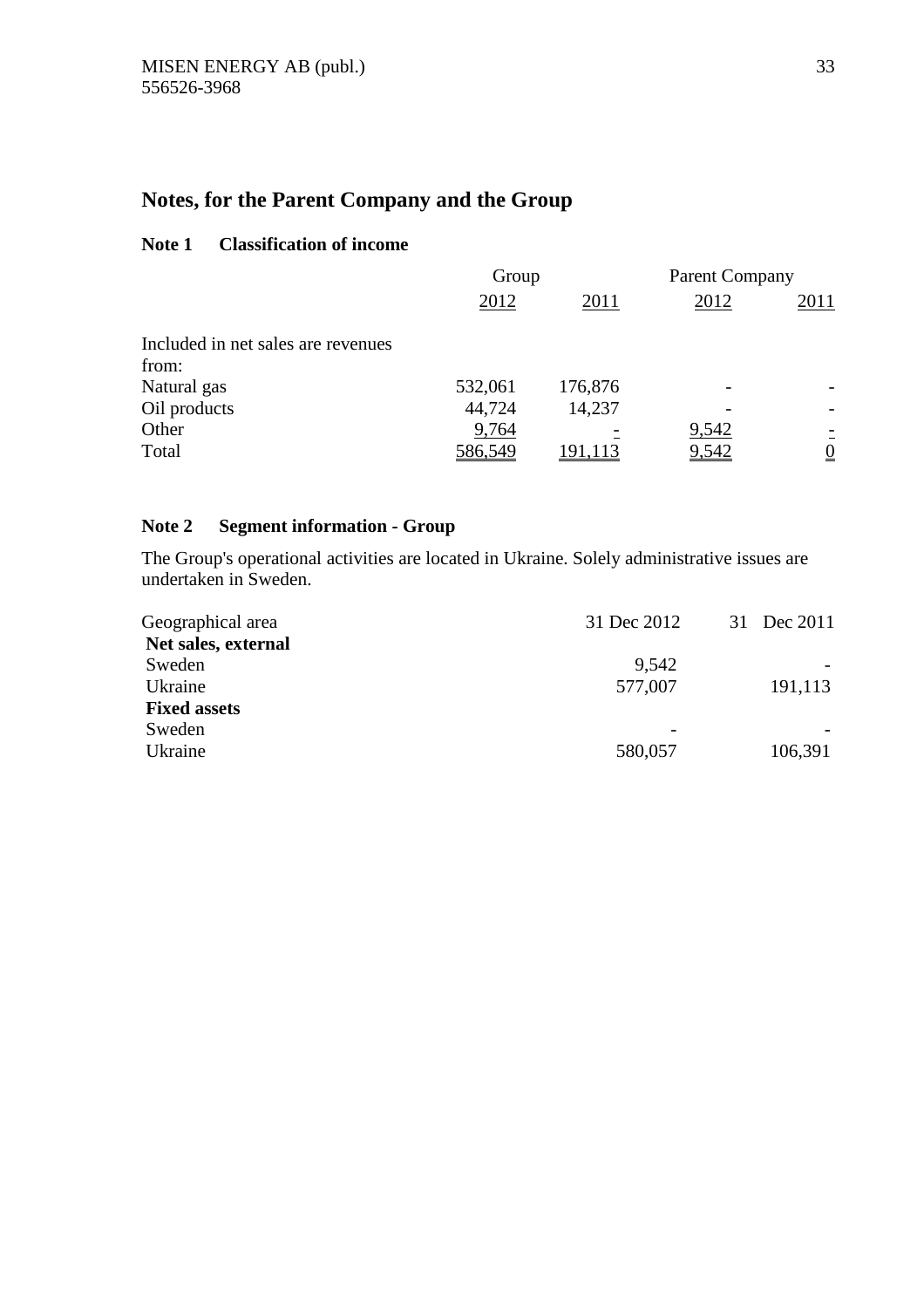# Notes, for the Parent Company and the Group

## Note 1 Classification of income

| | Group | | Parent Company | |
|---|---|---|---|---|
| | 2012 | 2011 | 2012 | 2011 |
| Included in net sales are revenues from: | | | | |
| Natural gas | 532,061 | 176,876 | - | - |
| Oil products | 44,724 | 14,237 | - | - |
| Other | 9,764 | - | 9,542 | - |
| Total | 586,549 | 191,113 | 9,542 | 0 |

## Note 2 Segment information - Group

The Group's operational activities are located in Ukraine. Solely administrative issues are undertaken in Sweden.

| Geographical area | 31 Dec 2012 | 31 Dec 2011 |
|---|---|---|
| **Net sales, external** | | |
| Sweden | 9,542 | - |
| Ukraine | 577,007 | 191,113 |
| **Fixed assets** | | |
| Sweden | - | - |
| Ukraine | 580,057 | 106,391 |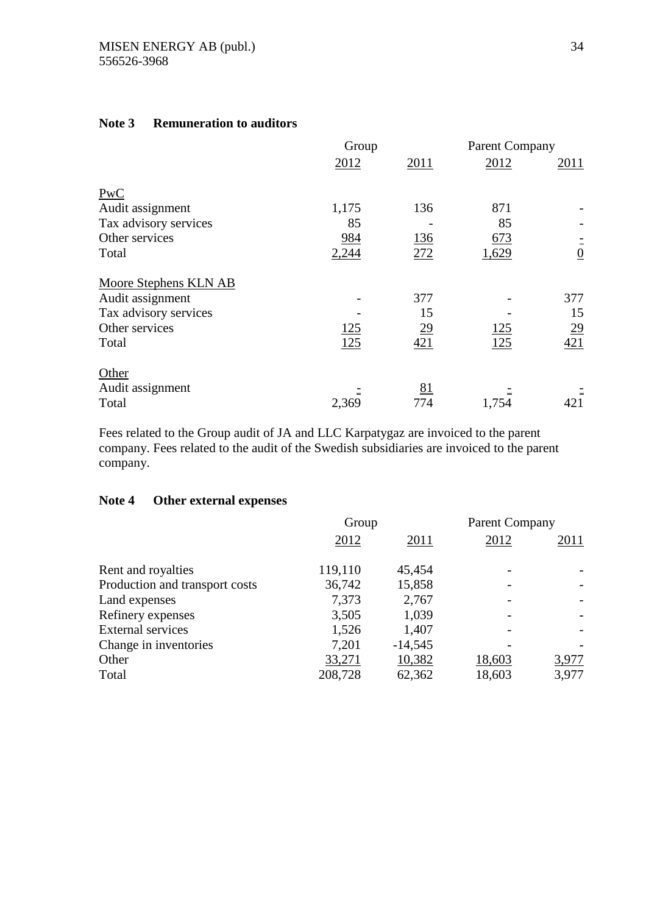### Note 3 Remuneration to auditors

| | Group | | Parent Company | |
|---|---|---|---|---|
| | 2012 | 2011 | 2012 | 2011 |
| PwC | | | | |
| Audit assignment | 1,175 | 136 | 871 | - |
| Tax advisory services | 85 | - | 85 | - |
| Other services | 984 | 136 | 673 | - |
| Total | 2,244 | 272 | 1,629 | 0 |
| Moore Stephens KLN AB | | | | |
| Audit assignment | - | 377 | - | 377 |
| Tax advisory services | - | 15 | - | 15 |
| Other services | 125 | 29 | 125 | 29 |
| Total | 125 | 421 | 125 | 421 |
| Other | | | | |
| Audit assignment | - | 81 | - | - |
| Total | 2,369 | 774 | 1,754 | 421 |

Fees related to the Group audit of JA and LLC Karpatygaz are invoiced to the parent company. Fees related to the audit of the Swedish subsidiaries are invoiced to the parent company.

### Note 4 Other external expenses

| | Group | | Parent Company | |
|---|---|---|---|---|
| | 2012 | 2011 | 2012 | 2011 |
| Rent and royalties | 119,110 | 45,454 | - | - |
| Production and transport costs | 36,742 | 15,858 | - | - |
| Land expenses | 7,373 | 2,767 | - | - |
| Refinery expenses | 3,505 | 1,039 | - | - |
| External services | 1,526 | 1,407 | - | - |
| Change in inventories | 7,201 | -14,545 | - | - |
| Other | 33,271 | 10,382 | 18,603 | 3,977 |
| Total | 208,728 | 62,362 | 18,603 | 3,977 |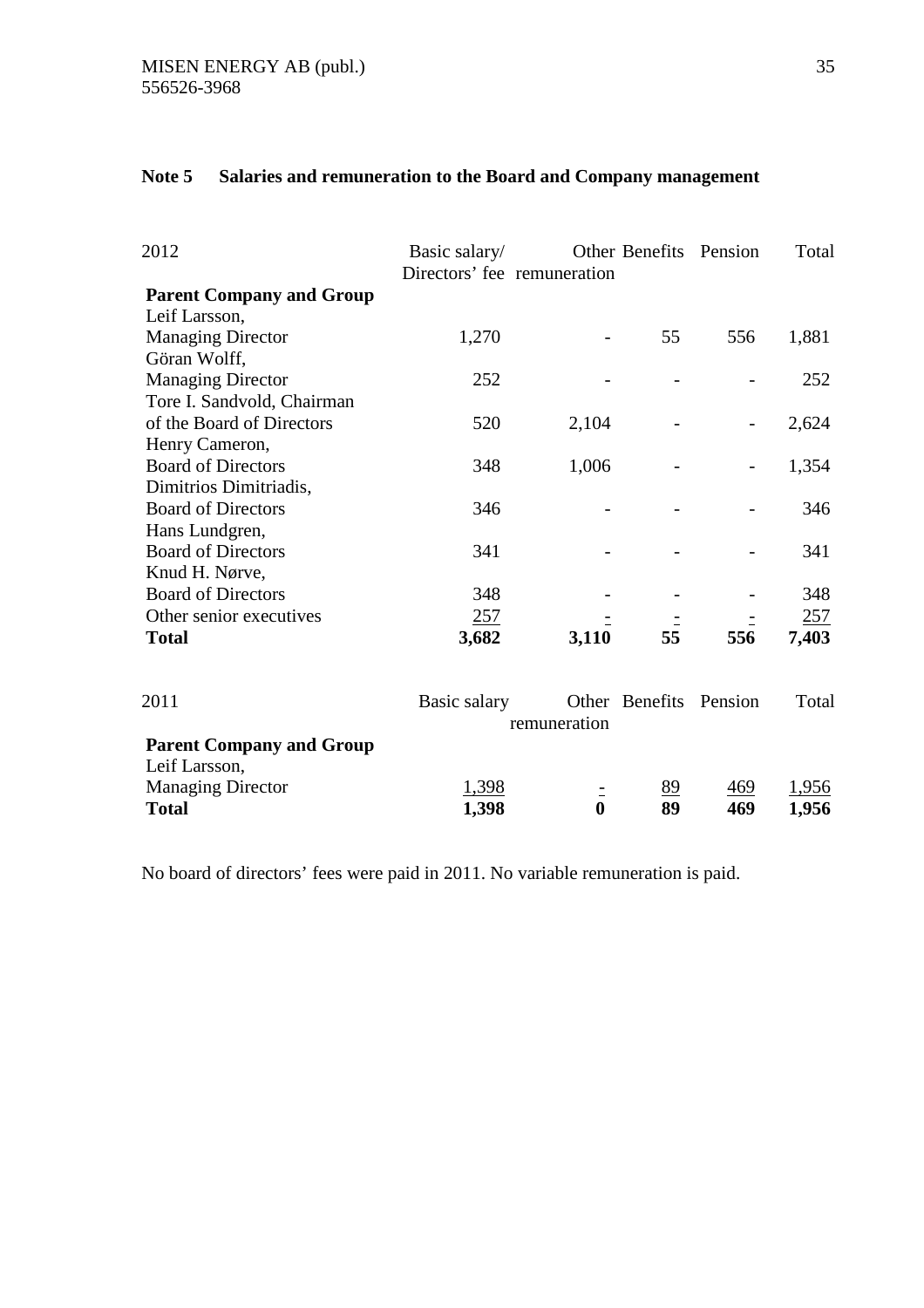## Note 5 Salaries and remuneration to the Board and Company management

| 2012 | Basic salary/ Directors' fee | Other remuneration | Benefits | Pension | Total |
|---|---|---|---|---|---|
| **Parent Company and Group** | | | | | |
| Leif Larsson, Managing Director | 1,270 | - | 55 | 556 | 1,881 |
| Göran Wolff, Managing Director | 252 | - | - | - | 252 |
| Tore I. Sandvold, Chairman of the Board of Directors | 520 | 2,104 | - | - | 2,624 |
| Henry Cameron, Board of Directors | 348 | 1,006 | - | - | 1,354 |
| Dimitrios Dimitriadis, Board of Directors | 346 | - | - | - | 346 |
| Hans Lundgren, Board of Directors | 341 | - | - | - | 341 |
| Knud H. Nørve, Board of Directors | 348 | - | - | - | 348 |
| Other senior executives | 257 | - | - | - | 257 |
| **Total** | **3,682** | **3,110** | **55** | **556** | **7,403** |

| 2011 | Basic salary | Other remuneration | Benefits | Pension | Total |
|---|---|---|---|---|---|
| **Parent Company and Group** | | | | | |
| Leif Larsson, Managing Director | 1,398 | - | 89 | 469 | 1,956 |
| **Total** | **1,398** | **0** | **89** | **469** | **1,956** |

No board of directors' fees were paid in 2011. No variable remuneration is paid.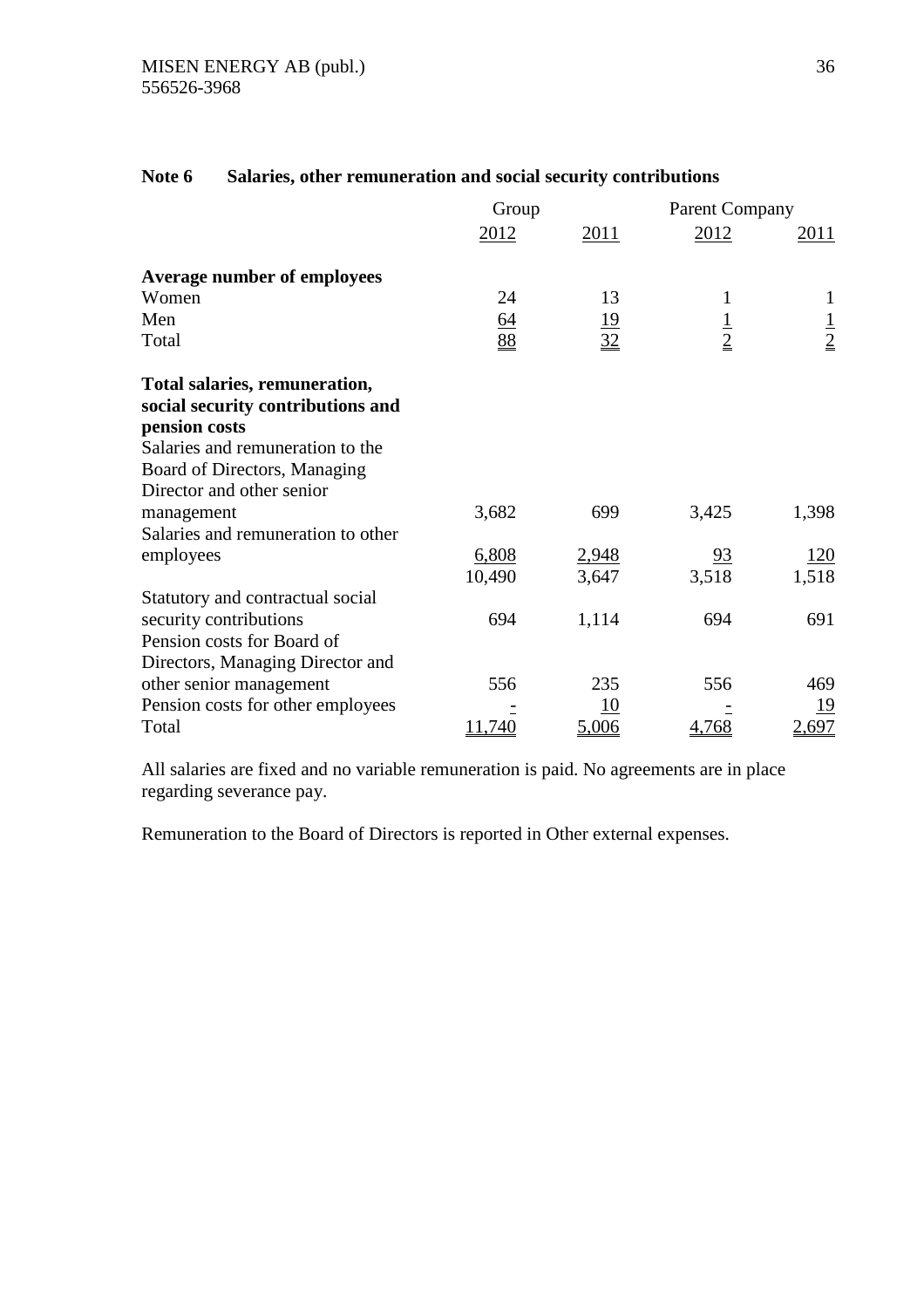## Note 6 Salaries, other remuneration and social security contributions

| | Group | | Parent Company | |
|---|---|---|---|---|
| | 2012 | 2011 | 2012 | 2011 |
| **Average number of employees** | | | | |
| Women | 24 | 13 | 1 | 1 |
| Men | 64 | 19 | 1 | 1 |
| Total | 88 | 32 | 2 | 2 |
| **Total salaries, remuneration, social security contributions and pension costs** | | | | |
| Salaries and remuneration to the Board of Directors, Managing Director and other senior management | 3,682 | 699 | 3,425 | 1,398 |
| Salaries and remuneration to other employees | 6,808 | 2,948 | 93 | 120 |
| | 10,490 | 3,647 | 3,518 | 1,518 |
| Statutory and contractual social security contributions | 694 | 1,114 | 694 | 691 |
| Pension costs for Board of Directors, Managing Director and other senior management | 556 | 235 | 556 | 469 |
| Pension costs for other employees | - | 10 | - | 19 |
| Total | 11,740 | 5,006 | 4,768 | 2,697 |

All salaries are fixed and no variable remuneration is paid. No agreements are in place regarding severance pay.

Remuneration to the Board of Directors is reported in Other external expenses.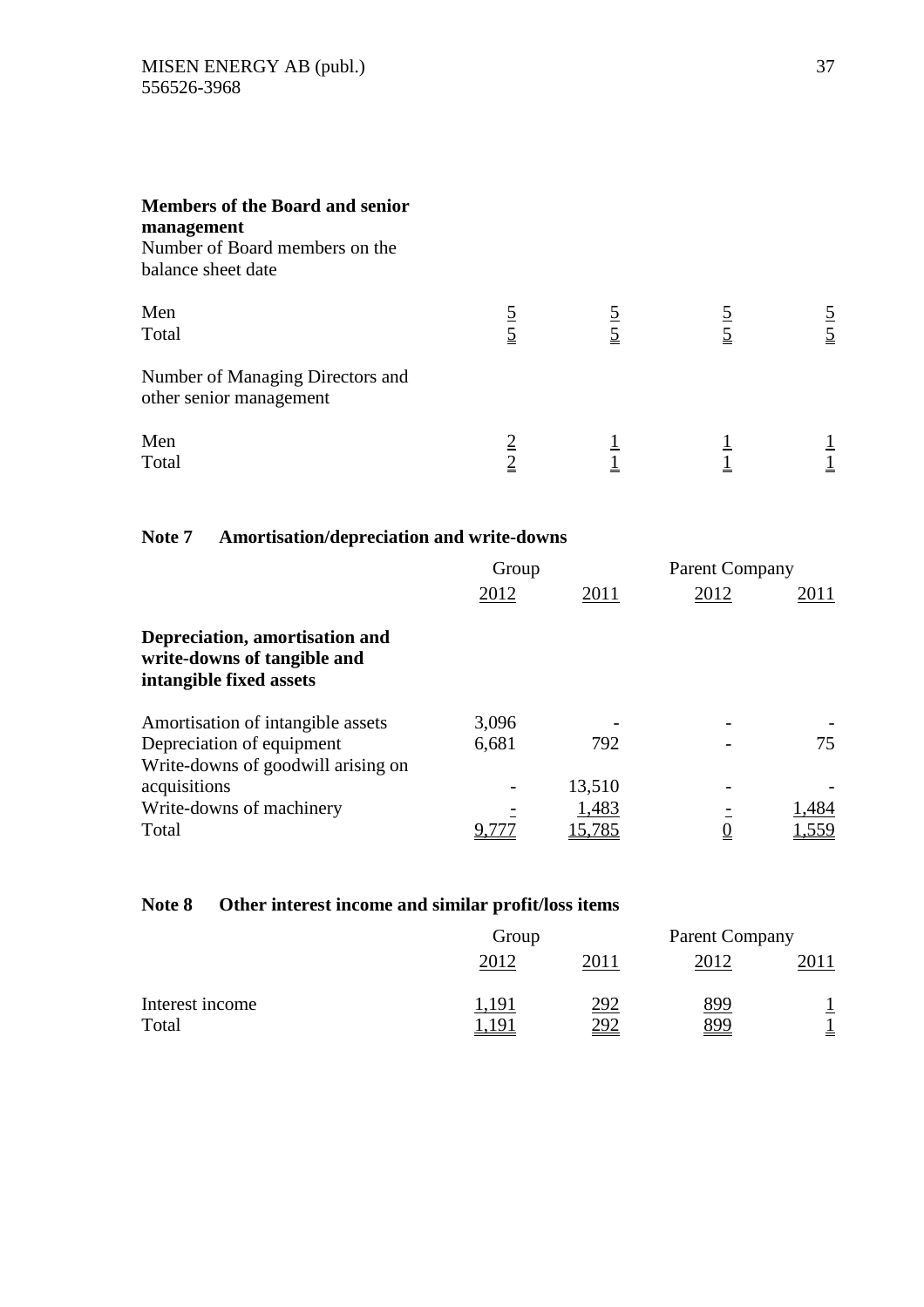**Members of the Board and senior management**

Number of Board members on the balance sheet date

| | | | | |
|---|---|---|---|---|
| Men | 5 | 5 | 5 | 5 |
| Total | 5 | 5 | 5 | 5 |

Number of Managing Directors and other senior management

| | | | | |
|---|---|---|---|---|
| Men | 2 | 1 | 1 | 1 |
| Total | 2 | 1 | 1 | 1 |

## Note 7 Amortisation/depreciation and write-downs

| | Group | | Parent Company | |
|---|---|---|---|---|
| | 2012 | 2011 | 2012 | 2011 |
| **Depreciation, amortisation and write-downs of tangible and intangible fixed assets** | | | | |
| Amortisation of intangible assets | 3,096 | - | - | - |
| Depreciation of equipment | 6,681 | 792 | - | 75 |
| Write-downs of goodwill arising on acquisitions | - | 13,510 | - | - |
| Write-downs of machinery | - | 1,483 | - | 1,484 |
| Total | 9,777 | 15,785 | 0 | 1,559 |

## Note 8 Other interest income and similar profit/loss items

| | Group | | Parent Company | |
|---|---|---|---|---|
| | 2012 | 2011 | 2012 | 2011 |
| Interest income | 1,191 | 292 | 899 | 1 |
| Total | 1,191 | 292 | 899 | 1 |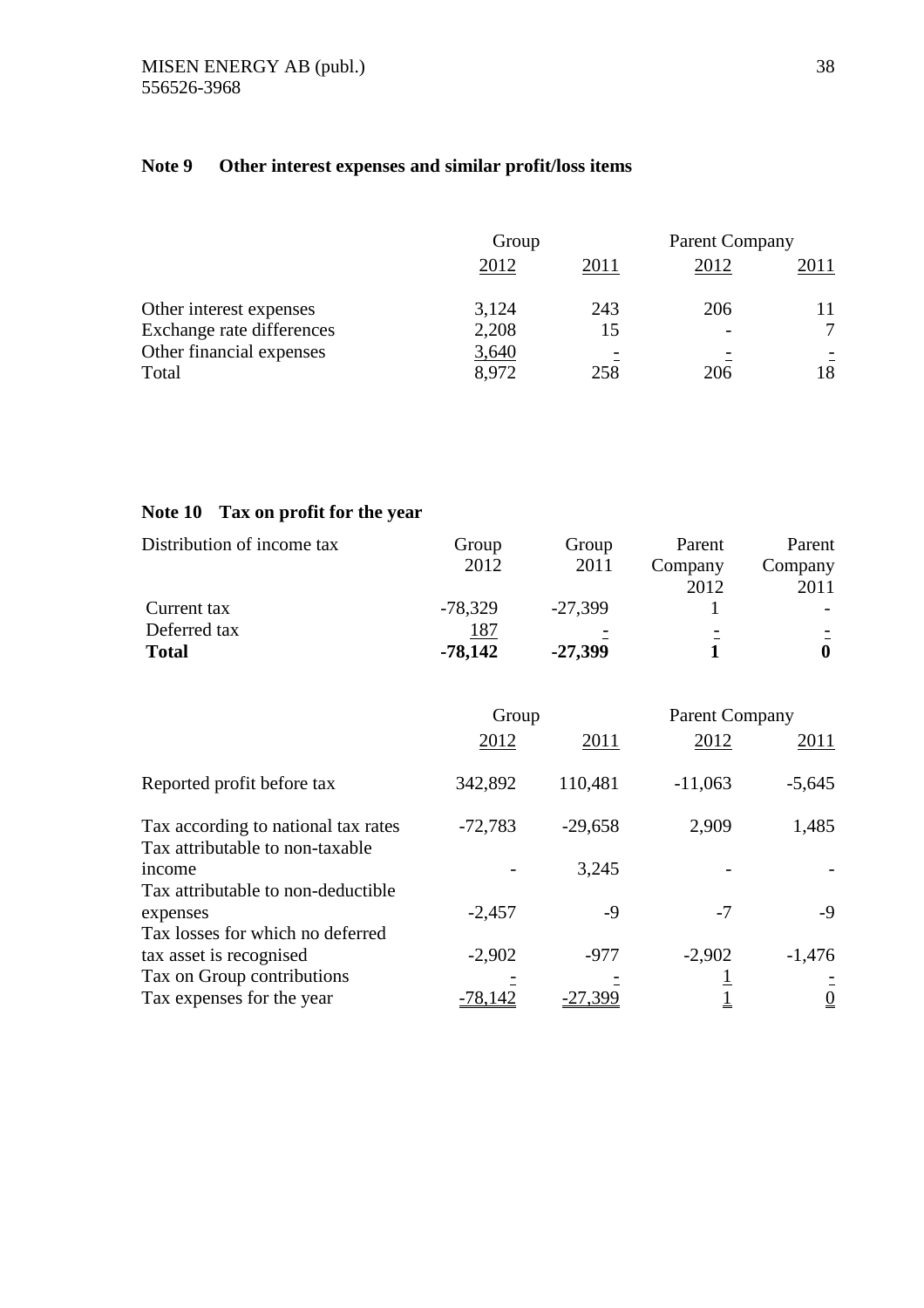## Note 9 Other interest expenses and similar profit/loss items

| | Group | | Parent Company | |
|---|---|---|---|---|
| | 2012 | 2011 | 2012 | 2011 |
| Other interest expenses | 3,124 | 243 | 206 | 11 |
| Exchange rate differences | 2,208 | 15 | - | 7 |
| Other financial expenses | 3,640 | - | - | - |
| Total | 8,972 | 258 | 206 | 18 |

## Note 10 Tax on profit for the year

| Distribution of income tax | Group 2012 | Group 2011 | Parent Company 2012 | Parent Company 2011 |
|---|---|---|---|---|
| Current tax | -78,329 | -27,399 | 1 | - |
| Deferred tax | 187 | - | - | - |
| **Total** | **-78,142** | **-27,399** | **1** | **0** |

| | Group | | Parent Company | |
|---|---|---|---|---|
| | 2012 | 2011 | 2012 | 2011 |
| Reported profit before tax | 342,892 | 110,481 | -11,063 | -5,645 |
| Tax according to national tax rates | -72,783 | -29,658 | 2,909 | 1,485 |
| Tax attributable to non-taxable income | - | 3,245 | - | - |
| Tax attributable to non-deductible expenses | -2,457 | -9 | -7 | -9 |
| Tax losses for which no deferred tax asset is recognised | -2,902 | -977 | -2,902 | -1,476 |
| Tax on Group contributions | - | - | 1 | - |
| Tax expenses for the year | -78,142 | -27,399 | 1 | 0 |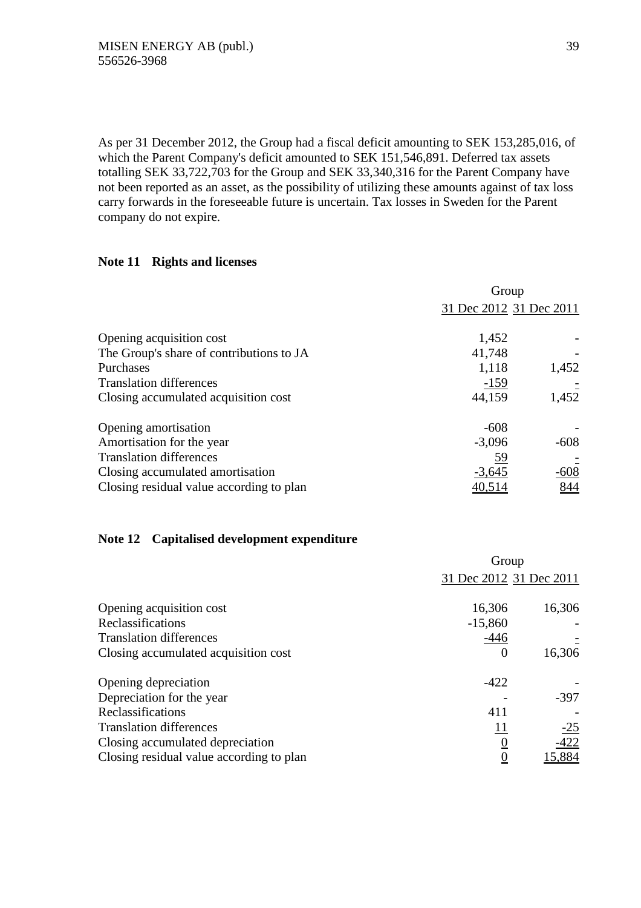As per 31 December 2012, the Group had a fiscal deficit amounting to SEK 153,285,016, of which the Parent Company's deficit amounted to SEK 151,546,891. Deferred tax assets totalling SEK 33,722,703 for the Group and SEK 33,340,316 for the Parent Company have not been reported as an asset, as the possibility of utilizing these amounts against of tax loss carry forwards in the foreseeable future is uncertain. Tax losses in Sweden for the Parent company do not expire.

## Note 11 Rights and licenses

| | Group | |
|---|---|---|
| | 31 Dec 2012 | 31 Dec 2011 |
| Opening acquisition cost | 1,452 | - |
| The Group's share of contributions to JA | 41,748 | - |
| Purchases | 1,118 | 1,452 |
| Translation differences | -159 | - |
| Closing accumulated acquisition cost | 44,159 | 1,452 |
| | | |
| Opening amortisation | -608 | - |
| Amortisation for the year | -3,096 | -608 |
| Translation differences | 59 | - |
| Closing accumulated amortisation | -3,645 | -608 |
| Closing residual value according to plan | 40,514 | 844 |

## Note 12 Capitalised development expenditure

| | Group | |
|---|---|---|
| | 31 Dec 2012 | 31 Dec 2011 |
| Opening acquisition cost | 16,306 | 16,306 |
| Reclassifications | -15,860 | - |
| Translation differences | -446 | - |
| Closing accumulated acquisition cost | 0 | 16,306 |
| | | |
| Opening depreciation | -422 | - |
| Depreciation for the year | - | -397 |
| Reclassifications | 411 | - |
| Translation differences | 11 | -25 |
| Closing accumulated depreciation | 0 | -422 |
| Closing residual value according to plan | 0 | 15,884 |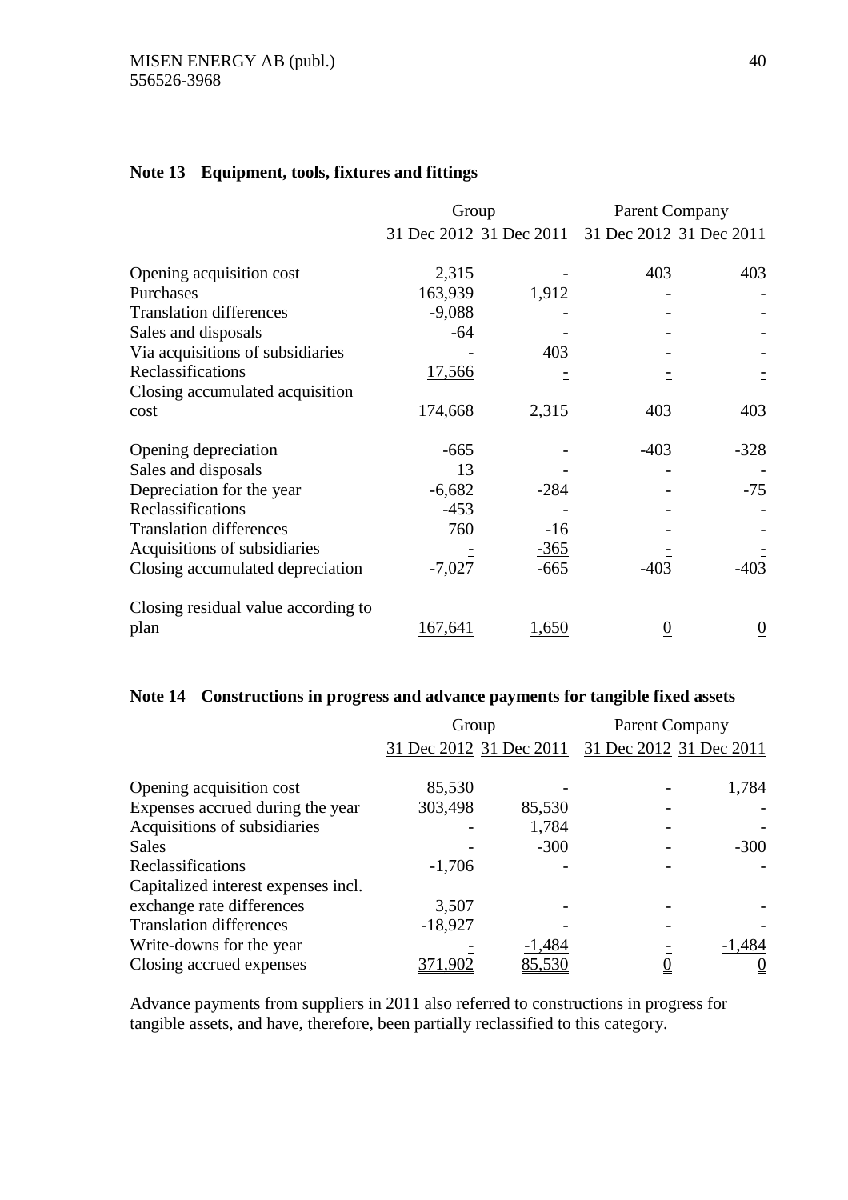## Note 13 Equipment, tools, fixtures and fittings

| | Group | | Parent Company | |
|---|---|---|---|---|
| | 31 Dec 2012 | 31 Dec 2011 | 31 Dec 2012 | 31 Dec 2011 |
| Opening acquisition cost | 2,315 | - | 403 | 403 |
| Purchases | 163,939 | 1,912 | - | - |
| Translation differences | -9,088 | - | - | - |
| Sales and disposals | -64 | - | - | - |
| Via acquisitions of subsidiaries | - | 403 | - | - |
| Reclassifications | 17,566 | - | - | - |
| Closing accumulated acquisition cost | 174,668 | 2,315 | 403 | 403 |
| Opening depreciation | -665 | - | -403 | -328 |
| Sales and disposals | 13 | - | - | - |
| Depreciation for the year | -6,682 | -284 | - | -75 |
| Reclassifications | -453 | - | - | - |
| Translation differences | 760 | -16 | - | - |
| Acquisitions of subsidiaries | - | -365 | - | - |
| Closing accumulated depreciation | -7,027 | -665 | -403 | -403 |
| Closing residual value according to plan | 167,641 | 1,650 | 0 | 0 |

## Note 14 Constructions in progress and advance payments for tangible fixed assets

| | Group | | Parent Company | |
|---|---|---|---|---|
| | 31 Dec 2012 | 31 Dec 2011 | 31 Dec 2012 | 31 Dec 2011 |
| Opening acquisition cost | 85,530 | - | - | 1,784 |
| Expenses accrued during the year | 303,498 | 85,530 | - | - |
| Acquisitions of subsidiaries | - | 1,784 | - | - |
| Sales | - | -300 | - | -300 |
| Reclassifications | -1,706 | - | - | - |
| Capitalized interest expenses incl. exchange rate differences | 3,507 | - | - | - |
| Translation differences | -18,927 | - | - | - |
| Write-downs for the year | - | -1,484 | - | -1,484 |
| Closing accrued expenses | 371,902 | 85,530 | 0 | 0 |

Advance payments from suppliers in 2011 also referred to constructions in progress for tangible assets, and have, therefore, been partially reclassified to this category.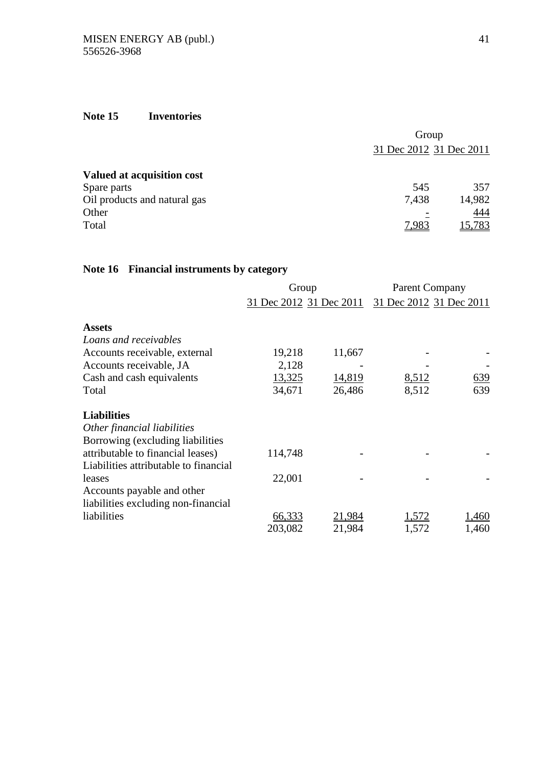## Note 15 Inventories

| | Group | |
|---|---|---|
| | 31 Dec 2012 | 31 Dec 2011 |
| **Valued at acquisition cost** | | |
| Spare parts | 545 | 357 |
| Oil products and natural gas | 7,438 | 14,982 |
| Other | - | 444 |
| Total | 7,983 | 15,783 |

## Note 16 Financial instruments by category

| | Group | | Parent Company | |
|---|---|---|---|---|
| | 31 Dec 2012 | 31 Dec 2011 | 31 Dec 2012 | 31 Dec 2011 |
| **Assets** | | | | |
| *Loans and receivables* | | | | |
| Accounts receivable, external | 19,218 | 11,667 | - | - |
| Accounts receivable, JA | 2,128 | - | - | - |
| Cash and cash equivalents | 13,325 | 14,819 | 8,512 | 639 |
| Total | 34,671 | 26,486 | 8,512 | 639 |
| **Liabilities** | | | | |
| *Other financial liabilities* | | | | |
| Borrowing (excluding liabilities attributable to financial leases) | 114,748 | - | - | - |
| Liabilities attributable to financial leases | 22,001 | - | - | - |
| Accounts payable and other liabilities excluding non-financial liabilities | 66,333 | 21,984 | 1,572 | 1,460 |
| | 203,082 | 21,984 | 1,572 | 1,460 |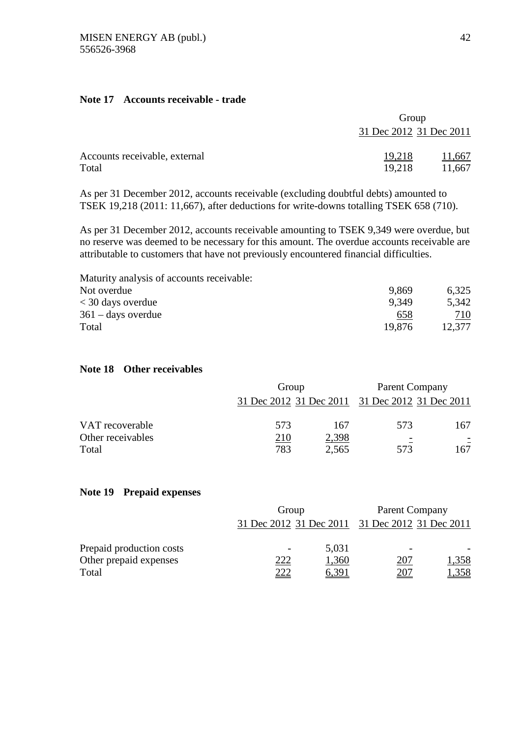### Note 17 Accounts receivable - trade

| | Group | |
|---|---|---|
| | 31 Dec 2012 | 31 Dec 2011 |
| Accounts receivable, external | 19,218 | 11,667 |
| Total | 19,218 | 11,667 |

As per 31 December 2012, accounts receivable (excluding doubtful debts) amounted to TSEK 19,218 (2011: 11,667), after deductions for write-downs totalling TSEK 658 (710).

As per 31 December 2012, accounts receivable amounting to TSEK 9,349 were overdue, but no reserve was deemed to be necessary for this amount. The overdue accounts receivable are attributable to customers that have not previously encountered financial difficulties.

| Maturity analysis of accounts receivable: | | |
|---|---|---|
| Not overdue | 9,869 | 6,325 |
| < 30 days overdue | 9,349 | 5,342 |
| 361 – days overdue | 658 | 710 |
| Total | 19,876 | 12,377 |

### Note 18 Other receivables

| | Group | | Parent Company | |
|---|---|---|---|---|
| | 31 Dec 2012 | 31 Dec 2011 | 31 Dec 2012 | 31 Dec 2011 |
| VAT recoverable | 573 | 167 | 573 | 167 |
| Other receivables | 210 | 2,398 | - | - |
| Total | 783 | 2,565 | 573 | 167 |

### Note 19 Prepaid expenses

| | Group | | Parent Company | |
|---|---|---|---|---|
| | 31 Dec 2012 | 31 Dec 2011 | 31 Dec 2012 | 31 Dec 2011 |
| Prepaid production costs | - | 5,031 | - | - |
| Other prepaid expenses | 222 | 1,360 | 207 | 1,358 |
| Total | 222 | 6,391 | 207 | 1,358 |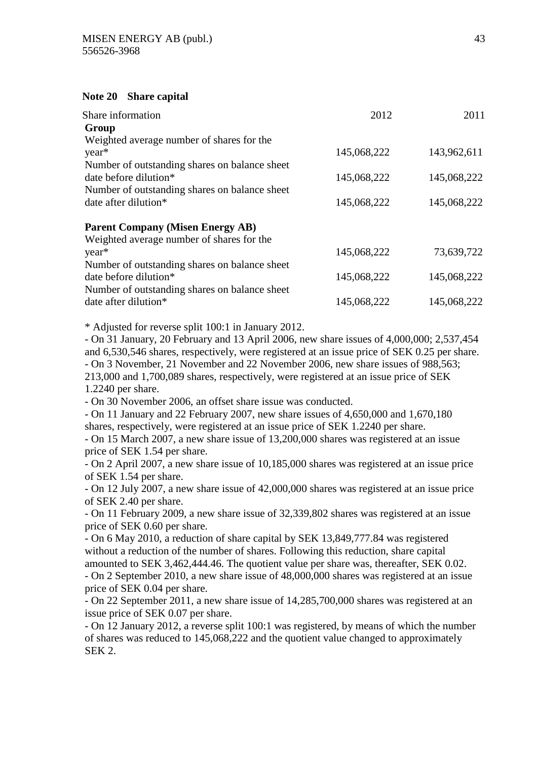## Note 20 Share capital

| Share information | 2012 | 2011 |
|---|---|---|
| **Group** | | |
| Weighted average number of shares for the year* | 145,068,222 | 143,962,611 |
| Number of outstanding shares on balance sheet date before dilution* | 145,068,222 | 145,068,222 |
| Number of outstanding shares on balance sheet date after dilution* | 145,068,222 | 145,068,222 |
| | | |
| **Parent Company (Misen Energy AB)** | | |
| Weighted average number of shares for the year* | 145,068,222 | 73,639,722 |
| Number of outstanding shares on balance sheet date before dilution* | 145,068,222 | 145,068,222 |
| Number of outstanding shares on balance sheet date after dilution* | 145,068,222 | 145,068,222 |

\* Adjusted for reverse split 100:1 in January 2012.

- On 31 January, 20 February and 13 April 2006, new share issues of 4,000,000; 2,537,454 and 6,530,546 shares, respectively, were registered at an issue price of SEK 0.25 per share.
- On 3 November, 21 November and 22 November 2006, new share issues of 988,563; 213,000 and 1,700,089 shares, respectively, were registered at an issue price of SEK 1.2240 per share.
- On 30 November 2006, an offset share issue was conducted.
- On 11 January and 22 February 2007, new share issues of 4,650,000 and 1,670,180 shares, respectively, were registered at an issue price of SEK 1.2240 per share.
- On 15 March 2007, a new share issue of 13,200,000 shares was registered at an issue price of SEK 1.54 per share.
- On 2 April 2007, a new share issue of 10,185,000 shares was registered at an issue price of SEK 1.54 per share.
- On 12 July 2007, a new share issue of 42,000,000 shares was registered at an issue price of SEK 2.40 per share.
- On 11 February 2009, a new share issue of 32,339,802 shares was registered at an issue price of SEK 0.60 per share.
- On 6 May 2010, a reduction of share capital by SEK 13,849,777.84 was registered without a reduction of the number of shares. Following this reduction, share capital amounted to SEK 3,462,444.46. The quotient value per share was, thereafter, SEK 0.02.
- On 2 September 2010, a new share issue of 48,000,000 shares was registered at an issue price of SEK 0.04 per share.
- On 22 September 2011, a new share issue of 14,285,700,000 shares was registered at an issue price of SEK 0.07 per share.
- On 12 January 2012, a reverse split 100:1 was registered, by means of which the number of shares was reduced to 145,068,222 and the quotient value changed to approximately SEK 2.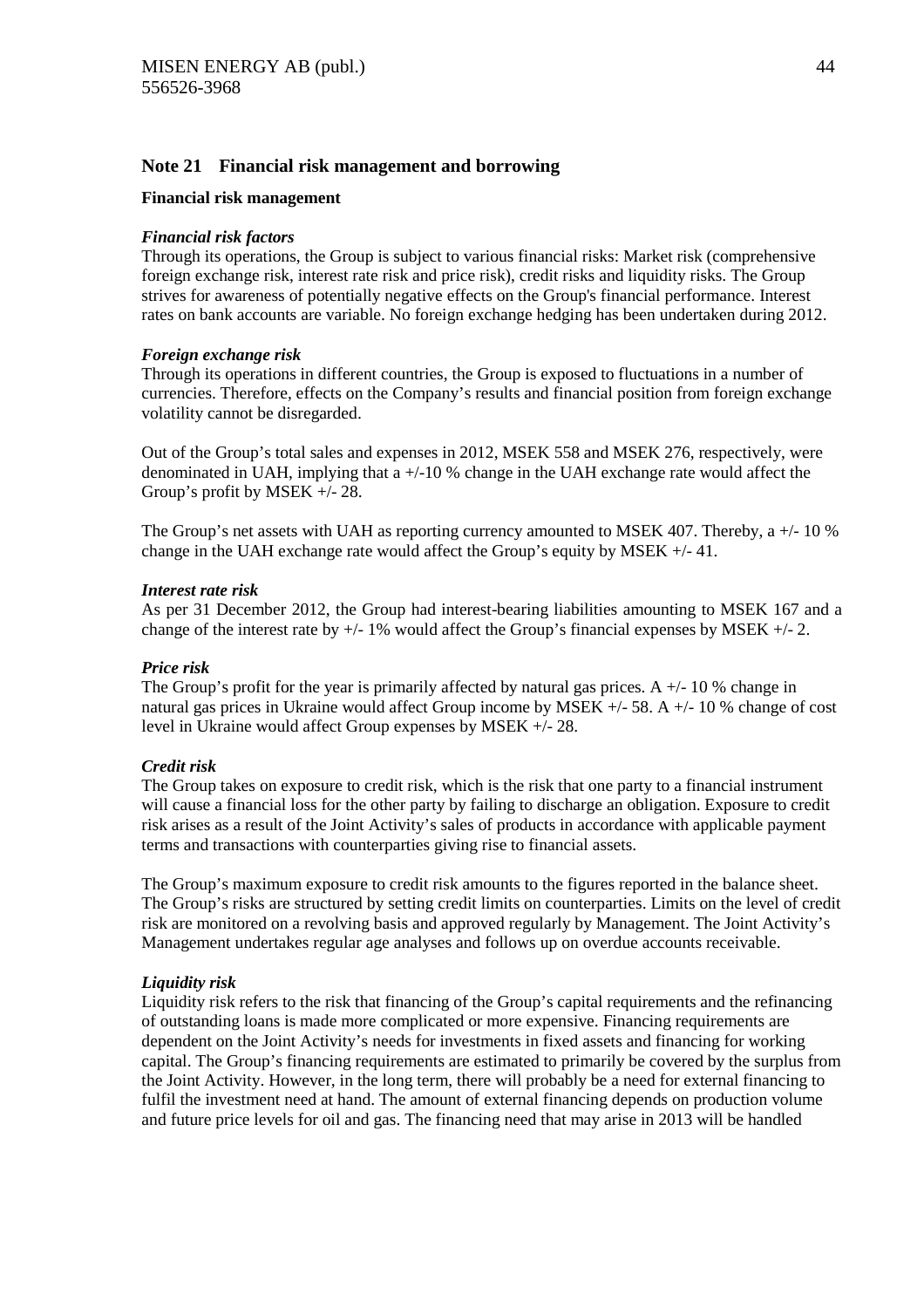## Note 21 Financial risk management and borrowing

### Financial risk management

***Financial risk factors***

Through its operations, the Group is subject to various financial risks: Market risk (comprehensive foreign exchange risk, interest rate risk and price risk), credit risks and liquidity risks. The Group strives for awareness of potentially negative effects on the Group's financial performance. Interest rates on bank accounts are variable. No foreign exchange hedging has been undertaken during 2012.

***Foreign exchange risk***

Through its operations in different countries, the Group is exposed to fluctuations in a number of currencies. Therefore, effects on the Company's results and financial position from foreign exchange volatility cannot be disregarded.

Out of the Group's total sales and expenses in 2012, MSEK 558 and MSEK 276, respectively, were denominated in UAH, implying that a +/-10 % change in the UAH exchange rate would affect the Group's profit by MSEK +/- 28.

The Group's net assets with UAH as reporting currency amounted to MSEK 407. Thereby, a +/- 10 % change in the UAH exchange rate would affect the Group's equity by MSEK +/- 41.

***Interest rate risk***

As per 31 December 2012, the Group had interest-bearing liabilities amounting to MSEK 167 and a change of the interest rate by +/- 1% would affect the Group's financial expenses by MSEK +/- 2.

***Price risk***

The Group's profit for the year is primarily affected by natural gas prices. A +/- 10 % change in natural gas prices in Ukraine would affect Group income by MSEK +/- 58. A +/- 10 % change of cost level in Ukraine would affect Group expenses by MSEK +/- 28.

***Credit risk***

The Group takes on exposure to credit risk, which is the risk that one party to a financial instrument will cause a financial loss for the other party by failing to discharge an obligation. Exposure to credit risk arises as a result of the Joint Activity's sales of products in accordance with applicable payment terms and transactions with counterparties giving rise to financial assets.

The Group's maximum exposure to credit risk amounts to the figures reported in the balance sheet. The Group's risks are structured by setting credit limits on counterparties. Limits on the level of credit risk are monitored on a revolving basis and approved regularly by Management. The Joint Activity's Management undertakes regular age analyses and follows up on overdue accounts receivable.

***Liquidity risk***

Liquidity risk refers to the risk that financing of the Group's capital requirements and the refinancing of outstanding loans is made more complicated or more expensive. Financing requirements are dependent on the Joint Activity's needs for investments in fixed assets and financing for working capital. The Group's financing requirements are estimated to primarily be covered by the surplus from the Joint Activity. However, in the long term, there will probably be a need for external financing to fulfil the investment need at hand. The amount of external financing depends on production volume and future price levels for oil and gas. The financing need that may arise in 2013 will be handled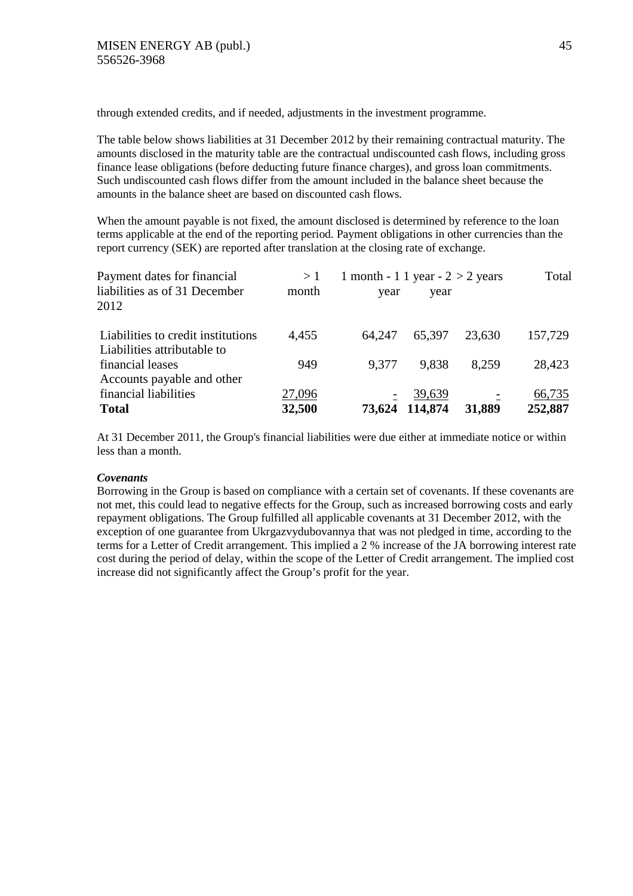through extended credits, and if needed, adjustments in the investment programme.

The table below shows liabilities at 31 December 2012 by their remaining contractual maturity. The amounts disclosed in the maturity table are the contractual undiscounted cash flows, including gross finance lease obligations (before deducting future finance charges), and gross loan commitments. Such undiscounted cash flows differ from the amount included in the balance sheet because the amounts in the balance sheet are based on discounted cash flows.

When the amount payable is not fixed, the amount disclosed is determined by reference to the loan terms applicable at the end of the reporting period. Payment obligations in other currencies than the report currency (SEK) are reported after translation at the closing rate of exchange.

| Payment dates for financial liabilities as of 31 December 2012 | > 1 month | 1 month - 1 year | 1 year - 2 year | > 2 years | Total |
|---|---|---|---|---|---|
| Liabilities to credit institutions | 4,455 | 64,247 | 65,397 | 23,630 | 157,729 |
| Liabilities attributable to financial leases | 949 | 9,377 | 9,838 | 8,259 | 28,423 |
| Accounts payable and other financial liabilities | 27,096 | - | 39,639 | - | 66,735 |
| **Total** | **32,500** | **73,624** | **114,874** | **31,889** | **252,887** |

At 31 December 2011, the Group's financial liabilities were due either at immediate notice or within less than a month.

***Covenants***

Borrowing in the Group is based on compliance with a certain set of covenants. If these covenants are not met, this could lead to negative effects for the Group, such as increased borrowing costs and early repayment obligations. The Group fulfilled all applicable covenants at 31 December 2012, with the exception of one guarantee from Ukrgazvydubovannya that was not pledged in time, according to the terms for a Letter of Credit arrangement. This implied a 2 % increase of the JA borrowing interest rate cost during the period of delay, within the scope of the Letter of Credit arrangement. The implied cost increase did not significantly affect the Group's profit for the year.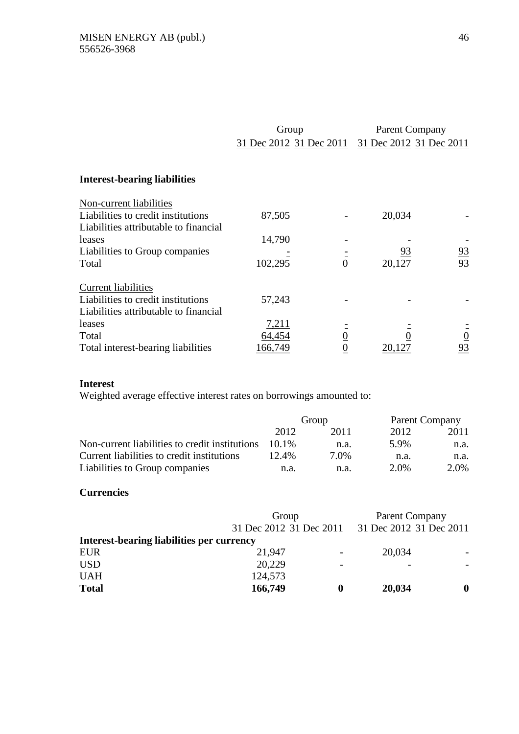| | Group | | Parent Company | |
|---|---|---|---|---|
| | 31 Dec 2012 | 31 Dec 2011 | 31 Dec 2012 | 31 Dec 2011 |
| **Interest-bearing liabilities** | | | | |
| Non-current liabilities | | | | |
| Liabilities to credit institutions | 87,505 | - | 20,034 | - |
| Liabilities attributable to financial leases | 14,790 | - | - | - |
| Liabilities to Group companies | - | - | 93 | 93 |
| Total | 102,295 | 0 | 20,127 | 93 |
| Current liabilities | | | | |
| Liabilities to credit institutions | 57,243 | - | - | - |
| Liabilities attributable to financial leases | 7,211 | - | - | - |
| Total | 64,454 | 0 | 0 | 0 |
| Total interest-bearing liabilities | 166,749 | 0 | 20,127 | 93 |

**Interest**

Weighted average effective interest rates on borrowings amounted to:

| | Group | | Parent Company | |
|---|---|---|---|---|
| | 2012 | 2011 | 2012 | 2011 |
| Non-current liabilities to credit institutions | 10.1% | n.a. | 5.9% | n.a. |
| Current liabilities to credit institutions | 12.4% | 7.0% | n.a. | n.a. |
| Liabilities to Group companies | n.a. | n.a. | 2.0% | 2.0% |

**Currencies**

| | Group | | Parent Company | |
|---|---|---|---|---|
| | 31 Dec 2012 | 31 Dec 2011 | 31 Dec 2012 | 31 Dec 2011 |
| **Interest-bearing liabilities per currency** | | | | |
| EUR | 21,947 | - | 20,034 | - |
| USD | 20,229 | - | - | - |
| UAH | 124,573 | | | |
| **Total** | **166,749** | **0** | **20,034** | **0** |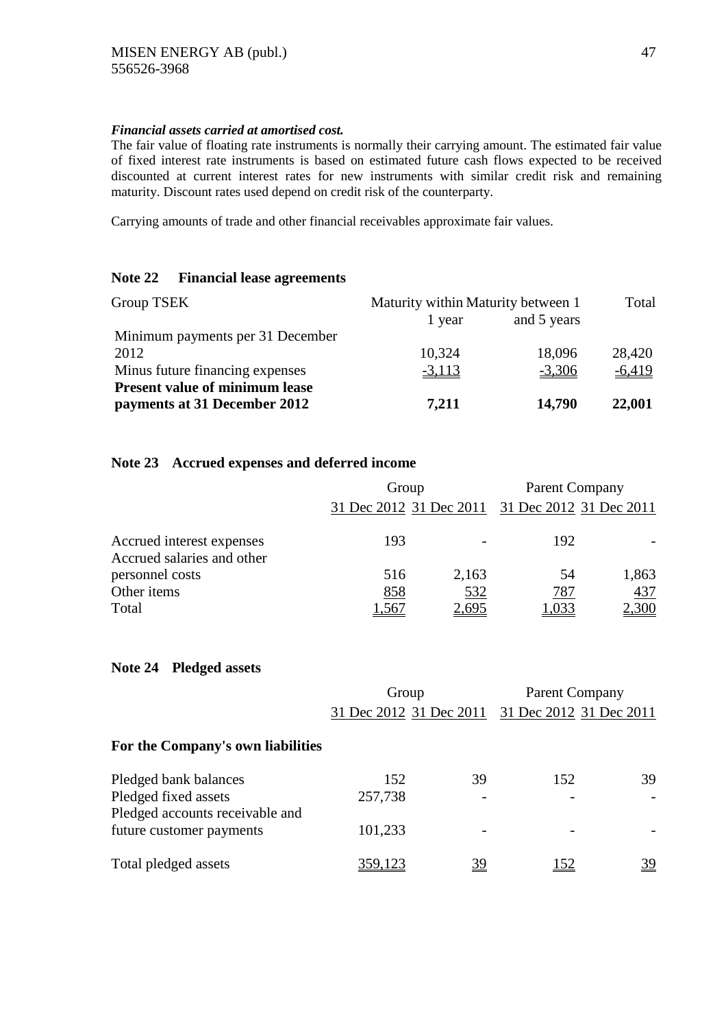***Financial assets carried at amortised cost.***

The fair value of floating rate instruments is normally their carrying amount. The estimated fair value of fixed interest rate instruments is based on estimated future cash flows expected to be received discounted at current interest rates for new instruments with similar credit risk and remaining maturity. Discount rates used depend on credit risk of the counterparty.

Carrying amounts of trade and other financial receivables approximate fair values.

## Note 22 Financial lease agreements

| Group TSEK | Maturity within 1 year | Maturity between 1 and 5 years | Total |
|---|---|---|---|
| Minimum payments per 31 December 2012 | 10,324 | 18,096 | 28,420 |
| Minus future financing expenses | -3,113 | -3,306 | -6,419 |
| **Present value of minimum lease payments at 31 December 2012** | **7,211** | **14,790** | **22,001** |

## Note 23 Accrued expenses and deferred income

| | Group | | Parent Company | |
|---|---|---|---|---|
| | 31 Dec 2012 | 31 Dec 2011 | 31 Dec 2012 | 31 Dec 2011 |
| Accrued interest expenses | 193 | - | 192 | - |
| Accrued salaries and other personnel costs | 516 | 2,163 | 54 | 1,863 |
| Other items | 858 | 532 | 787 | 437 |
| Total | 1,567 | 2,695 | 1,033 | 2,300 |

## Note 24 Pledged assets

| | Group | | Parent Company | |
|---|---|---|---|---|
| | 31 Dec 2012 | 31 Dec 2011 | 31 Dec 2012 | 31 Dec 2011 |
| **For the Company's own liabilities** | | | | |
| Pledged bank balances | 152 | 39 | 152 | 39 |
| Pledged fixed assets | 257,738 | - | - | - |
| Pledged accounts receivable and future customer payments | 101,233 | - | - | - |
| Total pledged assets | 359,123 | 39 | 152 | 39 |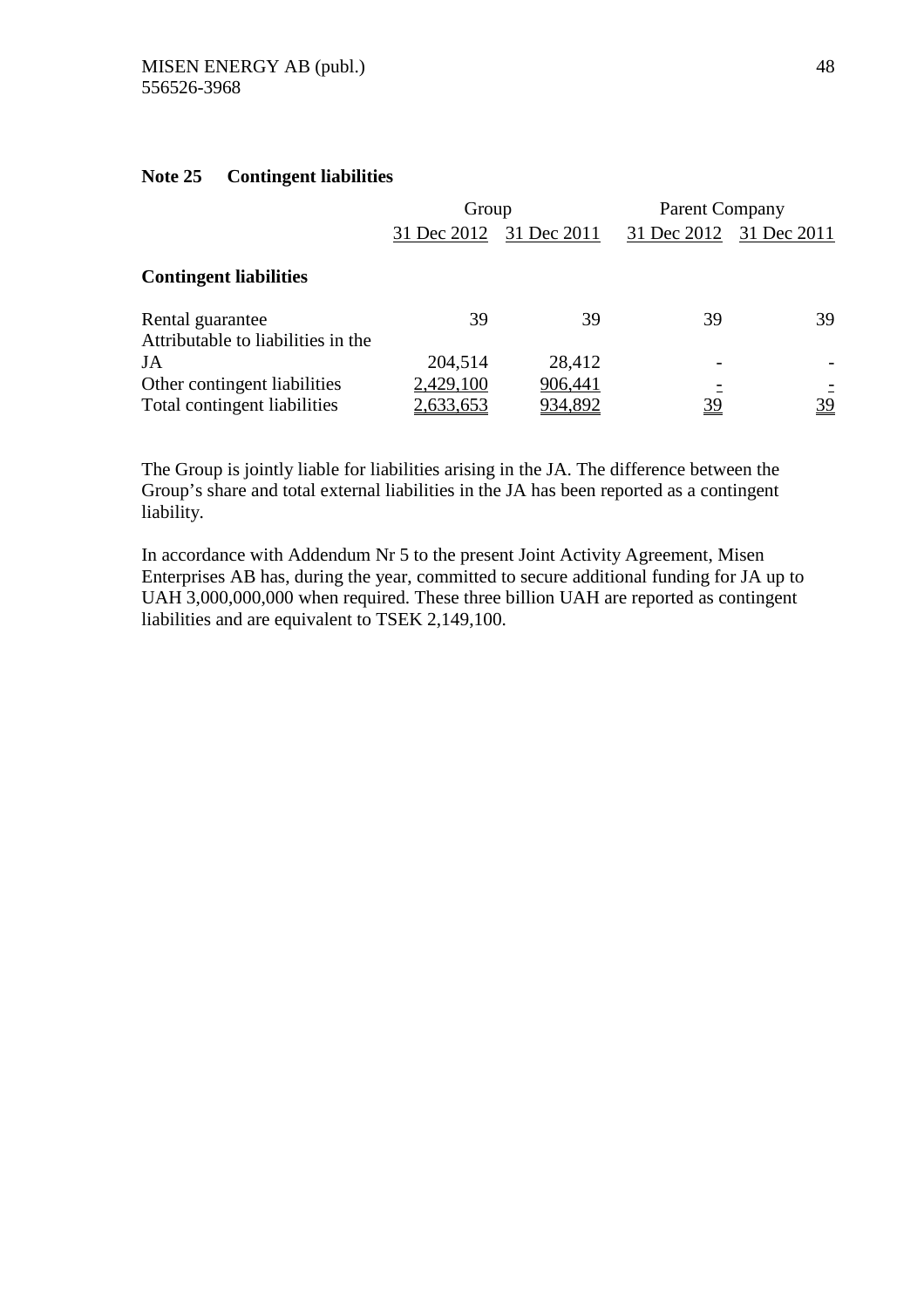## Note 25 Contingent liabilities

| | Group | | Parent Company | |
|---|---|---|---|---|
| | 31 Dec 2012 | 31 Dec 2011 | 31 Dec 2012 | 31 Dec 2011 |
| **Contingent liabilities** | | | | |
| Rental guarantee | 39 | 39 | 39 | 39 |
| Attributable to liabilities in the JA | 204,514 | 28,412 | - | - |
| Other contingent liabilities | 2,429,100 | 906,441 | - | - |
| Total contingent liabilities | 2,633,653 | 934,892 | 39 | 39 |

The Group is jointly liable for liabilities arising in the JA. The difference between the Group's share and total external liabilities in the JA has been reported as a contingent liability.

In accordance with Addendum Nr 5 to the present Joint Activity Agreement, Misen Enterprises AB has, during the year, committed to secure additional funding for JA up to UAH 3,000,000,000 when required. These three billion UAH are reported as contingent liabilities and are equivalent to TSEK 2,149,100.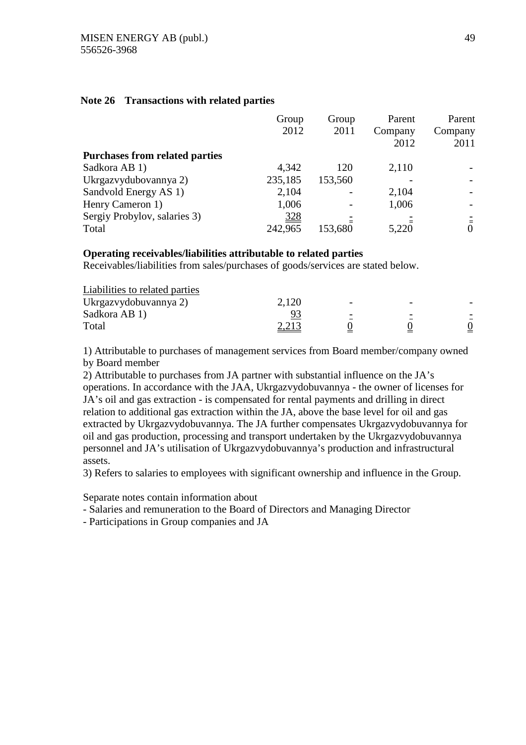## Note 26 Transactions with related parties

| | Group 2012 | Group 2011 | Parent Company 2012 | Parent Company 2011 |
|---|---|---|---|---|
| **Purchases from related parties** | | | | |
| Sadkora AB 1) | 4,342 | 120 | 2,110 | - |
| Ukrgazvydubovannya 2) | 235,185 | 153,560 | - | - |
| Sandvold Energy AS 1) | 2,104 | - | 2,104 | - |
| Henry Cameron 1) | 1,006 | - | 1,006 | - |
| Sergiy Probylov, salaries 3) | 328 | - | - | - |
| Total | 242,965 | 153,680 | 5,220 | 0 |

**Operating receivables/liabilities attributable to related parties**
Receivables/liabilities from sales/purchases of goods/services are stated below.

| Liabilities to related parties | | | | |
|---|---|---|---|---|
| Ukrgazvydobuvannya 2) | 2,120 | - | - | - |
| Sadkora AB 1) | 93 | - | - | - |
| Total | 2,213 | 0 | 0 | 0 |

1) Attributable to purchases of management services from Board member/company owned by Board member
2) Attributable to purchases from JA partner with substantial influence on the JA's operations. In accordance with the JAA, Ukrgazvydobuvannya - the owner of licenses for JA's oil and gas extraction - is compensated for rental payments and drilling in direct relation to additional gas extraction within the JA, above the base level for oil and gas extracted by Ukrgazvydobuvannya. The JA further compensates Ukrgazvydobuvannya for oil and gas production, processing and transport undertaken by the Ukrgazvydobuvannya personnel and JA's utilisation of Ukrgazvydobuvannya's production and infrastructural assets.
3) Refers to salaries to employees with significant ownership and influence in the Group.

Separate notes contain information about
- Salaries and remuneration to the Board of Directors and Managing Director
- Participations in Group companies and JA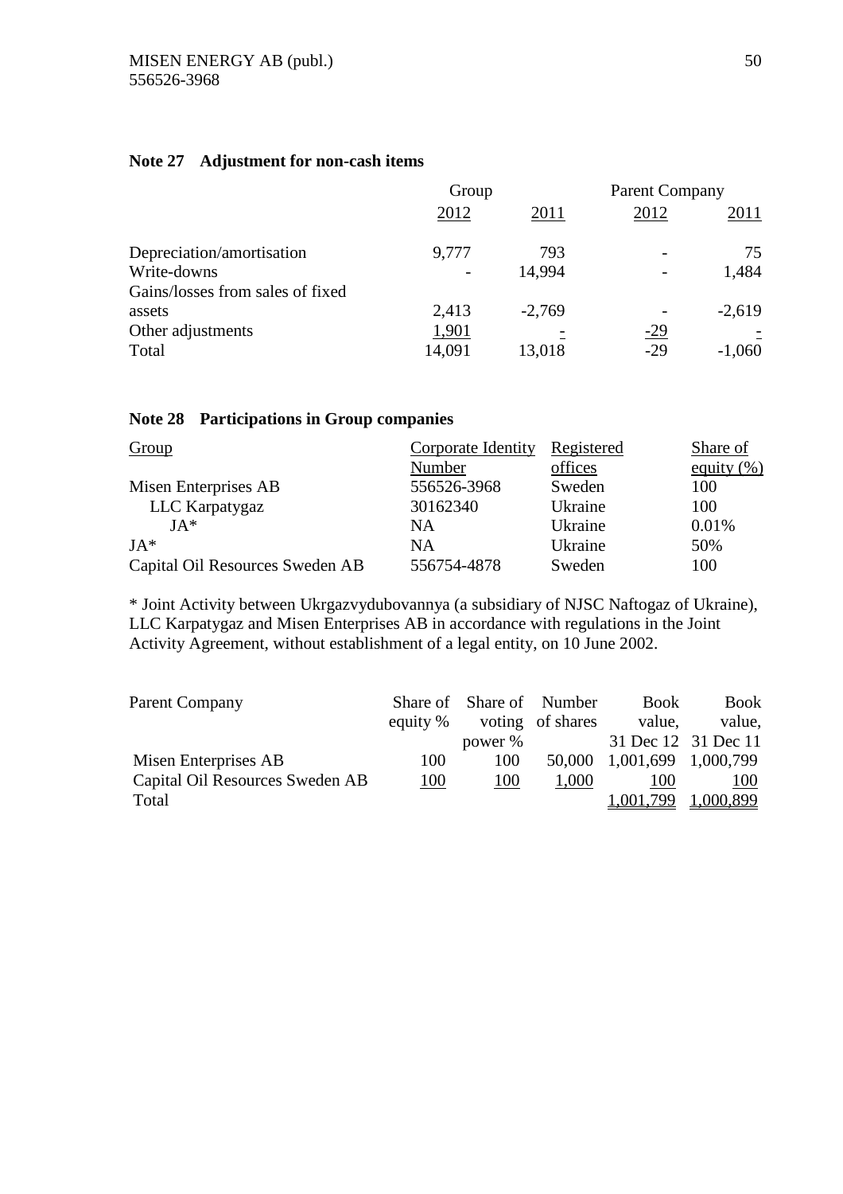## Note 27 Adjustment for non-cash items

| | Group | | Parent Company | |
|---|---|---|---|---|
| | 2012 | 2011 | 2012 | 2011 |
| Depreciation/amortisation | 9,777 | 793 | - | 75 |
| Write-downs | - | 14,994 | - | 1,484 |
| Gains/losses from sales of fixed assets | 2,413 | -2,769 | - | -2,619 |
| Other adjustments | 1,901 | - | -29 | - |
| Total | 14,091 | 13,018 | -29 | -1,060 |

## Note 28 Participations in Group companies

| Group | Corporate Identity Number | Registered offices | Share of equity (%) |
|---|---|---|---|
| Misen Enterprises AB | 556526-3968 | Sweden | 100 |
| LLC Karpatygaz | 30162340 | Ukraine | 100 |
| JA* | NA | Ukraine | 0.01% |
| JA* | NA | Ukraine | 50% |
| Capital Oil Resources Sweden AB | 556754-4878 | Sweden | 100 |

* Joint Activity between Ukrgazvydubovannya (a subsidiary of NJSC Naftogaz of Ukraine), LLC Karpatygaz and Misen Enterprises AB in accordance with regulations in the Joint Activity Agreement, without establishment of a legal entity, on 10 June 2002.

| Parent Company | Share of equity % | Share of voting power % | Number of shares | Book value, 31 Dec 12 | Book value, 31 Dec 11 |
|---|---|---|---|---|---|
| Misen Enterprises AB | 100 | 100 | 50,000 | 1,001,699 | 1,000,799 |
| Capital Oil Resources Sweden AB | 100 | 100 | 1,000 | 100 | 100 |
| Total | | | | 1,001,799 | 1,000,899 |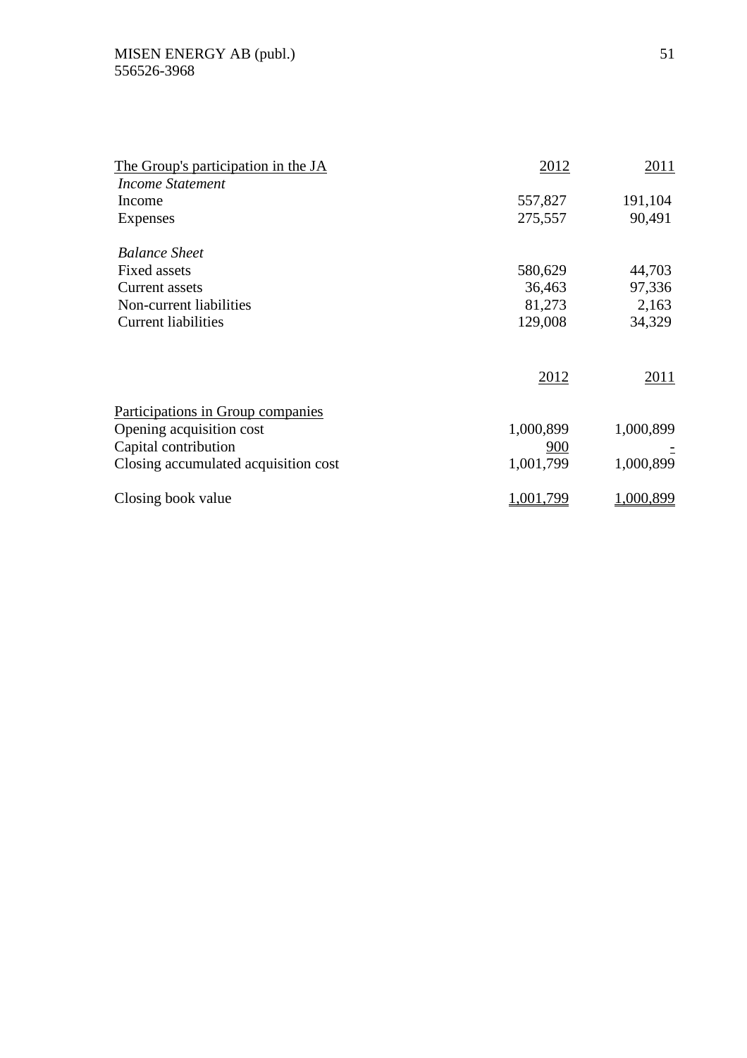| The Group's participation in the JA | 2012 | 2011 |
|---|---|---|
| *Income Statement* | | |
| Income | 557,827 | 191,104 |
| Expenses | 275,557 | 90,491 |
| | | |
| *Balance Sheet* | | |
| Fixed assets | 580,629 | 44,703 |
| Current assets | 36,463 | 97,336 |
| Non-current liabilities | 81,273 | 2,163 |
| Current liabilities | 129,008 | 34,329 |

| | 2012 | 2011 |
|---|---|---|
| Participations in Group companies | | |
| Opening acquisition cost | 1,000,899 | 1,000,899 |
| Capital contribution | 900 | - |
| Closing accumulated acquisition cost | 1,001,799 | 1,000,899 |
| | | |
| Closing book value | 1,001,799 | 1,000,899 |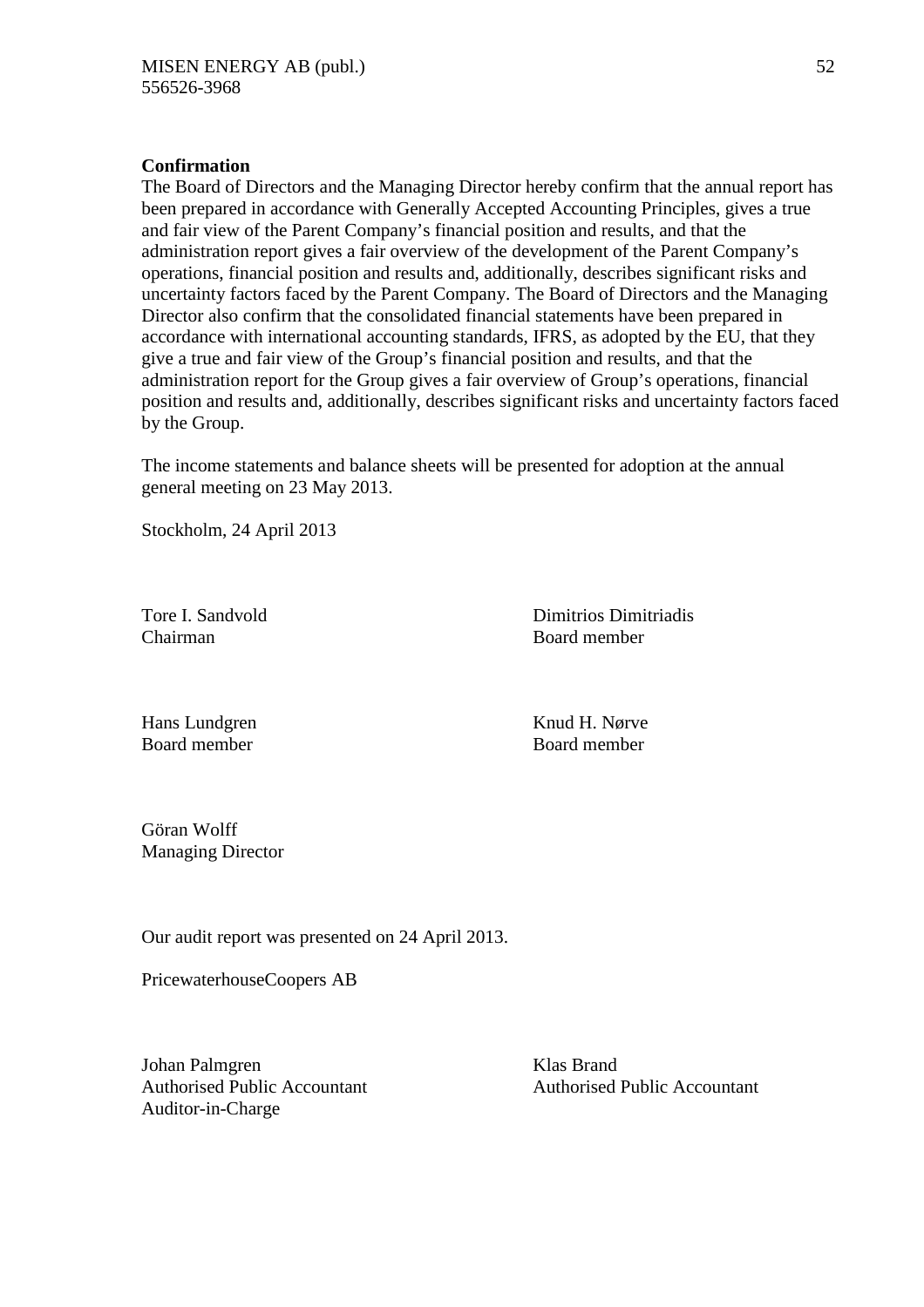**Confirmation**

The Board of Directors and the Managing Director hereby confirm that the annual report has been prepared in accordance with Generally Accepted Accounting Principles, gives a true and fair view of the Parent Company's financial position and results, and that the administration report gives a fair overview of the development of the Parent Company's operations, financial position and results and, additionally, describes significant risks and uncertainty factors faced by the Parent Company. The Board of Directors and the Managing Director also confirm that the consolidated financial statements have been prepared in accordance with international accounting standards, IFRS, as adopted by the EU, that they give a true and fair view of the Group's financial position and results, and that the administration report for the Group gives a fair overview of Group's operations, financial position and results and, additionally, describes significant risks and uncertainty factors faced by the Group.

The income statements and balance sheets will be presented for adoption at the annual general meeting on 23 May 2013.

Stockholm, 24 April 2013

Tore I. Sandvold
Chairman

Dimitrios Dimitriadis
Board member

Hans Lundgren
Board member

Knud H. Nørve
Board member

Göran Wolff
Managing Director

Our audit report was presented on 24 April 2013.

PricewaterhouseCoopers AB

Johan Palmgren
Authorised Public Accountant
Auditor-in-Charge

Klas Brand
Authorised Public Accountant